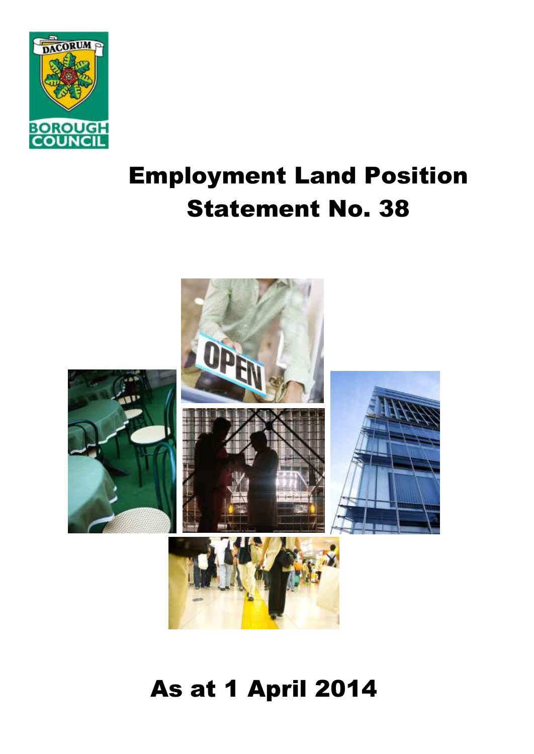# Employment Land Position Statement No. 38

## As at 1 April 2014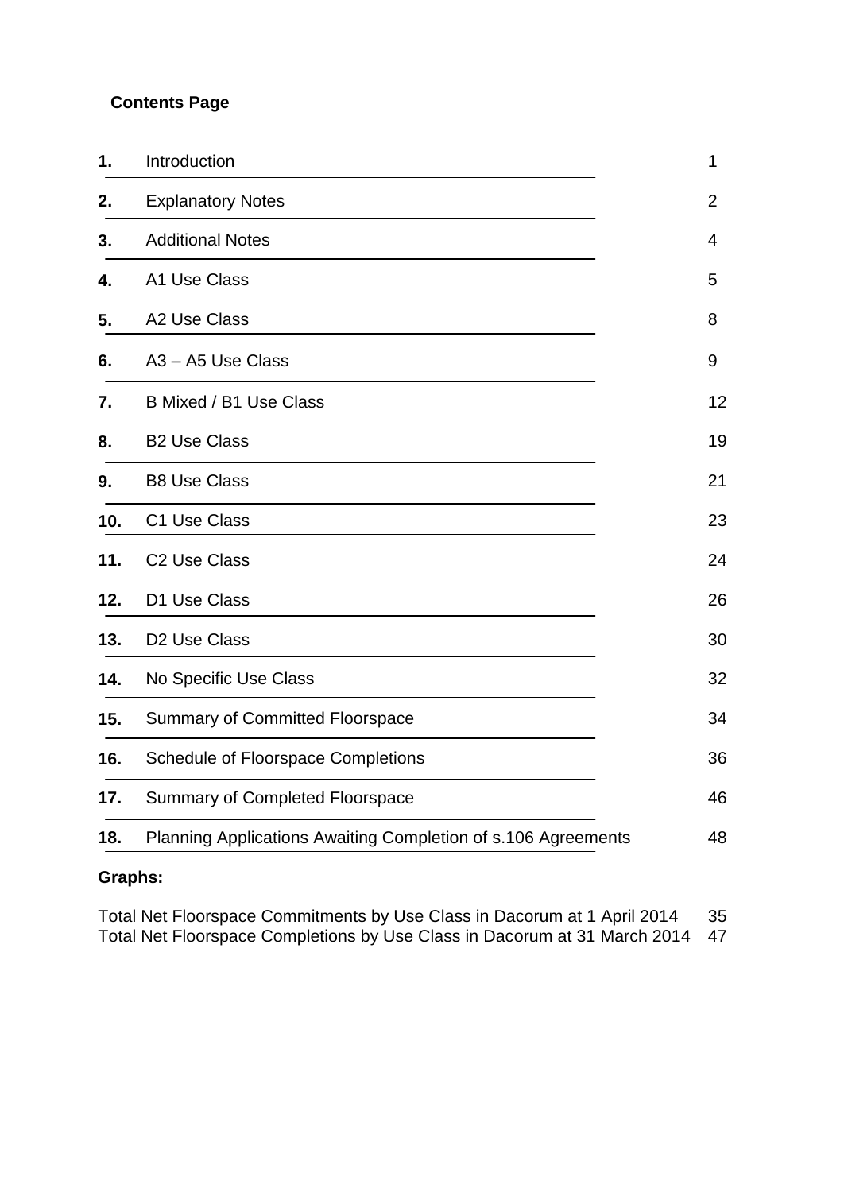**Contents Page**

| | | |
|---|---|---|
| **1.** | Introduction | 1 |
| **2.** | Explanatory Notes | 2 |
| **3.** | Additional Notes | 4 |
| **4.** | A1 Use Class | 5 |
| **5.** | A2 Use Class | 8 |
| **6.** | A3 – A5 Use Class | 9 |
| **7.** | B Mixed / B1 Use Class | 12 |
| **8.** | B2 Use Class | 19 |
| **9.** | B8 Use Class | 21 |
| **10.** | C1 Use Class | 23 |
| **11.** | C2 Use Class | 24 |
| **12.** | D1 Use Class | 26 |
| **13.** | D2 Use Class | 30 |
| **14.** | No Specific Use Class | 32 |
| **15.** | Summary of Committed Floorspace | 34 |
| **16.** | Schedule of Floorspace Completions | 36 |
| **17.** | Summary of Completed Floorspace | 46 |
| **18.** | Planning Applications Awaiting Completion of s.106 Agreements | 48 |

**Graphs:**

| | |
|---|---|
| Total Net Floorspace Commitments by Use Class in Dacorum at 1 April 2014 | 35 |
| Total Net Floorspace Completions by Use Class in Dacorum at 31 March 2014 | 47 |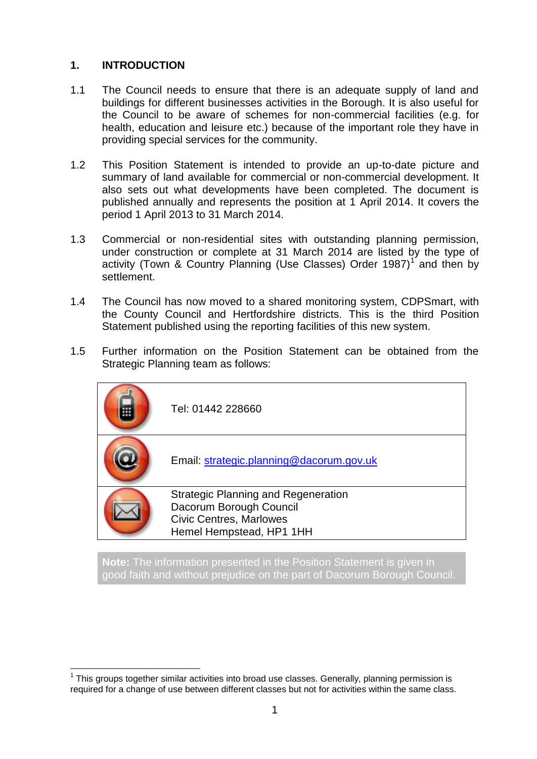# 1. INTRODUCTION

1.1 The Council needs to ensure that there is an adequate supply of land and buildings for different businesses activities in the Borough. It is also useful for the Council to be aware of schemes for non-commercial facilities (e.g. for health, education and leisure etc.) because of the important role they have in providing special services for the community.

1.2 This Position Statement is intended to provide an up-to-date picture and summary of land available for commercial or non-commercial development. It also sets out what developments have been completed. The document is published annually and represents the position at 1 April 2014. It covers the period 1 April 2013 to 31 March 2014.

1.3 Commercial or non-residential sites with outstanding planning permission, under construction or complete at 31 March 2014 are listed by the type of activity (Town & Country Planning (Use Classes) Order 1987)[1] and then by settlement.

1.4 The Council has now moved to a shared monitoring system, CDPSmart, with the County Council and Hertfordshire districts. This is the third Position Statement published using the reporting facilities of this new system.

1.5 Further information on the Position Statement can be obtained from the Strategic Planning team as follows:

| | |
|---|---|
| | Tel: 01442 228660 |
| | Email: strategic.planning@dacorum.gov.uk |
| | Strategic Planning and Regeneration<br>Dacorum Borough Council<br>Civic Centres, Marlowes<br>Hemel Hempstead, HP1 1HH |

**Note:** The information presented in the Position Statement is given in good faith and without prejudice on the part of Dacorum Borough Council.

---

[1] This groups together similar activities into broad use classes. Generally, planning permission is required for a change of use between different classes but not for activities within the same class.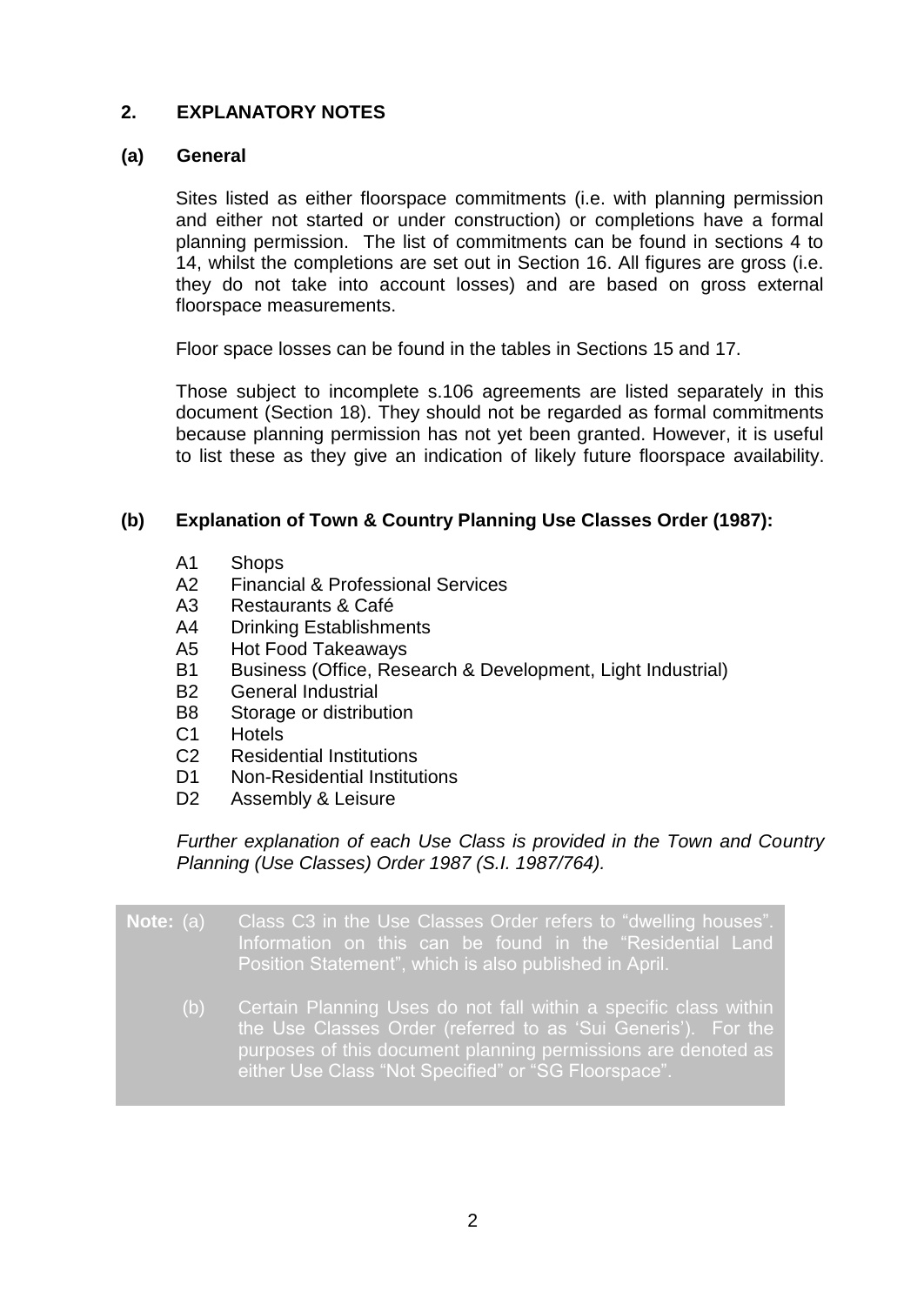## 2. EXPLANATORY NOTES

### (a) General

Sites listed as either floorspace commitments (i.e. with planning permission and either not started or under construction) or completions have a formal planning permission. The list of commitments can be found in sections 4 to 14, whilst the completions are set out in Section 16. All figures are gross (i.e. they do not take into account losses) and are based on gross external floorspace measurements.

Floor space losses can be found in the tables in Sections 15 and 17.

Those subject to incomplete s.106 agreements are listed separately in this document (Section 18). They should not be regarded as formal commitments because planning permission has not yet been granted. However, it is useful to list these as they give an indication of likely future floorspace availability.

### (b) Explanation of Town & Country Planning Use Classes Order (1987):

- A1 Shops
- A2 Financial & Professional Services
- A3 Restaurants & Café
- A4 Drinking Establishments
- A5 Hot Food Takeaways
- B1 Business (Office, Research & Development, Light Industrial)
- B2 General Industrial
- B8 Storage or distribution
- C1 Hotels
- C2 Residential Institutions
- D1 Non-Residential Institutions
- D2 Assembly & Leisure

*Further explanation of each Use Class is provided in the Town and Country Planning (Use Classes) Order 1987 (S.I. 1987/764).*

**Note:** (a) Class C3 in the Use Classes Order refers to "dwelling houses". Information on this can be found in the "Residential Land Position Statement", which is also published in April.

(b) Certain Planning Uses do not fall within a specific class within the Use Classes Order (referred to as 'Sui Generis'). For the purposes of this document planning permissions are denoted as either Use Class "Not Specified" or "SG Floorspace".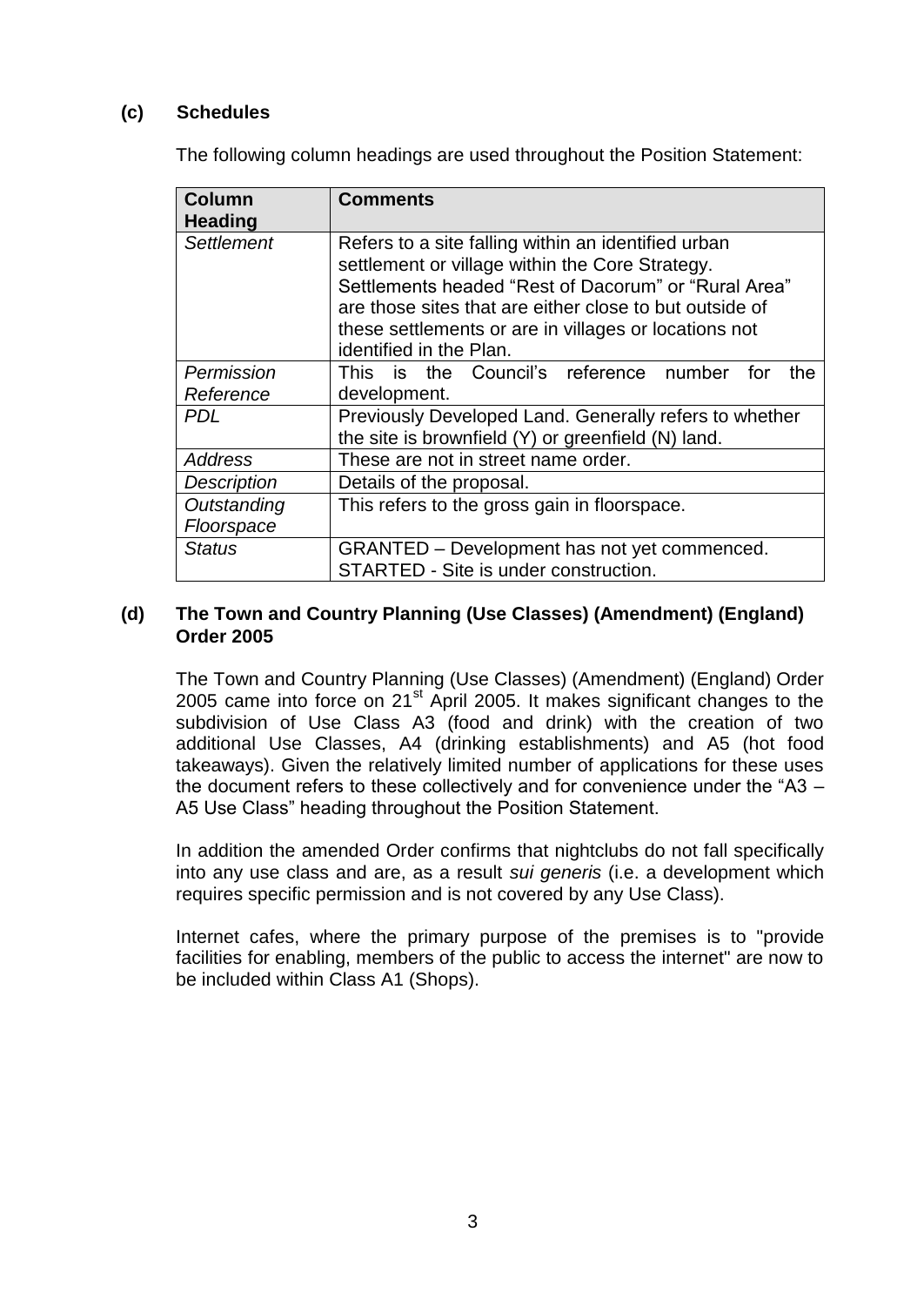### (c) Schedules

The following column headings are used throughout the Position Statement:

| Column Heading | Comments |
|---|---|
| *Settlement* | Refers to a site falling within an identified urban settlement or village within the Core Strategy. Settlements headed "Rest of Dacorum" or "Rural Area" are those sites that are either close to but outside of these settlements or are in villages or locations not identified in the Plan. |
| *Permission Reference* | This is the Council's reference number for the development. |
| *PDL* | Previously Developed Land. Generally refers to whether the site is brownfield (Y) or greenfield (N) land. |
| *Address* | These are not in street name order. |
| *Description* | Details of the proposal. |
| *Outstanding Floorspace* | This refers to the gross gain in floorspace. |
| *Status* | GRANTED – Development has not yet commenced. STARTED - Site is under construction. |

### (d) The Town and Country Planning (Use Classes) (Amendment) (England) Order 2005

The Town and Country Planning (Use Classes) (Amendment) (England) Order 2005 came into force on 21st April 2005. It makes significant changes to the subdivision of Use Class A3 (food and drink) with the creation of two additional Use Classes, A4 (drinking establishments) and A5 (hot food takeaways). Given the relatively limited number of applications for these uses the document refers to these collectively and for convenience under the "A3 – A5 Use Class" heading throughout the Position Statement.

In addition the amended Order confirms that nightclubs do not fall specifically into any use class and are, as a result *sui generis* (i.e. a development which requires specific permission and is not covered by any Use Class).

Internet cafes, where the primary purpose of the premises is to "provide facilities for enabling, members of the public to access the internet" are now to be included within Class A1 (Shops).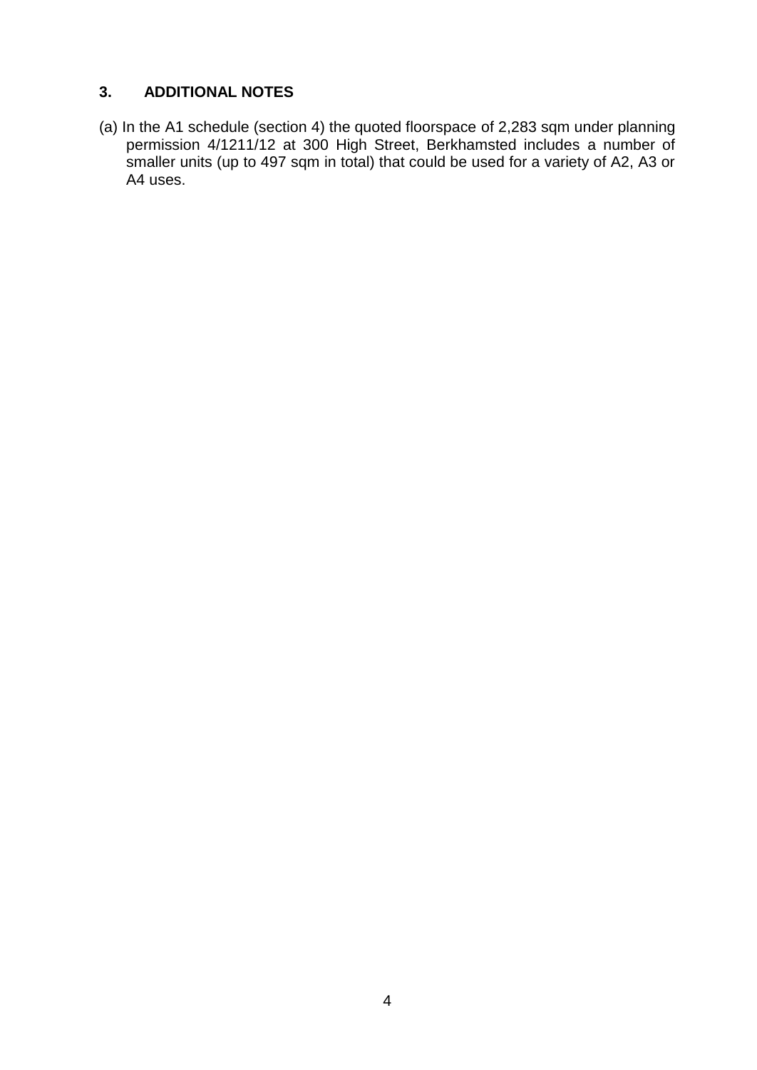## 3. ADDITIONAL NOTES

(a) In the A1 schedule (section 4) the quoted floorspace of 2,283 sqm under planning permission 4/1211/12 at 300 High Street, Berkhamsted includes a number of smaller units (up to 497 sqm in total) that could be used for a variety of A2, A3 or A4 uses.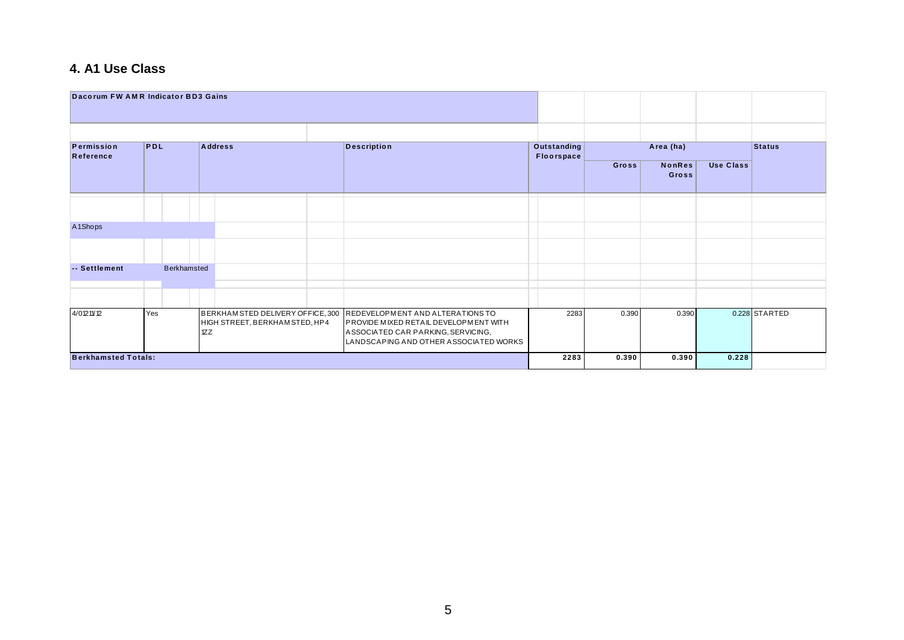## 4. A1 Use Class

| Dacorum FW AMR Indicator BD3 Gains | | | | | | | | |
|---|---|---|---|---|---|---|---|---|
| Permission Reference | PDL | Address | Description | Outstanding Floorspace | Area (ha) | | | Status |
| | | | | | Gross | NonRes Gross | Use Class | |
| A1Shops | | | | | | | | |
| -- Settlement | Berkhamsted | | | | | | | |
| 4/01211/12 | Yes | BERKHAMSTED DELIVERY OFFICE, 300 HIGH STREET, BERKHAMSTED, HP4 1ZZ | REDEVELOPMENT AND ALTERATIONS TO PROVIDE MIXED RETAIL DEVELOPMENT WITH ASSOCIATED CAR PARKING, SERVICING, LANDSCAPING AND OTHER ASSOCIATED WORKS | 2283 | 0.390 | 0.390 | 0.228 | STARTED |
| **Berkhamsted Totals:** | | | | **2283** | **0.390** | **0.390** | **0.228** | |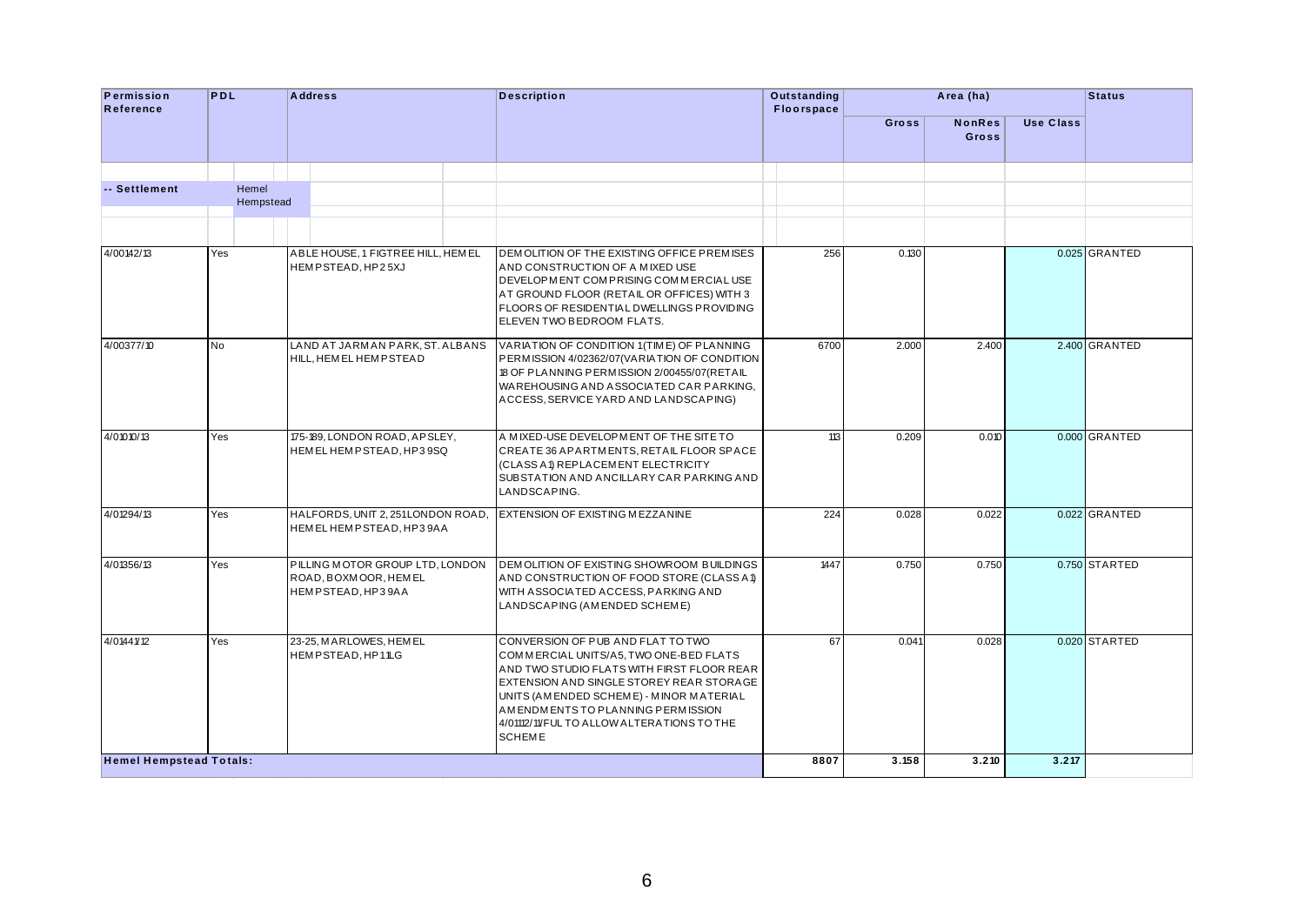| Permission Reference | PDL | Address | Description | Outstanding Floorspace | Area (ha) | | | Status |
|---|---|---|---|---|---|---|---|---|
| | | | | | Gross | NonRes Gross | Use Class | |
| -- Settlement | Hemel Hempstead | | | | | | | |
| 4/00142/13 | Yes | ABLE HOUSE, 1 FIGTREE HILL, HEMEL HEMPSTEAD, HP2 5XJ | DEMOLITION OF THE EXISTING OFFICE PREMISES AND CONSTRUCTION OF A MIXED USE DEVELOPMENT COMPRISING COMMERCIAL USE AT GROUND FLOOR (RETAIL OR OFFICES) WITH 3 FLOORS OF RESIDENTIAL DWELLINGS PROVIDING ELEVEN TWO BEDROOM FLATS. | 256 | 0.130 | | 0.025 | GRANTED |
| 4/00377/10 | No | LAND AT JARMAN PARK, ST. ALBANS HILL, HEMEL HEMPSTEAD | VARIATION OF CONDITION 1(TIME) OF PLANNING PERMISSION 4/02362/07(VARIATION OF CONDITION 18 OF PLANNING PERMISSION 2/00455/07(RETAIL WAREHOUSING AND ASSOCIATED CAR PARKING, ACCESS, SERVICE YARD AND LANDSCAPING) | 6700 | 2.000 | 2.400 | 2.400 | GRANTED |
| 4/01010/13 | Yes | 175-189, LONDON ROAD, APSLEY, HEMEL HEMPSTEAD, HP3 9SQ | A MIXED-USE DEVELOPMENT OF THE SITE TO CREATE 36 APARTMENTS, RETAIL FLOOR SPACE (CLASS A1) REPLACEMENT ELECTRICITY SUBSTATION AND ANCILLARY CAR PARKING AND LANDSCAPING. | 113 | 0.209 | 0.010 | 0.000 | GRANTED |
| 4/01294/13 | Yes | HALFORDS, UNIT 2, 251 LONDON ROAD, HEMEL HEMPSTEAD, HP3 9AA | EXTENSION OF EXISTING MEZZANINE | 224 | 0.028 | 0.022 | 0.022 | GRANTED |
| 4/01356/13 | Yes | PILLING MOTOR GROUP LTD, LONDON ROAD, BOXMOOR, HEMEL HEMPSTEAD, HP3 9AA | DEMOLITION OF EXISTING SHOWROOM BUILDINGS AND CONSTRUCTION OF FOOD STORE (CLASS A1) WITH ASSOCIATED ACCESS, PARKING AND LANDSCAPING (AMENDED SCHEME) | 1447 | 0.750 | 0.750 | 0.750 | STARTED |
| 4/01441/12 | Yes | 23-25, MARLOWES, HEMEL HEMPSTEAD, HP1 1LG | CONVERSION OF PUB AND FLAT TO TWO COMMERCIAL UNITS/A5, TWO ONE-BED FLATS AND TWO STUDIO FLATS WITH FIRST FLOOR REAR EXTENSION AND SINGLE STOREY REAR STORAGE UNITS (AMENDED SCHEME) - MINOR MATERIAL AMENDMENTS TO PLANNING PERMISSION 4/01112/11/FUL TO ALLOW ALTERATIONS TO THE SCHEME | 67 | 0.041 | 0.028 | 0.020 | STARTED |
| **Hemel Hempstead Totals:** | | | | **8807** | **3.158** | **3.210** | **3.217** | |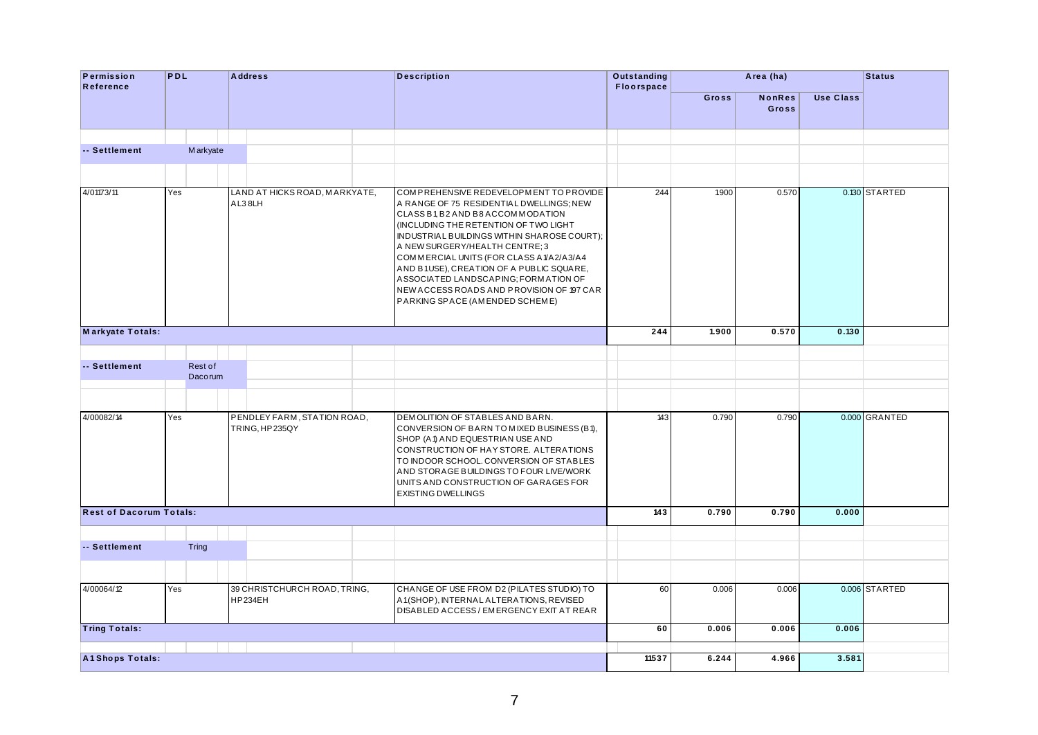| Permission Reference | PDL | Address | Description | Outstanding Floorspace | Area (ha) | | | Status |
|---|---|---|---|---|---|---|---|---|
| | | | | | Gross | NonRes Gross | Use Class | |
| -- Settlement | Markyate | | | | | | | |
| 4/01173/11 | Yes | LAND AT HICKS ROAD, MARKYATE, AL3 8LH | COMPREHENSIVE REDEVELOPMENT TO PROVIDE A RANGE OF 75 RESIDENTIAL DWELLINGS; NEW CLASS B1, B2 AND B8 ACCOMMODATION (INCLUDING THE RETENTION OF TWO LIGHT INDUSTRIAL BUILDINGS WITHIN SHAROSE COURT); A NEW SURGERY/HEALTH CENTRE; 3 COMMERCIAL UNITS (FOR CLASS A1/A2/A3/A4 AND B1 USE), CREATION OF A PUBLIC SQUARE, ASSOCIATED LANDSCAPING; FORMATION OF NEW ACCESS ROADS AND PROVISION OF 197 CAR PARKING SPACE (AMENDED SCHEME) | 244 | 1.900 | 0.570 | 0.130 | STARTED |
| **Markyate Totals:** | | | | **244** | **1.900** | **0.570** | **0.130** | |
| -- Settlement | Rest of Dacorum | | | | | | | |
| 4/00082/14 | Yes | PENDLEY FARM, STATION ROAD, TRING, HP23 5QY | DEMOLITION OF STABLES AND BARN. CONVERSION OF BARN TO MIXED BUSINESS (B1), SHOP (A1) AND EQUESTRIAN USE AND CONSTRUCTION OF HAY STORE. ALTERATIONS TO INDOOR SCHOOL. CONVERSION OF STABLES AND STORAGE BUILDINGS TO FOUR LIVE/WORK UNITS AND CONSTRUCTION OF GARAGES FOR EXISTING DWELLINGS | 143 | 0.790 | 0.790 | 0.000 | GRANTED |
| **Rest of Dacorum Totals:** | | | | **143** | **0.790** | **0.790** | **0.000** | |
| -- Settlement | Tring | | | | | | | |
| 4/00064/12 | Yes | 39 CHRISTCHURCH ROAD, TRING, HP23 4EH | CHANGE OF USE FROM D2 (PILATES STUDIO) TO A1(SHOP), INTERNAL ALTERATIONS, REVISED DISABLED ACCESS / EMERGENCY EXIT AT REAR | 60 | 0.006 | 0.006 | 0.006 | STARTED |
| **Tring Totals:** | | | | **60** | **0.006** | **0.006** | **0.006** | |
| **A1 Shops Totals:** | | | | **11537** | **6.244** | **4.966** | **3.581** | |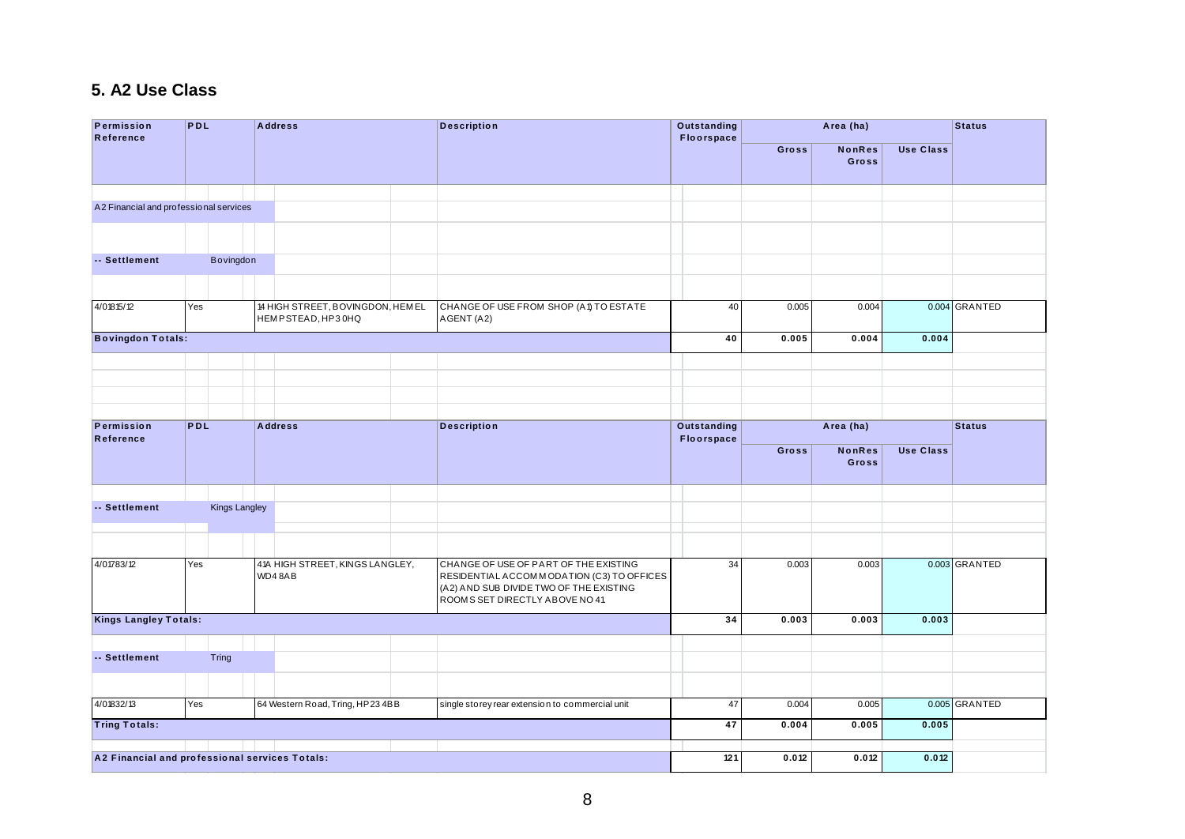## 5. A2 Use Class

| Permission Reference | PDL | Address | Description | Outstanding Floorspace | Area (ha) | | | Status |
|---|---|---|---|---|---|---|---|---|
| | | | | | Gross | NonRes Gross | Use Class | |
| A2 Financial and professional services | | | | | | | | |
| -- Settlement | Bovingdon | | | | | | | |
| 4/01815/12 | Yes | 14 HIGH STREET, BOVINGDON, HEMEL HEMPSTEAD, HP3 0HQ | CHANGE OF USE FROM SHOP (A1) TO ESTATE AGENT (A2) | 40 | 0.005 | 0.004 | 0.004 | GRANTED |
| **Bovingdon Totals:** | | | | **40** | **0.005** | **0.004** | **0.004** | |

| Permission Reference | PDL | Address | Description | Outstanding Floorspace | Area (ha) | | | Status |
|---|---|---|---|---|---|---|---|---|
| | | | | | Gross | NonRes Gross | Use Class | |
| -- Settlement | Kings Langley | | | | | | | |
| 4/01783/12 | Yes | 41A HIGH STREET, KINGS LANGLEY, WD4 8AB | CHANGE OF USE OF PART OF THE EXISTING RESIDENTIAL ACCOMMODATION (C3) TO OFFICES (A2) AND SUB DIVIDE TWO OF THE EXISTING ROOMS SET DIRECTLY ABOVE NO 41 | 34 | 0.003 | 0.003 | 0.003 | GRANTED |
| **Kings Langley Totals:** | | | | **34** | **0.003** | **0.003** | **0.003** | |
| -- Settlement | Tring | | | | | | | |
| 4/01832/13 | Yes | 64 Western Road, Tring, HP23 4BB | single storey rear extension to commercial unit | 47 | 0.004 | 0.005 | 0.005 | GRANTED |
| **Tring Totals:** | | | | **47** | **0.004** | **0.005** | **0.005** | |
| **A2 Financial and professional services Totals:** | | | | **121** | **0.012** | **0.012** | **0.012** | |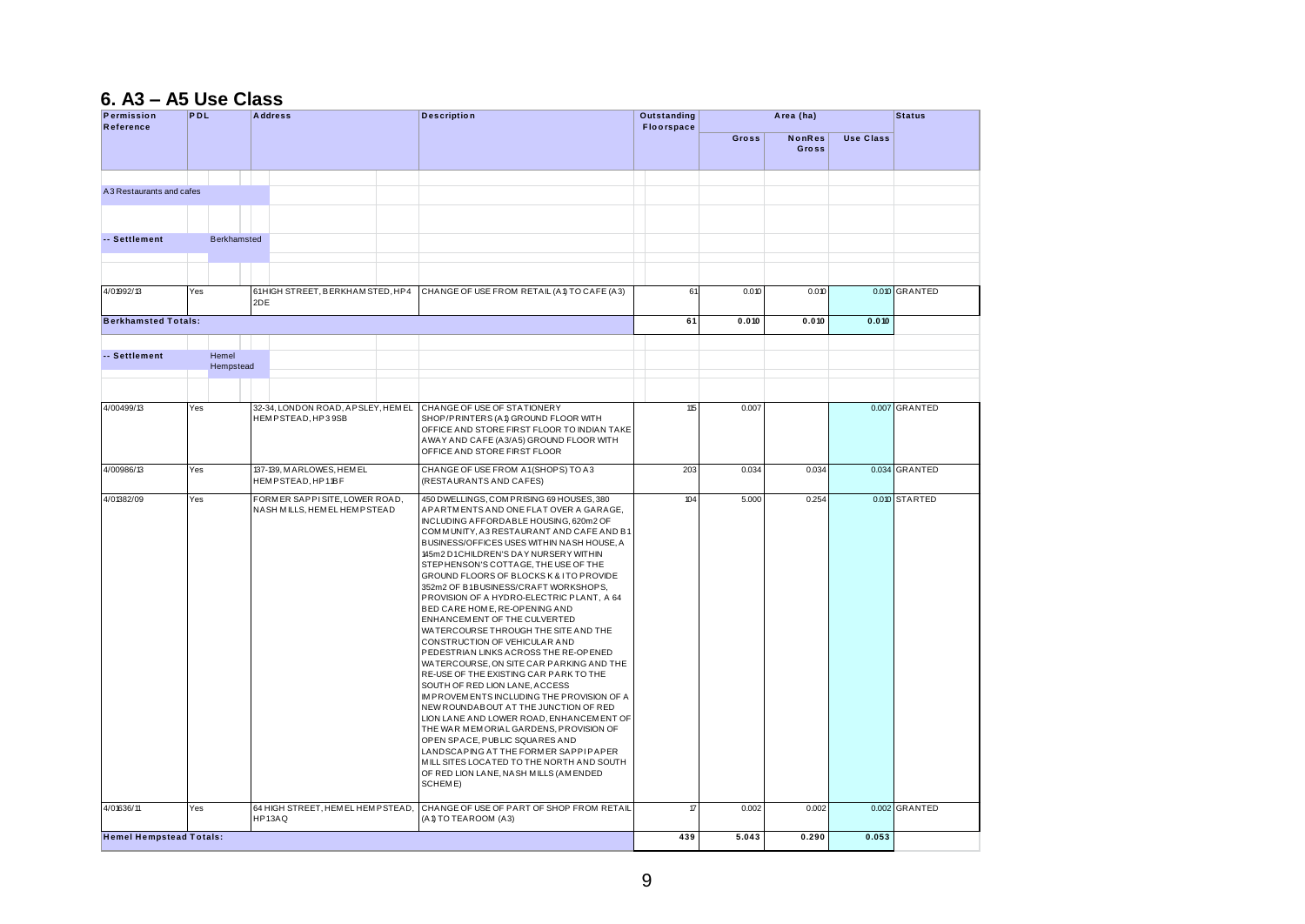## 6. A3 – A5 Use Class

| Permission Reference | PDL | Address | Description | Outstanding Floorspace | Area (ha) | | | Status |
|---|---|---|---|---|---|---|---|---|
| | | | | | Gross | NonRes Gross | Use Class | |
| A3 Restaurants and cafes | | | | | | | | |
| -- Settlement | Berkhamsted | | | | | | | |
| 4/01992/13 | Yes | 61 HIGH STREET, BERKHAMSTED, HP4 2DE | CHANGE OF USE FROM RETAIL (A1) TO CAFE (A3) | 61 | 0.010 | 0.010 | 0.010 | GRANTED |
| **Berkhamsted Totals:** | | | | **61** | **0.010** | **0.010** | **0.010** | |
| -- Settlement | Hemel Hempstead | | | | | | | |
| 4/00499/13 | Yes | 32-34, LONDON ROAD, APSLEY, HEMEL HEMPSTEAD, HP3 9SB | CHANGE OF USE OF STATIONERY SHOP/PRINTERS (A1) GROUND FLOOR WITH OFFICE AND STORE FIRST FLOOR TO INDIAN TAKE AWAY AND CAFE (A3/A5) GROUND FLOOR WITH OFFICE AND STORE FIRST FLOOR | 115 | 0.007 | | 0.007 | GRANTED |
| 4/00986/13 | Yes | 137-139, MARLOWES, HEMEL HEMPSTEAD, HP1 1BF | CHANGE OF USE FROM A1(SHOPS) TO A3 (RESTAURANTS AND CAFES) | 203 | 0.034 | 0.034 | 0.034 | GRANTED |
| 4/01382/09 | Yes | FORMER SAPPI SITE, LOWER ROAD, NASH MILLS, HEMEL HEMPSTEAD | 450 DWELLINGS, COMPRISING 69 HOUSES, 380 APARTMENTS AND ONE FLAT OVER A GARAGE, INCLUDING AFFORDABLE HOUSING, 620m2 OF COMMUNITY, A3 RESTAURANT AND CAFE AND B1 BUSINESS/OFFICES USES WITHIN NASH HOUSE, A 145m2 D1 CHILDREN'S DAY NURSERY WITHIN STEPHENSON'S COTTAGE, THE USE OF THE GROUND FLOORS OF BLOCKS K & I TO PROVIDE 352m2 OF B1 BUSINESS/CRAFT WORKSHOPS, PROVISION OF A HYDRO-ELECTRIC PLANT, A 64 BED CARE HOME, RE-OPENING AND ENHANCEMENT OF THE CULVERTED WATERCOURSE THROUGH THE SITE AND THE CONSTRUCTION OF VEHICULAR AND PEDESTRIAN LINKS ACROSS THE RE-OPENED WATERCOURSE, ON SITE CAR PARKING AND THE RE-USE OF THE EXISTING CAR PARK TO THE SOUTH OF RED LION LANE, ACCESS IMPROVEMENTS INCLUDING THE PROVISION OF A NEW ROUNDABOUT AT THE JUNCTION OF RED LION LANE AND LOWER ROAD, ENHANCEMENT OF THE WAR MEMORIAL GARDENS, PROVISION OF OPEN SPACE, PUBLIC SQUARES AND LANDSCAPING AT THE FORMER SAPPI PAPER MILL SITES LOCATED TO THE NORTH AND SOUTH OF RED LION LANE, NASH MILLS (AMENDED SCHEME) | 104 | 5.000 | 0.254 | 0.010 | STARTED |
| 4/01636/11 | Yes | 64 HIGH STREET, HEMEL HEMPSTEAD, HP1 3AQ | CHANGE OF USE OF PART OF SHOP FROM RETAIL (A1) TO TEAROOM (A3) | 17 | 0.002 | 0.002 | 0.002 | GRANTED |
| **Hemel Hempstead Totals:** | | | | **439** | **5.043** | **0.290** | **0.053** | |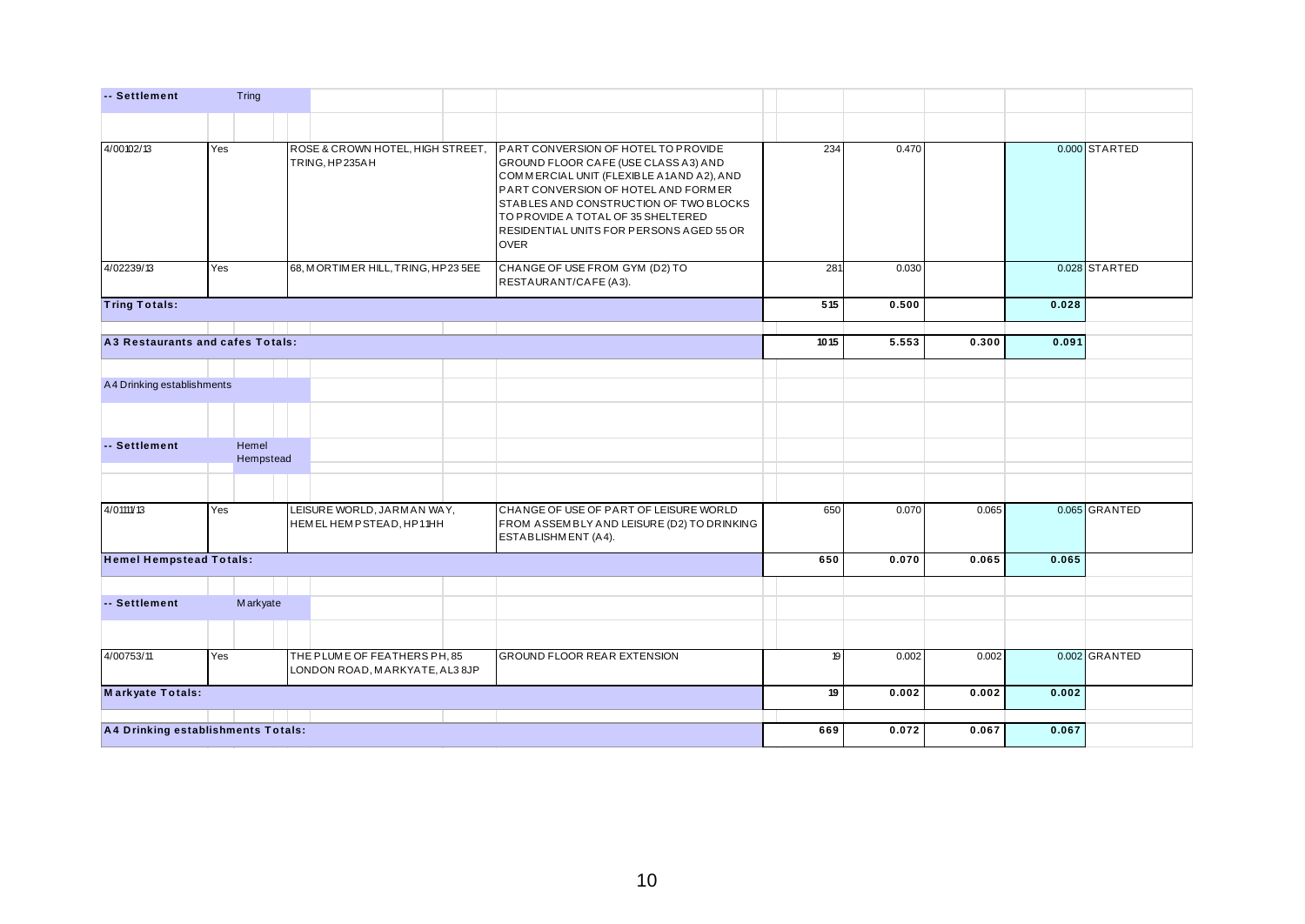| | | | | | | | | |
|---|---|---|---|---|---|---|---|---|
| **-- Settlement** | Tring | | | | | | | |
| 4/00102/13 | Yes | ROSE & CROWN HOTEL, HIGH STREET, TRING, HP235AH | PART CONVERSION OF HOTEL TO PROVIDE GROUND FLOOR CAFE (USE CLASS A3) AND COMMERCIAL UNIT (FLEXIBLE A1AND A2), AND PART CONVERSION OF HOTEL AND FORMER STABLES AND CONSTRUCTION OF TWO BLOCKS TO PROVIDE A TOTAL OF 35 SHELTERED RESIDENTIAL UNITS FOR PERSONS AGED 55 OR OVER | 234 | 0.470 | | 0.000 | STARTED |
| 4/02239/13 | Yes | 68, MORTIMER HILL, TRING, HP23 5EE | CHANGE OF USE FROM GYM (D2) TO RESTAURANT/CAFE (A3). | 281 | 0.030 | | 0.028 | STARTED |
| **Tring Totals:** | | | | **515** | **0.500** | | **0.028** | |
| **A3 Restaurants and cafes Totals:** | | | | **1015** | **5.553** | **0.300** | **0.091** | |
| A4 Drinking establishments | | | | | | | | |
| **-- Settlement** | Hemel Hempstead | | | | | | | |
| 4/01111/13 | Yes | LEISURE WORLD, JARMAN WAY, HEMEL HEMPSTEAD, HP11HH | CHANGE OF USE OF PART OF LEISURE WORLD FROM ASSEMBLY AND LEISURE (D2) TO DRINKING ESTABLISHMENT (A4). | 650 | 0.070 | 0.065 | 0.065 | GRANTED |
| **Hemel Hempstead Totals:** | | | | **650** | **0.070** | **0.065** | **0.065** | |
| **-- Settlement** | Markyate | | | | | | | |
| 4/00753/11 | Yes | THE PLUME OF FEATHERS PH, 85 LONDON ROAD, MARKYATE, AL3 8JP | GROUND FLOOR REAR EXTENSION | 19 | 0.002 | 0.002 | 0.002 | GRANTED |
| **Markyate Totals:** | | | | **19** | **0.002** | **0.002** | **0.002** | |
| **A4 Drinking establishments Totals:** | | | | **669** | **0.072** | **0.067** | **0.067** | |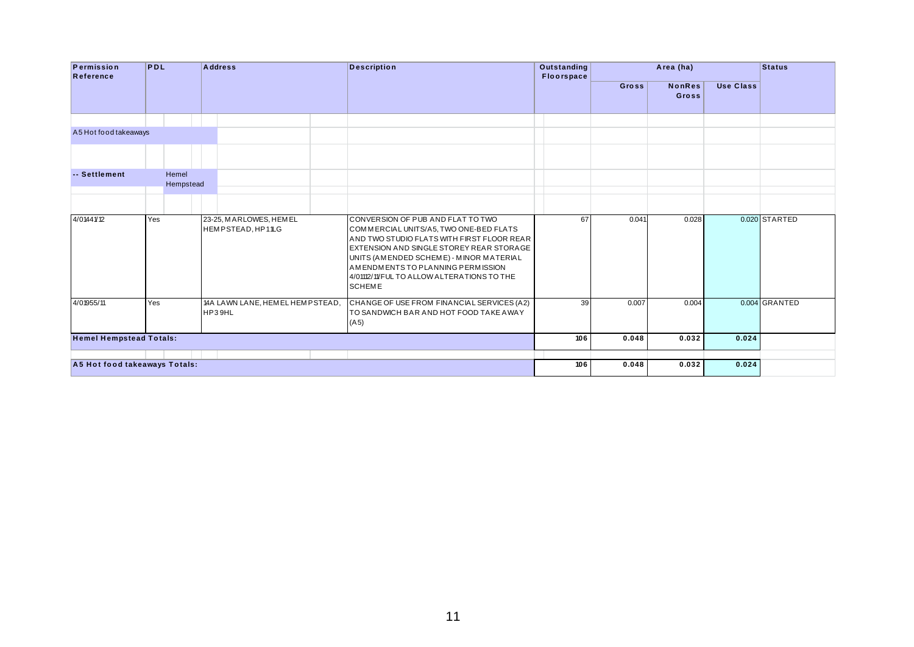| Permission Reference | PDL | Address | Description | Outstanding Floorspace | Area (ha) | | | Status |
|---|---|---|---|---|---|---|---|---|
| | | | | | Gross | NonRes Gross | Use Class | |
| A5 Hot food takeaways | | | | | | | | |
| -- Settlement | Hemel Hempstead | | | | | | | |
| 4/01441/12 | Yes | 23-25, MARLOWES, HEMEL HEMPSTEAD, HP11LG | CONVERSION OF PUB AND FLAT TO TWO COMMERCIAL UNITS/A5, TWO ONE-BED FLATS AND TWO STUDIO FLATS WITH FIRST FLOOR REAR EXTENSION AND SINGLE STOREY REAR STORAGE UNITS (AMENDED SCHEME) - MINOR MATERIAL AMENDMENTS TO PLANNING PERMISSION 4/01112/11/FUL TO ALLOW ALTERATIONS TO THE SCHEME | 67 | 0.041 | 0.028 | 0.020 | STARTED |
| 4/01955/11 | Yes | 14A LAWN LANE, HEMEL HEMPSTEAD, HP3 9HL | CHANGE OF USE FROM FINANCIAL SERVICES (A2) TO SANDWICH BAR AND HOT FOOD TAKE AWAY (A5) | 39 | 0.007 | 0.004 | 0.004 | GRANTED |
| **Hemel Hempstead Totals:** | | | | **106** | **0.048** | **0.032** | **0.024** | |
| **A5 Hot food takeaways Totals:** | | | | **106** | **0.048** | **0.032** | **0.024** | |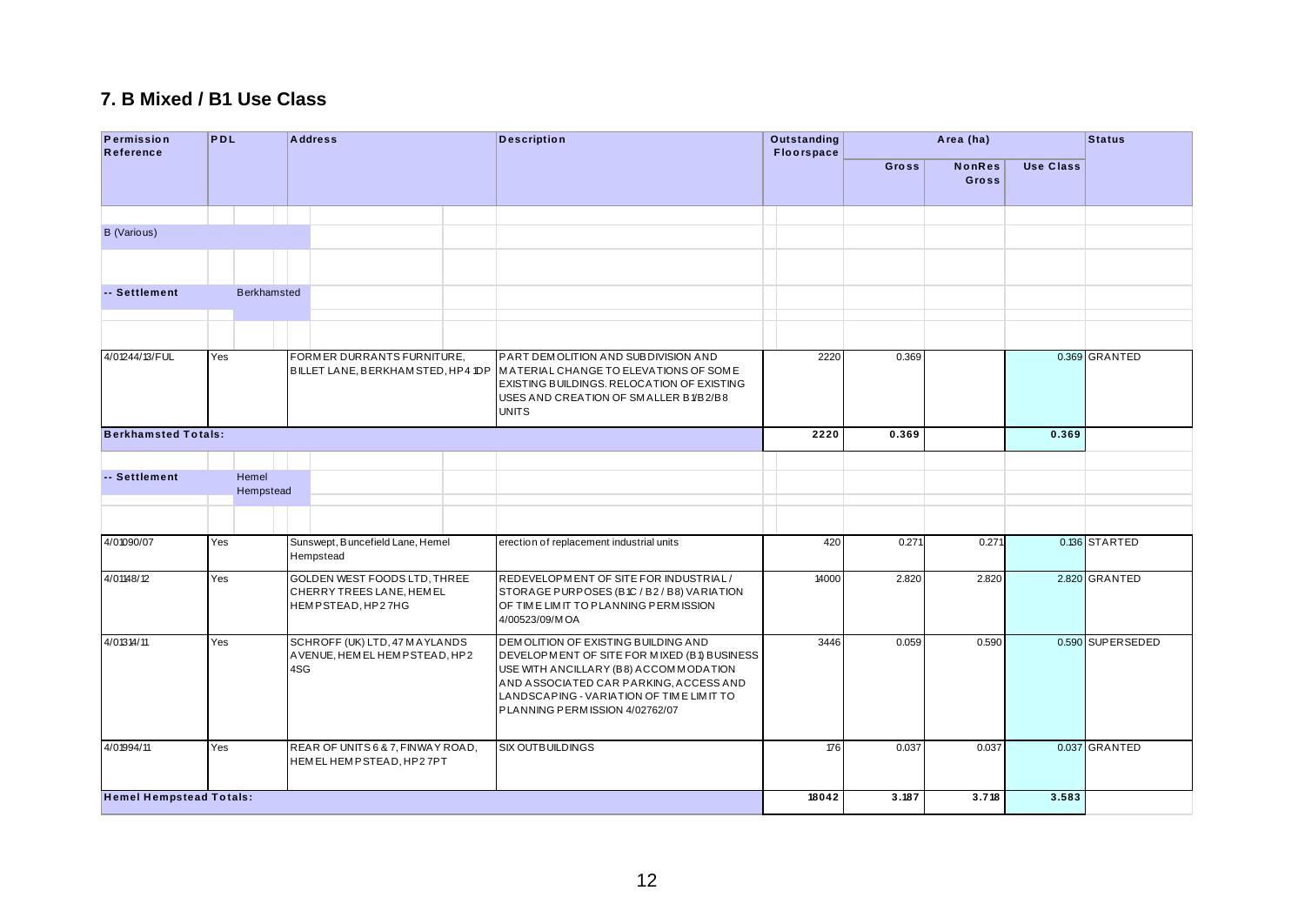## 7. B Mixed / B1 Use Class

| Permission Reference | PDL | Address | Description | Outstanding Floorspace | Area (ha) | | | Status |
|---|---|---|---|---|---|---|---|---|
| | | | | | Gross | NonRes Gross | Use Class | |
| B (Various) | | | | | | | | |
| -- Settlement | Berkhamsted | | | | | | | |
| 4/01244/13/FUL | Yes | FORMER DURRANTS FURNITURE, BILLET LANE, BERKHAMSTED, HP4 1DP | PART DEMOLITION AND SUBDIVISION AND MATERIAL CHANGE TO ELEVATIONS OF SOME EXISTING BUILDINGS. RELOCATION OF EXISTING USES AND CREATION OF SMALLER B1/B2/B8 UNITS | 2220 | 0.369 | | 0.369 | GRANTED |
| **Berkhamsted Totals:** | | | | **2220** | **0.369** | | **0.369** | |
| -- Settlement | Hemel Hempstead | | | | | | | |
| 4/01090/07 | Yes | Sunswept, Buncefield Lane, Hemel Hempstead | erection of replacement industrial units | 420 | 0.271 | 0.271 | 0.136 | STARTED |
| 4/01148/12 | Yes | GOLDEN WEST FOODS LTD, THREE CHERRY TREES LANE, HEMEL HEMPSTEAD, HP2 7HG | REDEVELOPMENT OF SITE FOR INDUSTRIAL / STORAGE PURPOSES (B1C / B2 / B8) VARIATION OF TIME LIMIT TO PLANNING PERMISSION 4/00523/09/MOA | 14000 | 2.820 | 2.820 | 2.820 | GRANTED |
| 4/01314/11 | Yes | SCHROFF (UK) LTD, 47 MAYLANDS AVENUE, HEMEL HEMPSTEAD, HP2 4SG | DEMOLITION OF EXISTING BUILDING AND DEVELOPMENT OF SITE FOR MIXED (B1) BUSINESS USE WITH ANCILLARY (B8) ACCOMMODATION AND ASSOCIATED CAR PARKING, ACCESS AND LANDSCAPING - VARIATION OF TIME LIMIT TO PLANNING PERMISSION 4/02762/07 | 3446 | 0.059 | 0.590 | 0.590 | SUPERSEDED |
| 4/01994/11 | Yes | REAR OF UNITS 6 & 7, FINWAY ROAD, HEMEL HEMPSTEAD, HP2 7PT | SIX OUTBUILDINGS | 176 | 0.037 | 0.037 | 0.037 | GRANTED |
| **Hemel Hempstead Totals:** | | | | **18042** | **3.187** | **3.718** | **3.583** | |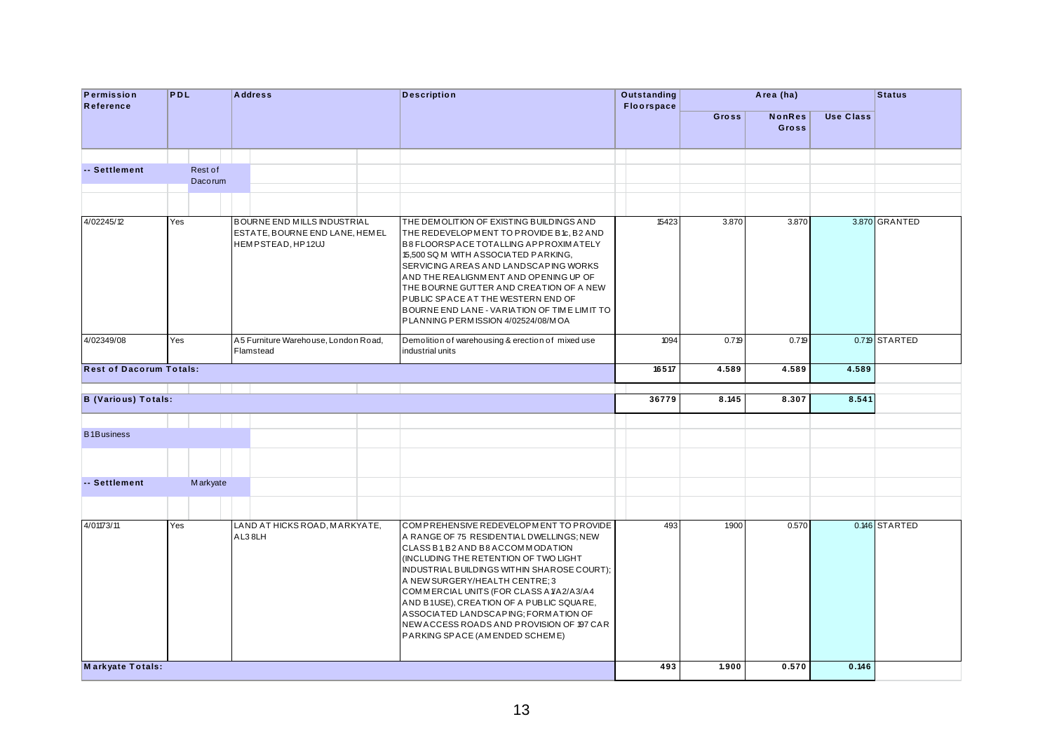| Permission Reference | PDL | Address | Description | Outstanding Floorspace | Area (ha) | | | Status |
|---|---|---|---|---|---|---|---|---|
| | | | | | Gross | NonRes Gross | Use Class | |
| -- Settlement | Rest of Dacorum | | | | | | | |
| 4/02245/12 | Yes | BOURNE END MILLS INDUSTRIAL ESTATE, BOURNE END LANE, HEMEL HEMPSTEAD, HP12UJ | THE DEMOLITION OF EXISTING BUILDINGS AND THE REDEVELOPMENT TO PROVIDE B1c, B2 AND B8 FLOORSPACE TOTALLING APPROXIMATELY 15,500 SQ M WITH ASSOCIATED PARKING, SERVICING AREAS AND LANDSCAPING WORKS AND THE REALIGNMENT AND OPENING UP OF THE BOURNE GUTTER AND CREATION OF A NEW PUBLIC SPACE AT THE WESTERN END OF BOURNE END LANE - VARIATION OF TIME LIMIT TO PLANNING PERMISSION 4/02524/08/MOA | 15423 | 3.870 | 3.870 | 3.870 | GRANTED |
| 4/02349/08 | Yes | A5 Furniture Warehouse, London Road, Flamstead | Demolition of warehousing & erection of mixed use industrial units | 1094 | 0.719 | 0.719 | 0.719 | STARTED |
| **Rest of Dacorum Totals:** | | | | **16517** | **4.589** | **4.589** | **4.589** | |
| **B (Various) Totals:** | | | | **36779** | **8.145** | **8.307** | **8.541** | |
| B1Business | | | | | | | | |
| -- Settlement | Markyate | | | | | | | |
| 4/01173/11 | Yes | LAND AT HICKS ROAD, MARKYATE, AL3 8LH | COMPREHENSIVE REDEVELOPMENT TO PROVIDE A RANGE OF 75 RESIDENTIAL DWELLINGS; NEW CLASS B1, B2 AND B8 ACCOMMODATION (INCLUDING THE RETENTION OF TWO LIGHT INDUSTRIAL BUILDINGS WITHIN SHAROSE COURT); A NEW SURGERY/HEALTH CENTRE; 3 COMMERCIAL UNITS (FOR CLASS A1/A2/A3/A4 AND B1USE), CREATION OF A PUBLIC SQUARE, ASSOCIATED LANDSCAPING; FORMATION OF NEW ACCESS ROADS AND PROVISION OF 197 CAR PARKING SPACE (AMENDED SCHEME) | 493 | 1.900 | 0.570 | 0.146 | STARTED |
| **Markyate Totals:** | | | | **493** | **1.900** | **0.570** | **0.146** | |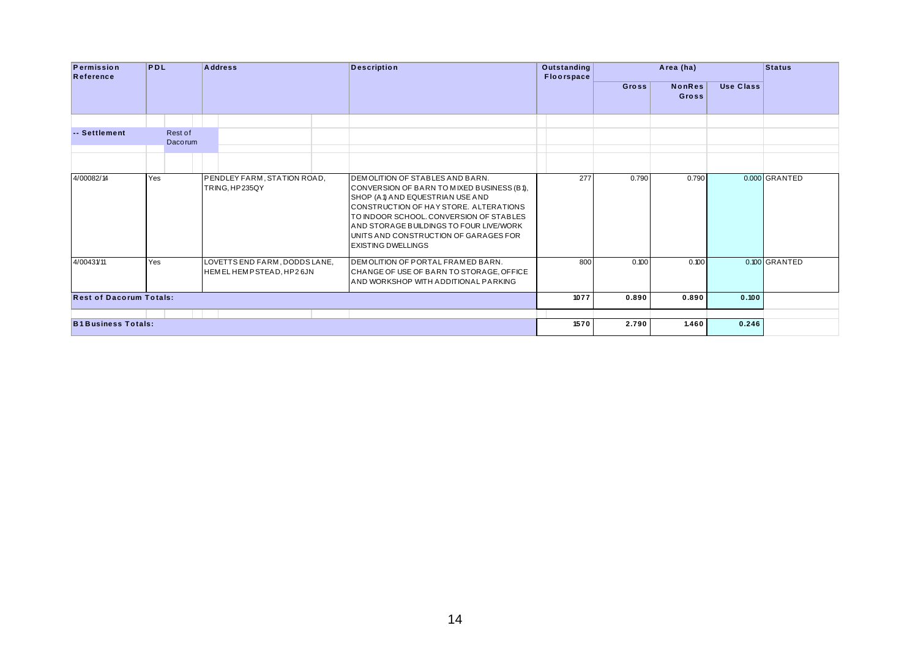| Permission Reference | PDL | Address | Description | Outstanding Floorspace | Area (ha) | | | Status |
|---|---|---|---|---|---|---|---|---|
| | | | | | Gross | NonRes Gross | Use Class | |
| -- Settlement | Rest of Dacorum | | | | | | | |
| 4/00082/14 | Yes | PENDLEY FARM, STATION ROAD, TRING, HP23 5QY | DEMOLITION OF STABLES AND BARN. CONVERSION OF BARN TO MIXED BUSINESS (B1), SHOP (A1) AND EQUESTRIAN USE AND CONSTRUCTION OF HAY STORE. ALTERATIONS TO INDOOR SCHOOL. CONVERSION OF STABLES AND STORAGE BUILDINGS TO FOUR LIVE/WORK UNITS AND CONSTRUCTION OF GARAGES FOR EXISTING DWELLINGS | 277 | 0.790 | 0.790 | 0.000 | GRANTED |
| 4/00431/11 | Yes | LOVETTS END FARM, DODDS LANE, HEMEL HEMPSTEAD, HP2 6JN | DEMOLITION OF PORTAL FRAMED BARN. CHANGE OF USE OF BARN TO STORAGE, OFFICE AND WORKSHOP WITH ADDITIONAL PARKING | 800 | 0.100 | 0.100 | 0.100 | GRANTED |
| **Rest of Dacorum Totals:** | | | | **1077** | **0.890** | **0.890** | **0.100** | |
| **B1 Business Totals:** | | | | **1570** | **2.790** | **1.460** | **0.246** | |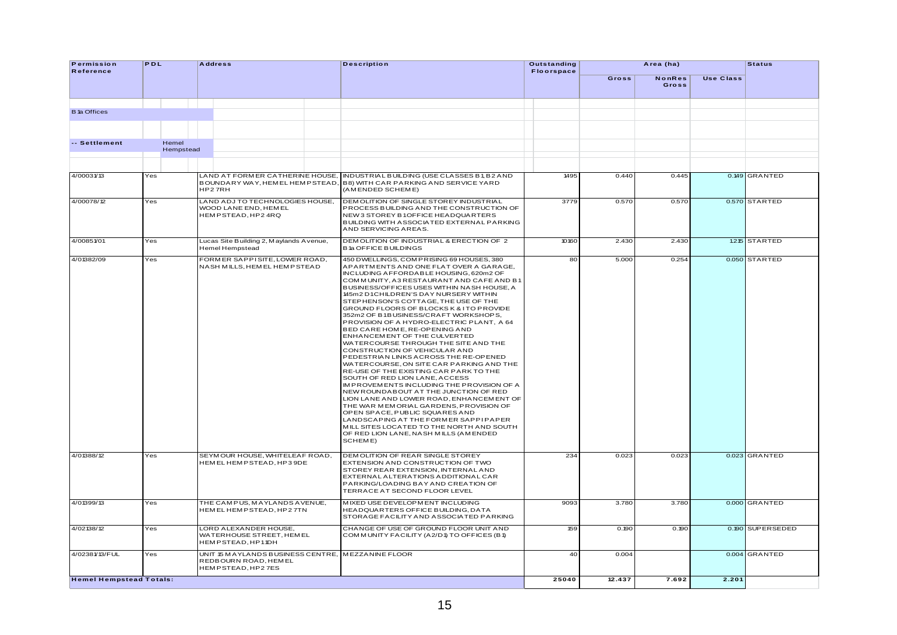| Permission Reference | PDL | Address | Description | Outstanding Floorspace | Area (ha) | | | Status |
|---|---|---|---|---|---|---|---|---|
| | | | | | Gross | NonRes Gross | Use Class | |
| B1a Offices | | | | | | | | |
| -- Settlement | Hemel Hempstead | | | | | | | |
| 4/00031/13 | Yes | LAND AT FORMER CATHERINE HOUSE, BOUNDARY WAY, HEMEL HEMPSTEAD, HP2 7RH | INDUSTRIAL BUILDING (USE CLASSES B1, B2 AND B8) WITH CAR PARKING AND SERVICE YARD (AMENDED SCHEME) | 1495 | 0.440 | 0.445 | 0.149 | GRANTED |
| 4/00078/12 | Yes | LAND ADJ TO TECHNOLOGIES HOUSE, WOOD LANE END, HEMEL HEMPSTEAD, HP2 4RQ | DEMOLITION OF SINGLE STOREY INDUSTRIAL PROCESS BUILDING AND THE CONSTRUCTION OF NEW 3 STOREY B1 OFFICE HEADQUARTERS BUILDING WITH ASSOCIATED EXTERNAL PARKING AND SERVICING AREAS. | 3779 | 0.570 | 0.570 | 0.570 | STARTED |
| 4/00851/01 | Yes | Lucas Site Building 2, Maylands Avenue, Hemel Hempstead | DEMOLITION OF INDUSTRIAL & ERECTION OF 2 B1a OFFICE BUILDINGS | 10160 | 2.430 | 2.430 | 1.215 | STARTED |
| 4/01382/09 | Yes | FORMER SAPPI SITE, LOWER ROAD, NASH MILLS, HEMEL HEMPSTEAD | 450 DWELLINGS, COMPRISING 69 HOUSES, 380 APARTMENTS AND ONE FLAT OVER A GARAGE, INCLUDING AFFORDABLE HOUSING, 620m2 OF COMMUNITY, A3 RESTAURANT AND CAFE AND B1 BUSINESS/OFFICES USES WITHIN NASH HOUSE, A 145m2 D1 CHILDREN'S DAY NURSERY WITHIN STEPHENSON'S COTTAGE, THE USE OF THE GROUND FLOORS OF BLOCKS K & I TO PROVIDE 352m2 OF B1 BUSINESS/CRAFT WORKSHOPS, PROVISION OF A HYDRO-ELECTRIC PLANT, A 64 BED CARE HOME, RE-OPENING AND ENHANCEMENT OF THE CULVERTED WATERCOURSE THROUGH THE SITE AND THE CONSTRUCTION OF VEHICULAR AND PEDESTRIAN LINKS ACROSS THE RE-OPENED WATERCOURSE, ON SITE CAR PARKING AND THE RE-USE OF THE EXISTING CAR PARK TO THE SOUTH OF RED LION LANE, ACCESS IMPROVEMENTS INCLUDING THE PROVISION OF A NEW ROUNDABOUT AT THE JUNCTION OF RED LION LANE AND LOWER ROAD, ENHANCEMENT OF THE WAR MEMORIAL GARDENS, PROVISION OF OPEN SPACE, PUBLIC SQUARES AND LANDSCAPING AT THE FORMER SAPPI PAPER MILL SITES LOCATED TO THE NORTH AND SOUTH OF RED LION LANE, NASH MILLS (AMENDED SCHEME) | 80 | 5.000 | 0.254 | 0.050 | STARTED |
| 4/01388/12 | Yes | SEYMOUR HOUSE, WHITELEAF ROAD, HEMEL HEMPSTEAD, HP3 9DE | DEMOLITION OF REAR SINGLE STOREY EXTENSION AND CONSTRUCTION OF TWO STOREY REAR EXTENSION, INTERNAL AND EXTERNAL ALTERATIONS ADDITIONAL CAR PARKING/LOADING BAY AND CREATION OF TERRACE AT SECOND FLOOR LEVEL | 234 | 0.023 | 0.023 | 0.023 | GRANTED |
| 4/01399/13 | Yes | THE CAMPUS, MAYLANDS AVENUE, HEMEL HEMPSTEAD, HP2 7TN | MIXED USE DEVELOPMENT INCLUDING HEADQUARTERS OFFICE BUILDING, DATA STORAGE FACILITY AND ASSOCIATED PARKING | 9093 | 3.780 | 3.780 | 0.000 | GRANTED |
| 4/02138/12 | Yes | LORD ALEXANDER HOUSE, WATERHOUSE STREET, HEMEL HEMPSTEAD, HP1 1DH | CHANGE OF USE OF GROUND FLOOR UNIT AND COMMUNITY FACILITY (A2/D1) TO OFFICES (B1) | 159 | 0.190 | 0.190 | 0.190 | SUPERSEDED |
| 4/02381/13/FUL | Yes | UNIT 15 MAYLANDS BUSINESS CENTRE, REDBOURN ROAD, HEMEL HEMPSTEAD, HP2 7ES | MEZZANINE FLOOR | 40 | 0.004 | | 0.004 | GRANTED |
| **Hemel Hempstead Totals:** | | | | **25040** | **12.437** | **7.692** | **2.201** | |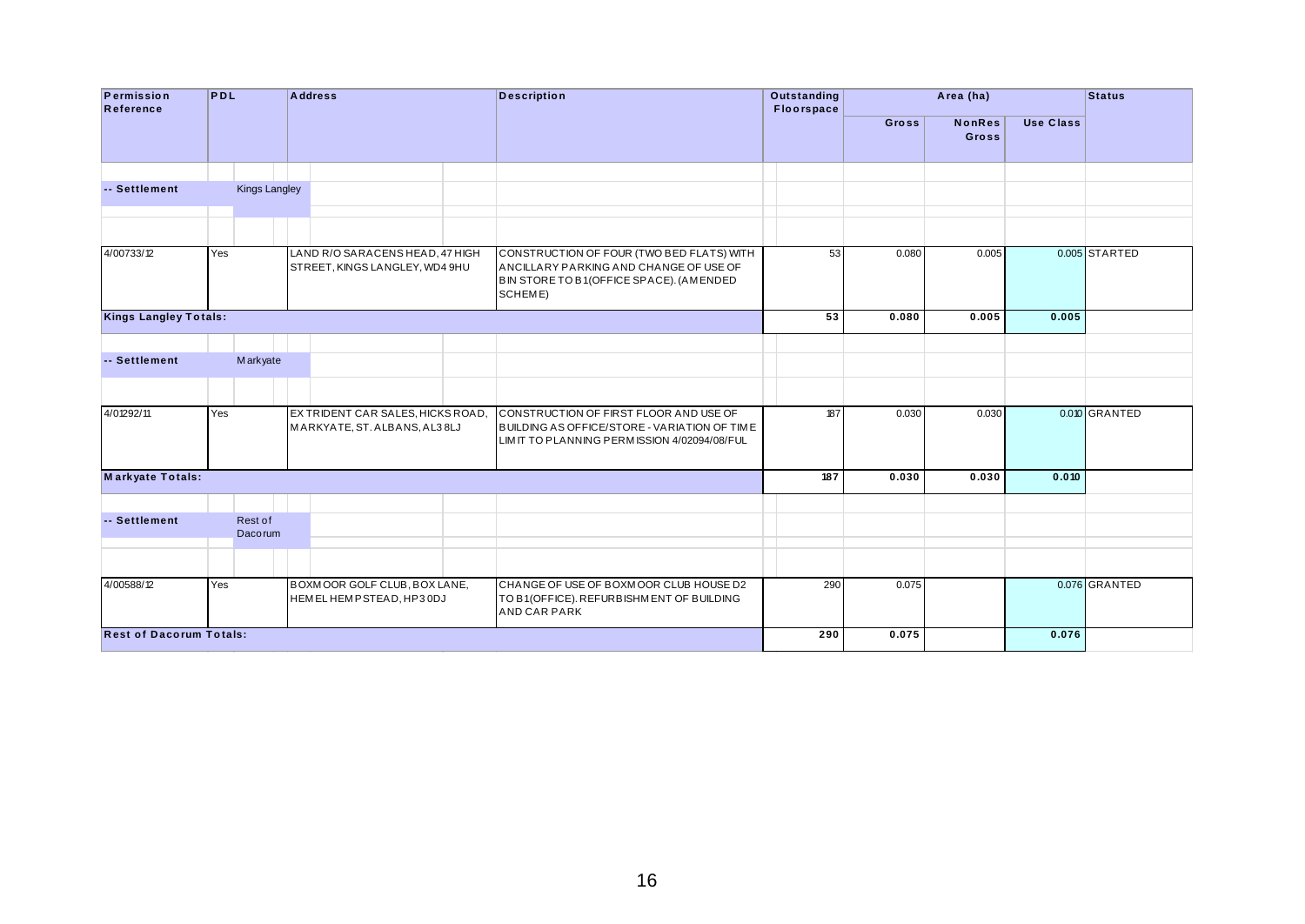| Permission Reference | PDL | Address | Description | Outstanding Floorspace | Area (ha) | | | Status |
|---|---|---|---|---|---|---|---|---|
| | | | | | Gross | NonRes Gross | Use Class | |
| -- Settlement | Kings Langley | | | | | | | |
| 4/00733/12 | Yes | LAND R/O SARACENS HEAD, 47 HIGH STREET, KINGS LANGLEY, WD4 9HU | CONSTRUCTION OF FOUR (TWO BED FLATS) WITH ANCILLARY PARKING AND CHANGE OF USE OF BIN STORE TO B1(OFFICE SPACE). (AMENDED SCHEME) | 53 | 0.080 | 0.005 | 0.005 | STARTED |
| **Kings Langley Totals:** | | | | **53** | **0.080** | **0.005** | **0.005** | |
| -- Settlement | Markyate | | | | | | | |
| 4/01292/11 | Yes | EXTRIDENT CAR SALES, HICKS ROAD, MARKYATE, ST. ALBANS, AL3 8LJ | CONSTRUCTION OF FIRST FLOOR AND USE OF BUILDING AS OFFICE/STORE - VARIATION OF TIME LIMIT TO PLANNING PERMISSION 4/02094/08/FUL | 187 | 0.030 | 0.030 | 0.010 | GRANTED |
| **Markyate Totals:** | | | | **187** | **0.030** | **0.030** | **0.010** | |
| -- Settlement | Rest of Dacorum | | | | | | | |
| 4/00588/12 | Yes | BOXMOOR GOLF CLUB, BOX LANE, HEMEL HEMPSTEAD, HP3 0DJ | CHANGE OF USE OF BOXMOOR CLUB HOUSE D2 TO B1(OFFICE). REFURBISHMENT OF BUILDING AND CAR PARK | 290 | 0.075 | | 0.076 | GRANTED |
| **Rest of Dacorum Totals:** | | | | **290** | **0.075** | | **0.076** | |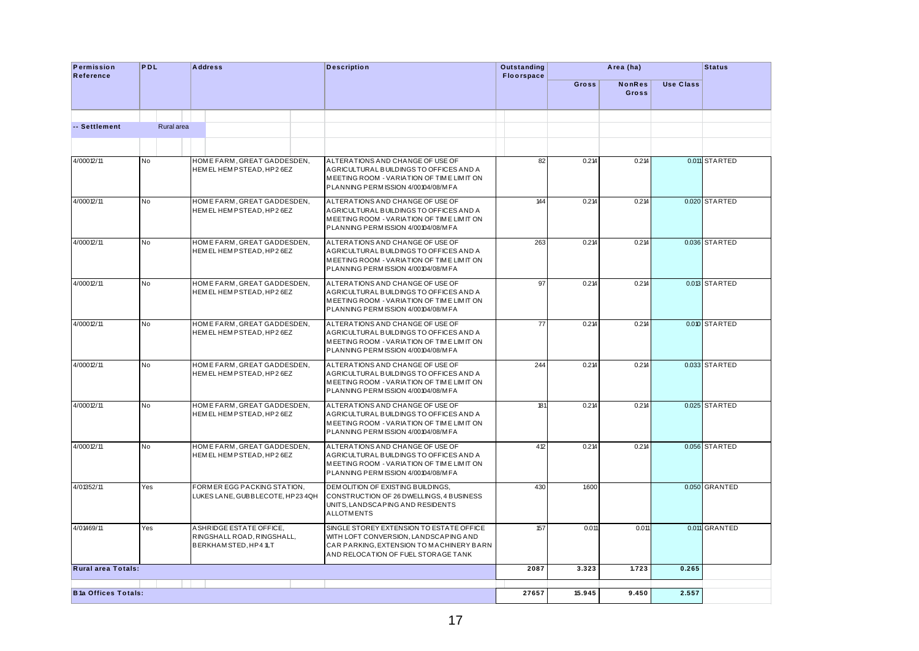| Permission Reference | PDL | Address | Description | Outstanding Floorspace | Area (ha) | | | Status |
|---|---|---|---|---|---|---|---|---|
| | | | | | Gross | NonRes Gross | Use Class | |
| -- Settlement | Rural area | | | | | | | |
| 4/00012/11 | No | HOME FARM, GREAT GADDESDEN, HEMEL HEMPSTEAD, HP2 6EZ | ALTERATIONS AND CHANGE OF USE OF AGRICULTURAL BUILDINGS TO OFFICES AND A MEETING ROOM - VARIATION OF TIME LIMIT ON PLANNING PERMISSION 4/00104/08/MFA | 82 | 0.214 | 0.214 | 0.011 | STARTED |
| 4/00012/11 | No | HOME FARM, GREAT GADDESDEN, HEMEL HEMPSTEAD, HP2 6EZ | ALTERATIONS AND CHANGE OF USE OF AGRICULTURAL BUILDINGS TO OFFICES AND A MEETING ROOM - VARIATION OF TIME LIMIT ON PLANNING PERMISSION 4/00104/08/MFA | 144 | 0.214 | 0.214 | 0.020 | STARTED |
| 4/00012/11 | No | HOME FARM, GREAT GADDESDEN, HEMEL HEMPSTEAD, HP2 6EZ | ALTERATIONS AND CHANGE OF USE OF AGRICULTURAL BUILDINGS TO OFFICES AND A MEETING ROOM - VARIATION OF TIME LIMIT ON PLANNING PERMISSION 4/00104/08/MFA | 263 | 0.214 | 0.214 | 0.036 | STARTED |
| 4/00012/11 | No | HOME FARM, GREAT GADDESDEN, HEMEL HEMPSTEAD, HP2 6EZ | ALTERATIONS AND CHANGE OF USE OF AGRICULTURAL BUILDINGS TO OFFICES AND A MEETING ROOM - VARIATION OF TIME LIMIT ON PLANNING PERMISSION 4/00104/08/MFA | 97 | 0.214 | 0.214 | 0.013 | STARTED |
| 4/00012/11 | No | HOME FARM, GREAT GADDESDEN, HEMEL HEMPSTEAD, HP2 6EZ | ALTERATIONS AND CHANGE OF USE OF AGRICULTURAL BUILDINGS TO OFFICES AND A MEETING ROOM - VARIATION OF TIME LIMIT ON PLANNING PERMISSION 4/00104/08/MFA | 77 | 0.214 | 0.214 | 0.010 | STARTED |
| 4/00012/11 | No | HOME FARM, GREAT GADDESDEN, HEMEL HEMPSTEAD, HP2 6EZ | ALTERATIONS AND CHANGE OF USE OF AGRICULTURAL BUILDINGS TO OFFICES AND A MEETING ROOM - VARIATION OF TIME LIMIT ON PLANNING PERMISSION 4/00104/08/MFA | 244 | 0.214 | 0.214 | 0.033 | STARTED |
| 4/00012/11 | No | HOME FARM, GREAT GADDESDEN, HEMEL HEMPSTEAD, HP2 6EZ | ALTERATIONS AND CHANGE OF USE OF AGRICULTURAL BUILDINGS TO OFFICES AND A MEETING ROOM - VARIATION OF TIME LIMIT ON PLANNING PERMISSION 4/00104/08/MFA | 181 | 0.214 | 0.214 | 0.025 | STARTED |
| 4/00012/11 | No | HOME FARM, GREAT GADDESDEN, HEMEL HEMPSTEAD, HP2 6EZ | ALTERATIONS AND CHANGE OF USE OF AGRICULTURAL BUILDINGS TO OFFICES AND A MEETING ROOM - VARIATION OF TIME LIMIT ON PLANNING PERMISSION 4/00104/08/MFA | 412 | 0.214 | 0.214 | 0.056 | STARTED |
| 4/01352/11 | Yes | FORMER EGG PACKING STATION, LUKES LANE, GUBBLECOTE, HP23 4QH | DEMOLITION OF EXISTING BUILDINGS, CONSTRUCTION OF 26 DWELLINGS, 4 BUSINESS UNITS, LANDSCAPING AND RESIDENTS ALLOTMENTS | 430 | 1.600 | | 0.050 | GRANTED |
| 4/01469/11 | Yes | ASHRIDGE ESTATE OFFICE, RINGSHALL ROAD, RINGSHALL, BERKHAMSTED, HP4 1LT | SINGLE STOREY EXTENSION TO ESTATE OFFICE WITH LOFT CONVERSION, LANDSCAPING AND CAR PARKING, EXTENSION TO MACHINERY BARN AND RELOCATION OF FUEL STORAGE TANK | 157 | 0.011 | 0.011 | 0.011 | GRANTED |
| **Rural area Totals:** | | | | **2087** | **3.323** | **1.723** | **0.265** | |
| **B1a Offices Totals:** | | | | **27657** | **15.945** | **9.450** | **2.557** | |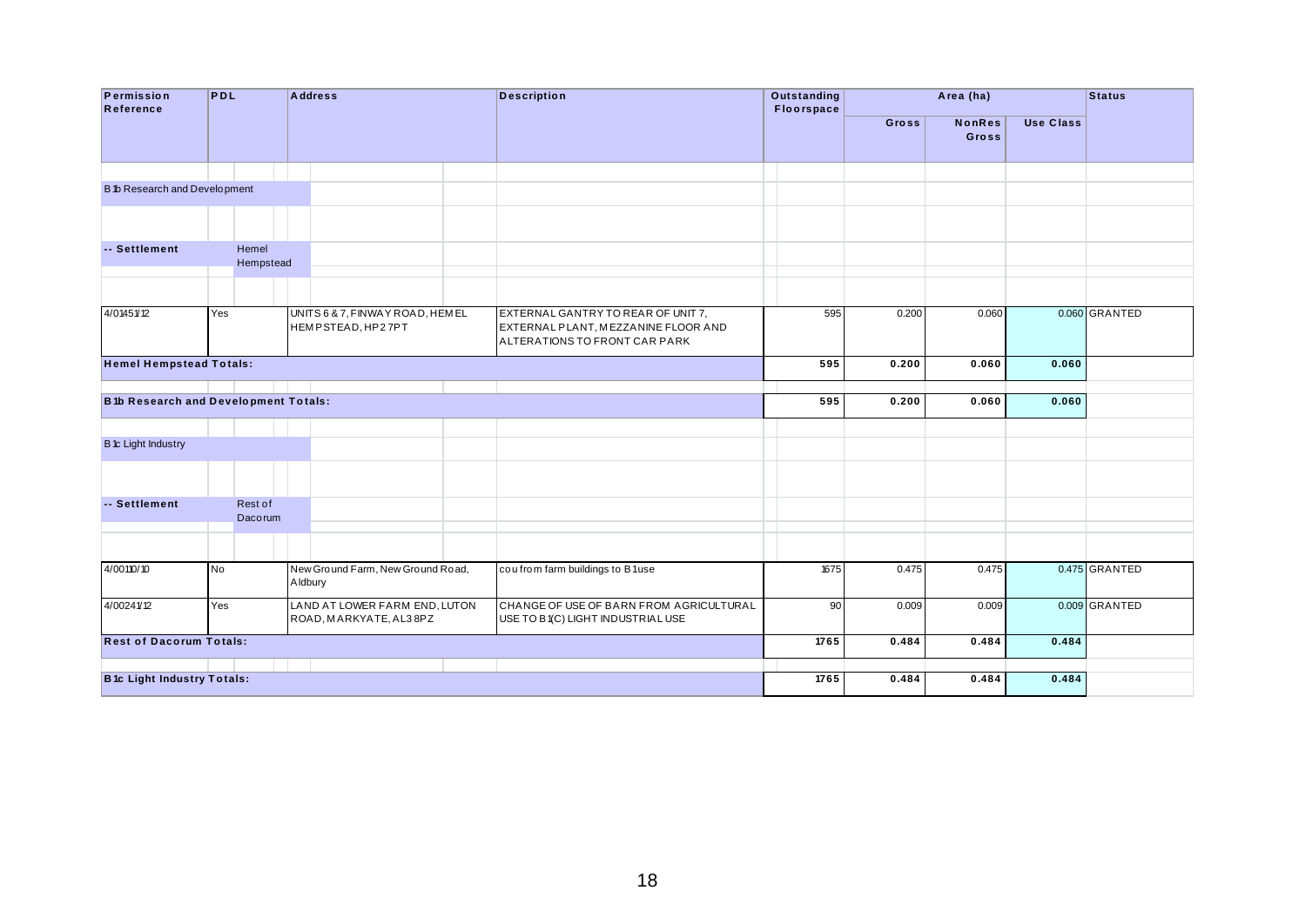| Permission Reference | PDL | Address | Description | Outstanding Floorspace | Area (ha) | | | Status |
|---|---|---|---|---|---|---|---|---|
| | | | | | Gross | NonRes Gross | Use Class | |
| B1b Research and Development | | | | | | | | |
| -- Settlement | Hemel Hempstead | | | | | | | |
| 4/01451/12 | Yes | UNITS 6 & 7, FINWAY ROAD, HEMEL HEMPSTEAD, HP2 7PT | EXTERNAL GANTRY TO REAR OF UNIT 7, EXTERNAL PLANT, MEZZANINE FLOOR AND ALTERATIONS TO FRONT CAR PARK | 595 | 0.200 | 0.060 | 0.060 | GRANTED |
| **Hemel Hempstead Totals:** | | | | **595** | **0.200** | **0.060** | **0.060** | |
| **B1b Research and Development Totals:** | | | | **595** | **0.200** | **0.060** | **0.060** | |
| B1c Light Industry | | | | | | | | |
| -- Settlement | Rest of Dacorum | | | | | | | |
| 4/00110/10 | No | New Ground Farm, New Ground Road, Aldbury | cou from farm buildings to B1use | 1675 | 0.475 | 0.475 | 0.475 | GRANTED |
| 4/00241/12 | Yes | LAND AT LOWER FARM END, LUTON ROAD, MARKYATE, AL3 8PZ | CHANGE OF USE OF BARN FROM AGRICULTURAL USE TO B1(C) LIGHT INDUSTRIAL USE | 90 | 0.009 | 0.009 | 0.009 | GRANTED |
| **Rest of Dacorum Totals:** | | | | **1765** | **0.484** | **0.484** | **0.484** | |
| **B1c Light Industry Totals:** | | | | **1765** | **0.484** | **0.484** | **0.484** | |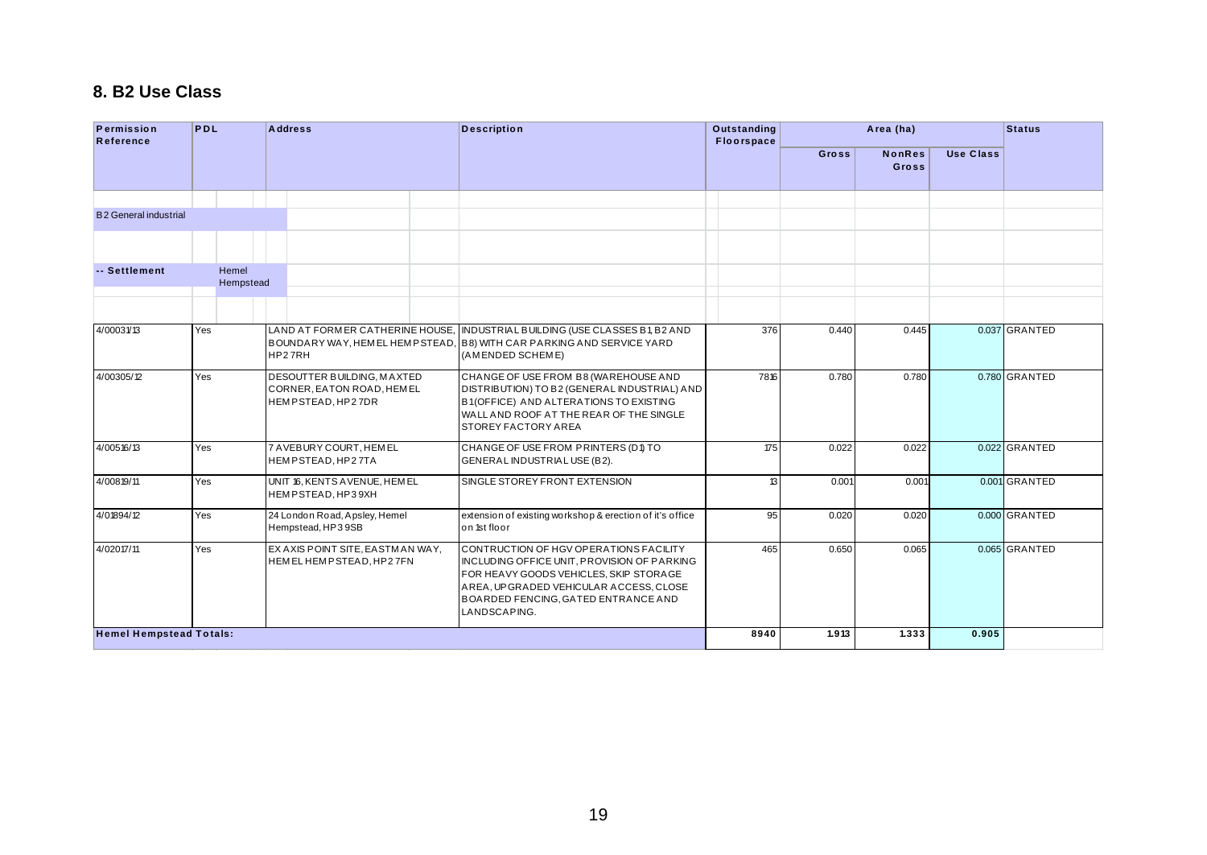## 8. B2 Use Class

| Permission Reference | PDL | Address | Description | Outstanding Floorspace | Area (ha) | | | Status |
|---|---|---|---|---|---|---|---|---|
| | | | | | Gross | NonRes Gross | Use Class | |
| B2 General industrial | | | | | | | | |
| -- Settlement | Hemel Hempstead | | | | | | | |
| 4/00031/13 | Yes | LAND AT FORMER CATHERINE HOUSE, BOUNDARY WAY, HEMEL HEMPSTEAD, HP2 7RH | INDUSTRIAL BUILDING (USE CLASSES B1, B2 AND B8) WITH CAR PARKING AND SERVICE YARD (AMENDED SCHEME) | 376 | 0.440 | 0.445 | 0.037 | GRANTED |
| 4/00305/12 | Yes | DESOUTTER BUILDING, MAXTED CORNER, EATON ROAD, HEMEL HEMPSTEAD, HP2 7DR | CHANGE OF USE FROM B8 (WAREHOUSE AND DISTRIBUTION) TO B2 (GENERAL INDUSTRIAL) AND B1(OFFICE) AND ALTERATIONS TO EXISTING WALL AND ROOF AT THE REAR OF THE SINGLE STOREY FACTORY AREA | 7816 | 0.780 | 0.780 | 0.780 | GRANTED |
| 4/00516/13 | Yes | 7 AVEBURY COURT, HEMEL HEMPSTEAD, HP2 7TA | CHANGE OF USE FROM PRINTERS (D1) TO GENERAL INDUSTRIAL USE (B2). | 175 | 0.022 | 0.022 | 0.022 | GRANTED |
| 4/00819/11 | Yes | UNIT 16, KENTS AVENUE, HEMEL HEMPSTEAD, HP3 9XH | SINGLE STOREY FRONT EXTENSION | 13 | 0.001 | 0.001 | 0.001 | GRANTED |
| 4/01894/12 | Yes | 24 London Road, Apsley, Hemel Hempstead, HP3 9SB | extension of existing workshop & erection of it's office on 1st floor | 95 | 0.020 | 0.020 | 0.000 | GRANTED |
| 4/02017/11 | Yes | EX AXIS POINT SITE, EASTMAN WAY, HEMEL HEMPSTEAD, HP2 7FN | CONTRUCTION OF HGV OPERATIONS FACILITY INCLUDING OFFICE UNIT, PROVISION OF PARKING FOR HEAVY GOODS VEHICLES, SKIP STORAGE AREA, UPGRADED VEHICULAR ACCESS, CLOSE BOARDED FENCING, GATED ENTRANCE AND LANDSCAPING. | 465 | 0.650 | 0.065 | 0.065 | GRANTED |
| **Hemel Hempstead Totals:** | | | | **8940** | **1.913** | **1.333** | **0.905** | |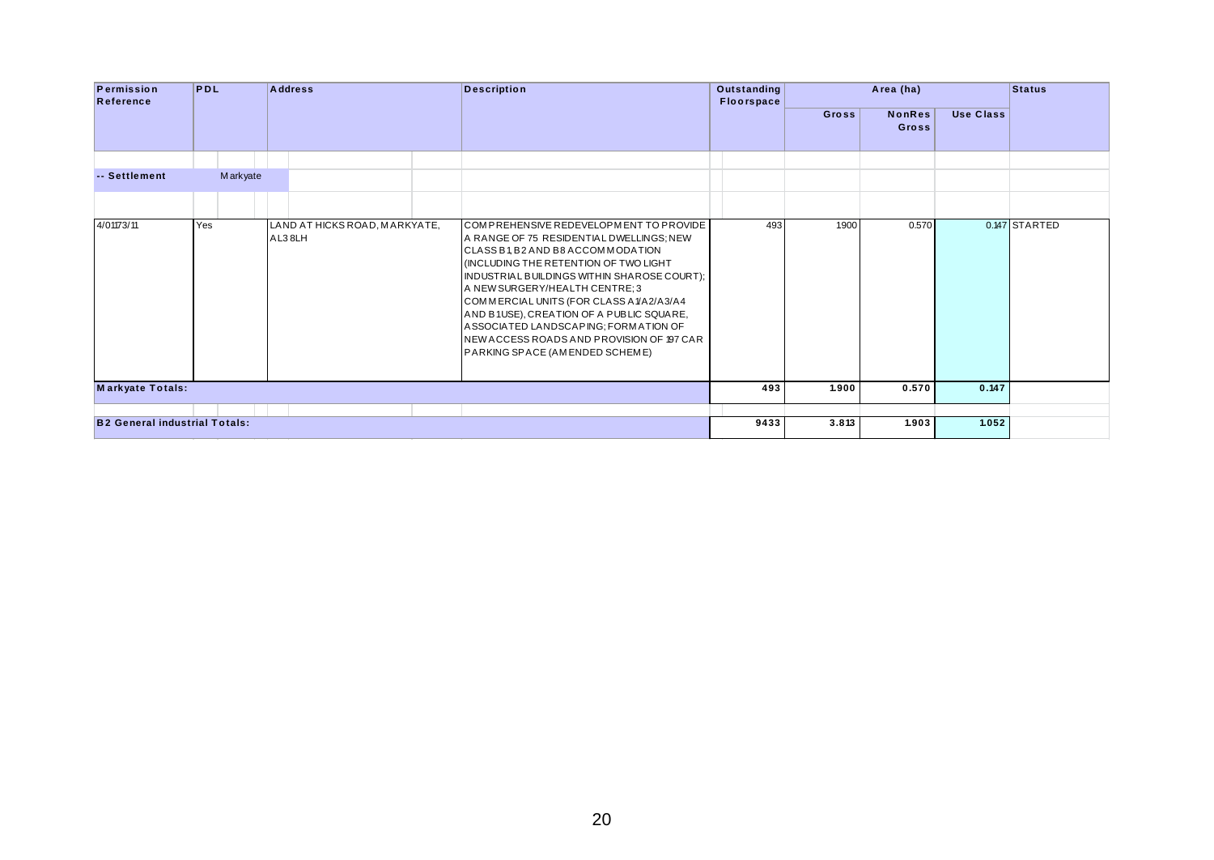| Permission Reference | PDL | Address | Description | Outstanding Floorspace | Area (ha) | | | Status |
|---|---|---|---|---|---|---|---|---|
| | | | | | Gross | NonRes Gross | Use Class | |
| -- Settlement | Markyate | | | | | | | |
| 4/01173/11 | Yes | LAND AT HICKS ROAD, MARKYATE, AL3 8LH | COMPREHENSIVE REDEVELOPMENT TO PROVIDE A RANGE OF 75 RESIDENTIAL DWELLINGS; NEW CLASS B1, B2 AND B8 ACCOMMODATION (INCLUDING THE RETENTION OF TWO LIGHT INDUSTRIAL BUILDINGS WITHIN SHAROSE COURT); A NEW SURGERY/HEALTH CENTRE; 3 COMMERCIAL UNITS (FOR CLASS A1/A2/A3/A4 AND B1 USE), CREATION OF A PUBLIC SQUARE, ASSOCIATED LANDSCAPING; FORMATION OF NEW ACCESS ROADS AND PROVISION OF 197 CAR PARKING SPACE (AMENDED SCHEME) | 493 | 1900 | 0.570 | 0.147 | STARTED |
| **Markyate Totals:** | | | | **493** | **1.900** | **0.570** | **0.147** | |
| **B2 General industrial Totals:** | | | | **9433** | **3.813** | **1.903** | **1.052** | |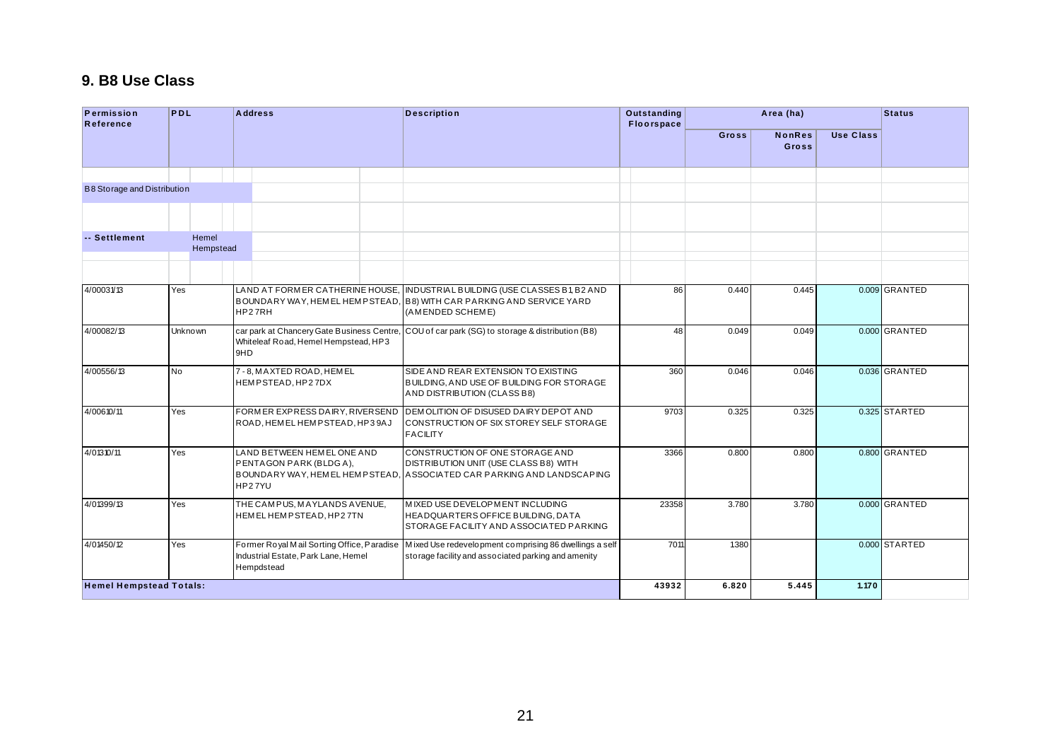## 9. B8 Use Class

| Permission Reference | PDL | Address | Description | Outstanding Floorspace | Area (ha) | | | Status |
|---|---|---|---|---|---|---|---|---|
| | | | | | Gross | NonRes Gross | Use Class | |
| B8 Storage and Distribution | | | | | | | | |
| -- Settlement | Hemel Hempstead | | | | | | | |
| 4/00031/13 | Yes | LAND AT FORMER CATHERINE HOUSE, BOUNDARY WAY, HEMEL HEMPSTEAD, HP2 7RH | INDUSTRIAL BUILDING (USE CLASSES B1, B2 AND B8) WITH CAR PARKING AND SERVICE YARD (AMENDED SCHEME) | 86 | 0.440 | 0.445 | 0.009 | GRANTED |
| 4/00082/13 | Unknown | car park at Chancery Gate Business Centre, Whiteleaf Road, Hemel Hempstead, HP3 9HD | COU of car park (SG) to storage & distribution (B8) | 48 | 0.049 | 0.049 | 0.000 | GRANTED |
| 4/00556/13 | No | 7 - 8, MAXTED ROAD, HEMEL HEMPSTEAD, HP2 7DX | SIDE AND REAR EXTENSION TO EXISTING BUILDING, AND USE OF BUILDING FOR STORAGE AND DISTRIBUTION (CLASS B8) | 360 | 0.046 | 0.046 | 0.036 | GRANTED |
| 4/00610/11 | Yes | FORMER EXPRESS DAIRY, RIVERSEND ROAD, HEMEL HEMPSTEAD, HP3 9AJ | DEMOLITION OF DISUSED DAIRY DEPOT AND CONSTRUCTION OF SIX STOREY SELF STORAGE FACILITY | 9703 | 0.325 | 0.325 | 0.325 | STARTED |
| 4/01310/11 | Yes | LAND BETWEEN HEMEL ONE AND PENTAGON PARK (BLDG A), BOUNDARY WAY, HEMEL HEMPSTEAD, HP2 7YU | CONSTRUCTION OF ONE STORAGE AND DISTRIBUTION UNIT (USE CLASS B8) WITH ASSOCIATED CAR PARKING AND LANDSCAPING | 3366 | 0.800 | 0.800 | 0.800 | GRANTED |
| 4/01399/13 | Yes | THE CAMPUS, MAYLANDS AVENUE, HEMEL HEMPSTEAD, HP2 7TN | MIXED USE DEVELOPMENT INCLUDING HEADQUARTERS OFFICE BUILDING, DATA STORAGE FACILITY AND ASSOCIATED PARKING | 23358 | 3.780 | 3.780 | 0.000 | GRANTED |
| 4/01450/12 | Yes | Former Royal Mail Sorting Office, Paradise Industrial Estate, Park Lane, Hemel Hempdstead | Mixed Use redevelopment comprising 86 dwellings a self storage facility and associated parking and amenity | 7011 | 1380 | | 0.000 | STARTED |
| **Hemel Hempstead Totals:** | | | | **43932** | **6.820** | **5.445** | **1.170** | |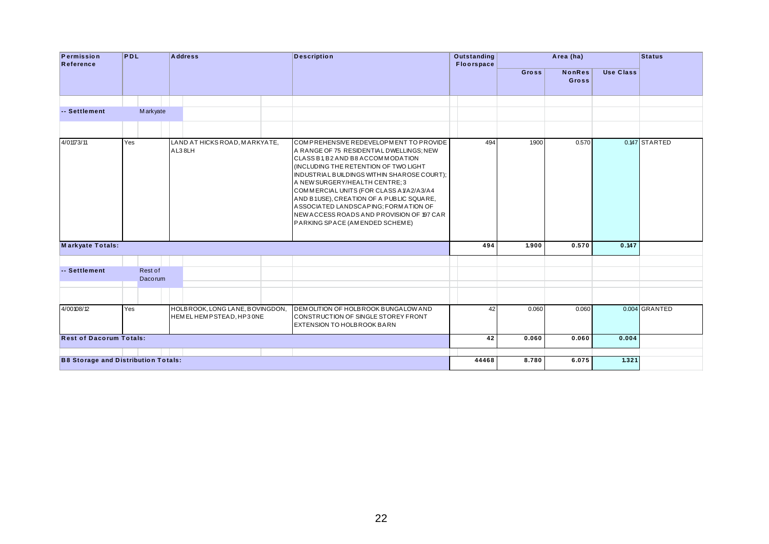| Permission Reference | PDL | Address | Description | Outstanding Floorspace | Area (ha) | | | Status |
|---|---|---|---|---|---|---|---|---|
| | | | | | Gross | NonRes Gross | Use Class | |
| -- Settlement | Markyate | | | | | | | |
| 4/01173/11 | Yes | LAND AT HICKS ROAD, MARKYATE, AL3 8LH | COMPREHENSIVE REDEVELOPMENT TO PROVIDE A RANGE OF 75 RESIDENTIAL DWELLINGS; NEW CLASS B1, B2 AND B8 ACCOMMODATION (INCLUDING THE RETENTION OF TWO LIGHT INDUSTRIAL BUILDINGS WITHIN SHAROSE COURT); A NEW SURGERY/HEALTH CENTRE; 3 COMMERCIAL UNITS (FOR CLASS A1/A2/A3/A4 AND B1 USE), CREATION OF A PUBLIC SQUARE, ASSOCIATED LANDSCAPING; FORMATION OF NEW ACCESS ROADS AND PROVISION OF 197 CAR PARKING SPACE (AMENDED SCHEME) | 494 | 1.900 | 0.570 | 0.147 | STARTED |
| **Markyate Totals:** | | | | **494** | **1.900** | **0.570** | **0.147** | |
| -- Settlement | Rest of Dacorum | | | | | | | |
| 4/00108/12 | Yes | HOLBROOK, LONG LANE, BOVINGDON, HEMEL HEMPSTEAD, HP3 0NE | DEMOLITION OF HOLBROOK BUNGALOW AND CONSTRUCTION OF SINGLE STOREY FRONT EXTENSION TO HOLBROOK BARN | 42 | 0.060 | 0.060 | 0.004 | GRANTED |
| **Rest of Dacorum Totals:** | | | | **42** | **0.060** | **0.060** | **0.004** | |
| **B8 Storage and Distribution Totals:** | | | | **44468** | **8.780** | **6.075** | **1.321** | |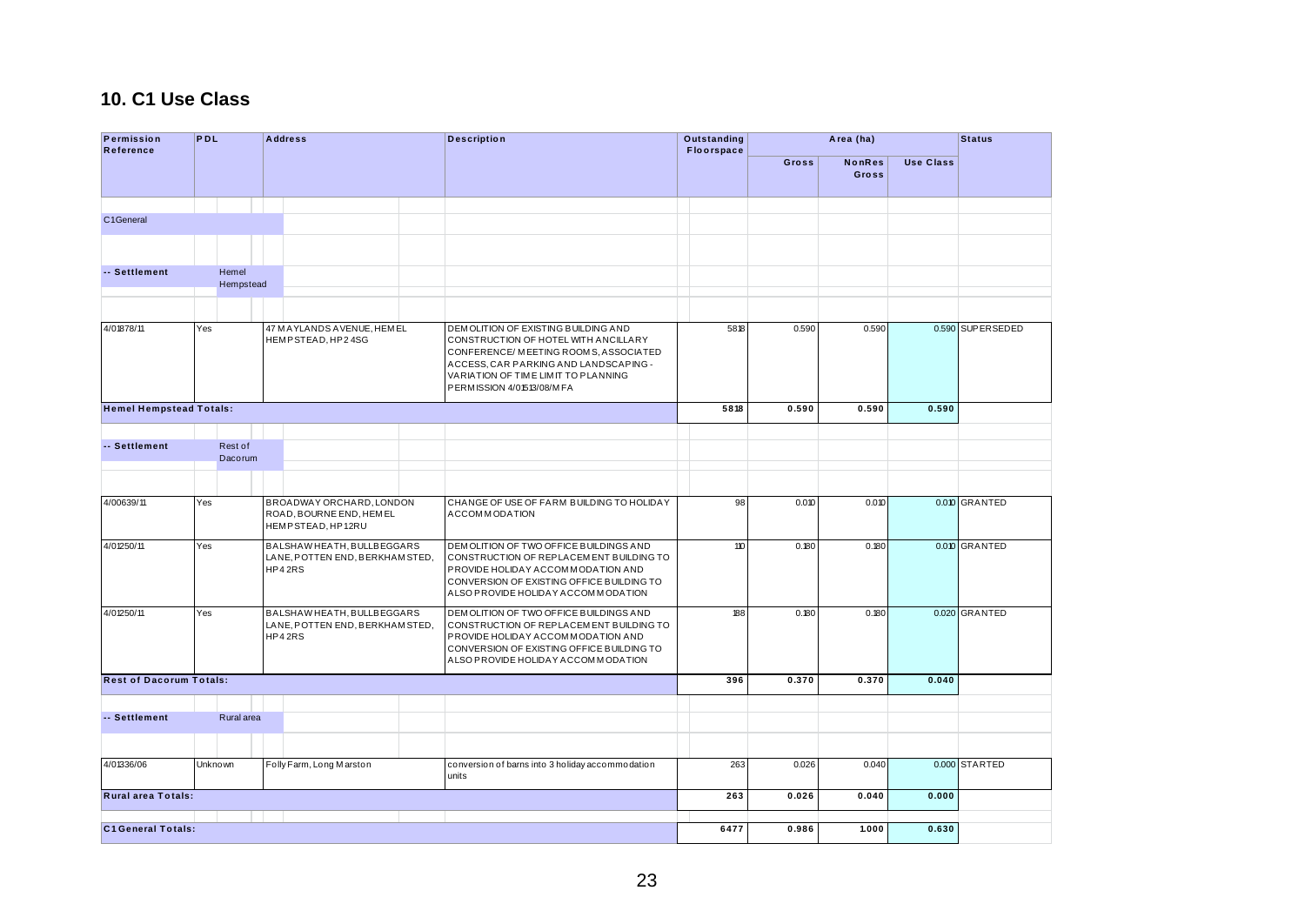## 10. C1 Use Class

| Permission Reference | PDL | Address | Description | Outstanding Floorspace | Area (ha) | | | Status |
|---|---|---|---|---|---|---|---|---|
| | | | | | Gross | NonRes Gross | Use Class | |
| C1General | | | | | | | | |
| -- Settlement | Hemel Hempstead | | | | | | | |
| 4/01878/11 | Yes | 47 MAYLANDS AVENUE, HEMEL HEMPSTEAD, HP2 4SG | DEMOLITION OF EXISTING BUILDING AND CONSTRUCTION OF HOTEL WITH ANCILLARY CONFERENCE/ MEETING ROOMS, ASSOCIATED ACCESS, CAR PARKING AND LANDSCAPING - VARIATION OF TIME LIMIT TO PLANNING PERMISSION 4/01513/08/MFA | 5818 | 0.590 | 0.590 | 0.590 | SUPERSEDED |
| **Hemel Hempstead Totals:** | | | | **5818** | **0.590** | **0.590** | **0.590** | |
| -- Settlement | Rest of Dacorum | | | | | | | |
| 4/00639/11 | Yes | BROADWAY ORCHARD, LONDON ROAD, BOURNE END, HEMEL HEMPSTEAD, HP1 2RU | CHANGE OF USE OF FARM BUILDING TO HOLIDAY ACCOMMODATION | 98 | 0.010 | 0.010 | 0.010 | GRANTED |
| 4/01250/11 | Yes | BALSHAW HEATH, BULLBEGGARS LANE, POTTEN END, BERKHAMSTED, HP4 2RS | DEMOLITION OF TWO OFFICE BUILDINGS AND CONSTRUCTION OF REPLACEMENT BUILDING TO PROVIDE HOLIDAY ACCOMMODATION AND CONVERSION OF EXISTING OFFICE BUILDING TO ALSO PROVIDE HOLIDAY ACCOMMODATION | 110 | 0.180 | 0.180 | 0.010 | GRANTED |
| 4/01250/11 | Yes | BALSHAW HEATH, BULLBEGGARS LANE, POTTEN END, BERKHAMSTED, HP4 2RS | DEMOLITION OF TWO OFFICE BUILDINGS AND CONSTRUCTION OF REPLACEMENT BUILDING TO PROVIDE HOLIDAY ACCOMMODATION AND CONVERSION OF EXISTING OFFICE BUILDING TO ALSO PROVIDE HOLIDAY ACCOMMODATION | 188 | 0.180 | 0.180 | 0.020 | GRANTED |
| **Rest of Dacorum Totals:** | | | | **396** | **0.370** | **0.370** | **0.040** | |
| -- Settlement | Rural area | | | | | | | |
| 4/01336/06 | Unknown | Folly Farm, Long Marston | conversion of barns into 3 holiday accommodation units | 263 | 0.026 | 0.040 | 0.000 | STARTED |
| **Rural area Totals:** | | | | **263** | **0.026** | **0.040** | **0.000** | |
| **C1General Totals:** | | | | **6477** | **0.986** | **1.000** | **0.630** | |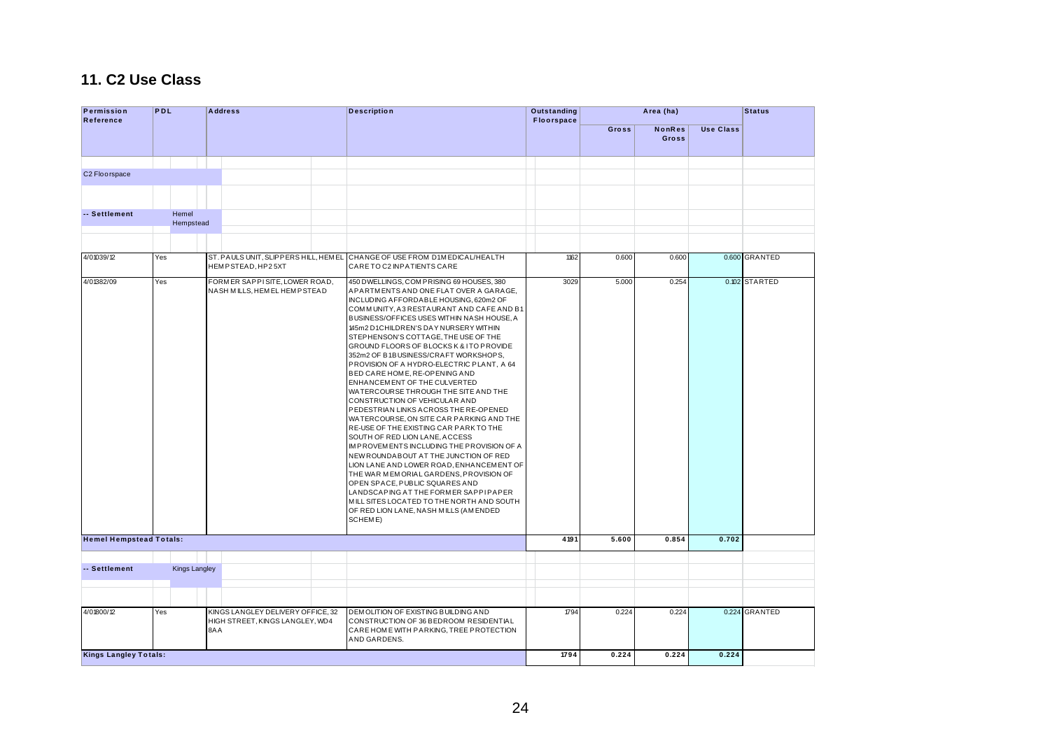## 11. C2 Use Class

| Permission Reference | PDL | Address | Description | Outstanding Floorspace | Area (ha) | | | Status |
|---|---|---|---|---|---|---|---|---|
| | | | | | Gross | NonRes Gross | Use Class | |
| C2 Floorspace | | | | | | | | |
| -- Settlement | Hemel Hempstead | | | | | | | |
| 4/01039/12 | Yes | ST. PAULS UNIT, SLIPPERS HILL, HEMEL HEMPSTEAD, HP2 5XT | CHANGE OF USE FROM D1 MEDICAL/HEALTH CARE TO C2 INPATIENTS CARE | 1162 | 0.600 | 0.600 | 0.600 | GRANTED |
| 4/01382/09 | Yes | FORMER SAPPI SITE, LOWER ROAD, NASH MILLS, HEMEL HEMPSTEAD | 450 DWELLINGS, COMPRISING 69 HOUSES, 380 APARTMENTS AND ONE FLAT OVER A GARAGE, INCLUDING AFFORDABLE HOUSING, 620m2 OF COMMUNITY, A3 RESTAURANT AND CAFE AND B1 BUSINESS/OFFICES USES WITHIN NASH HOUSE, A 145m2 D1 CHILDREN'S DAY NURSERY WITHIN STEPHENSON'S COTTAGE, THE USE OF THE GROUND FLOORS OF BLOCKS K & I TO PROVIDE 352m2 OF B1 BUSINESS/CRAFT WORKSHOPS, PROVISION OF A HYDRO-ELECTRIC PLANT, A 64 BED CARE HOME, RE-OPENING AND ENHANCEMENT OF THE CULVERTED WATERCOURSE THROUGH THE SITE AND THE CONSTRUCTION OF VEHICULAR AND PEDESTRIAN LINKS ACROSS THE RE-OPENED WATERCOURSE, ON SITE CAR PARKING AND THE RE-USE OF THE EXISTING CAR PARK TO THE SOUTH OF RED LION LANE, ACCESS IMPROVEMENTS INCLUDING THE PROVISION OF A NEW ROUNDABOUT AT THE JUNCTION OF RED LION LANE AND LOWER ROAD, ENHANCEMENT OF THE WAR MEMORIAL GARDENS, PROVISION OF OPEN SPACE, PUBLIC SQUARES AND LANDSCAPING AT THE FORMER SAPPI PAPER MILL SITES LOCATED TO THE NORTH AND SOUTH OF RED LION LANE, NASH MILLS (AMENDED SCHEME) | 3029 | 5.000 | 0.254 | 0.102 | STARTED |
| **Hemel Hempstead Totals:** | | | | **4191** | **5.600** | **0.854** | **0.702** | |
| -- Settlement | Kings Langley | | | | | | | |
| 4/01800/12 | Yes | KINGS LANGLEY DELIVERY OFFICE, 32 HIGH STREET, KINGS LANGLEY, WD4 8AA | DEMOLITION OF EXISTING BUILDING AND CONSTRUCTION OF 36 BEDROOM RESIDENTIAL CARE HOME WITH PARKING, TREE PROTECTION AND GARDENS. | 1794 | 0.224 | 0.224 | 0.224 | GRANTED |
| **Kings Langley Totals:** | | | | **1794** | **0.224** | **0.224** | **0.224** | |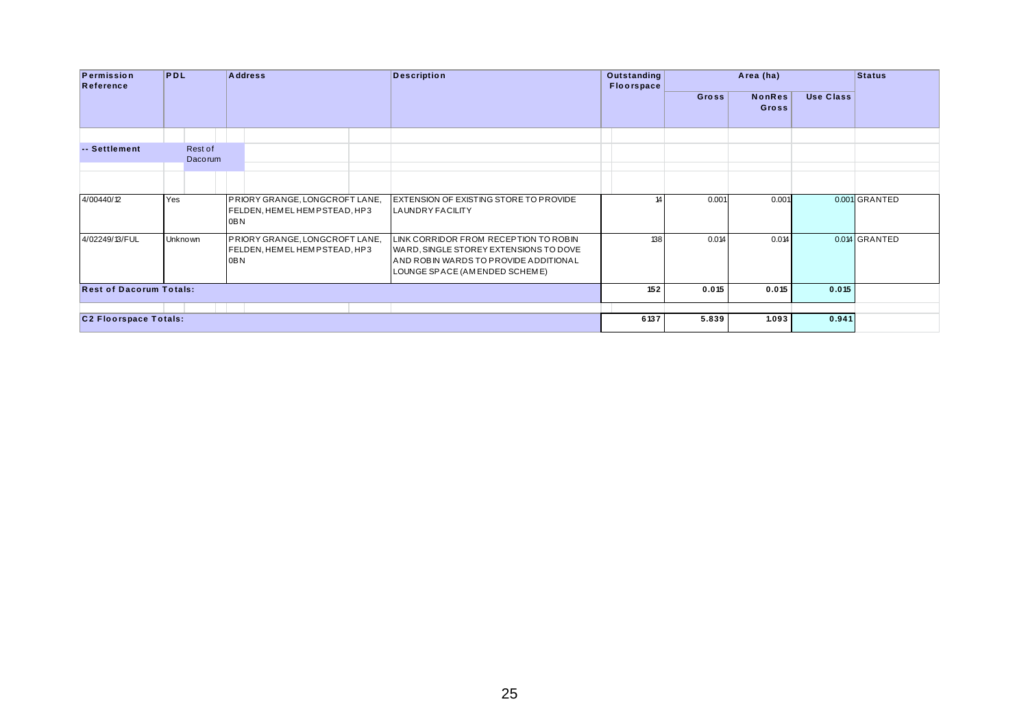| Permission Reference | PDL | Address | Description | Outstanding Floorspace | Area (ha) | | | Status |
|---|---|---|---|---|---|---|---|---|
| | | | | | Gross | NonRes Gross | Use Class | |
| -- Settlement | Rest of Dacorum | | | | | | | |
| 4/00440/12 | Yes | PRIORY GRANGE, LONGCROFT LANE, FELDEN, HEMEL HEMPSTEAD, HP3 0BN | EXTENSION OF EXISTING STORE TO PROVIDE LAUNDRY FACILITY | 14 | 0.001 | 0.001 | 0.001 | GRANTED |
| 4/02249/13/FUL | Unknown | PRIORY GRANGE, LONGCROFT LANE, FELDEN, HEMEL HEMPSTEAD, HP3 0BN | LINK CORRIDOR FROM RECEPTION TO ROBIN WARD, SINGLE STOREY EXTENSIONS TO DOVE AND ROBIN WARDS TO PROVIDE ADDITIONAL LOUNGE SPACE (AMENDED SCHEME) | 138 | 0.014 | 0.014 | 0.014 | GRANTED |
| **Rest of Dacorum Totals:** | | | | **152** | **0.015** | **0.015** | **0.015** | |
| **C2 Floorspace Totals:** | | | | **6137** | **5.839** | **1.093** | **0.941** | |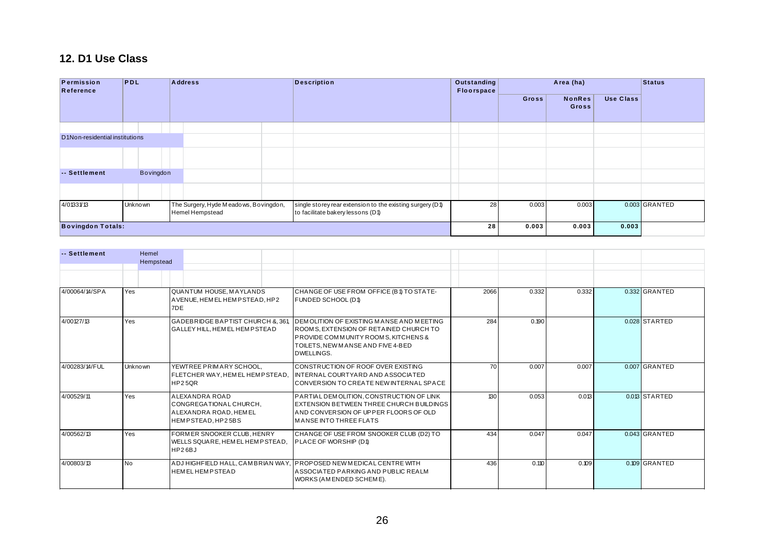## 12. D1 Use Class

| Permission Reference | PDL | Address | Description | Outstanding Floorspace | Area (ha) Gross | Area (ha) NonRes Gross | Area (ha) Use Class | Status |
|---|---|---|---|---|---|---|---|---|
| D1Non-residential institutions | | | | | | | | |
| -- Settlement | Bovingdon | | | | | | | |
| 4/01331/13 | Unknown | The Surgery, Hyde Meadows, Bovingdon, Hemel Hempstead | single storey rear extension to the existing surgery (D1) to facilitate bakery lessons (D1) | 28 | 0.003 | 0.003 | 0.003 | GRANTED |
| **Bovingdon Totals:** | | | | **28** | **0.003** | **0.003** | **0.003** | |
| -- Settlement | Hemel Hempstead | | | | | | | |
| 4/00064/14/SPA | Yes | QUANTUM HOUSE, MAYLANDS AVENUE, HEMEL HEMPSTEAD, HP2 7DE | CHANGE OF USE FROM OFFICE (B1) TO STATE-FUNDED SCHOOL (D1) | 2066 | 0.332 | 0.332 | 0.332 | GRANTED |
| 4/00127/13 | Yes | GADEBRIDGE BAPTIST CHURCH &, 361, GALLEY HILL, HEMEL HEMPSTEAD | DEMOLITION OF EXISTING MANSE AND MEETING ROOMS, EXTENSION OF RETAINED CHURCH TO PROVIDE COMMUNITY ROOMS, KITCHENS & TOILETS, NEW MANSE AND FIVE 4-BED DWELLINGS. | 284 | 0.190 | | 0.028 | STARTED |
| 4/00283/14/FUL | Unknown | YEWTREE PRIMARY SCHOOL, FLETCHER WAY, HEMEL HEMPSTEAD, HP2 5QR | CONSTRUCTION OF ROOF OVER EXISTING INTERNAL COURTYARD AND ASSOCIATED CONVERSION TO CREATE NEW INTERNAL SPACE | 70 | 0.007 | 0.007 | 0.007 | GRANTED |
| 4/00529/11 | Yes | ALEXANDRA ROAD CONGREGATIONAL CHURCH, ALEXANDRA ROAD, HEMEL HEMPSTEAD, HP2 5BS | PARTIAL DEMOLITION, CONSTRUCTION OF LINK EXTENSION BETWEEN THREE CHURCH BUILDINGS AND CONVERSION OF UPPER FLOORS OF OLD MANSE INTO THREE FLATS | 130 | 0.053 | 0.013 | 0.013 | STARTED |
| 4/00562/13 | Yes | FORMER SNOOKER CLUB, HENRY WELLS SQUARE, HEMEL HEMPSTEAD, HP2 6BJ | CHANGE OF USE FROM SNOOKER CLUB (D2) TO PLACE OF WORSHIP (D1) | 434 | 0.047 | 0.047 | 0.043 | GRANTED |
| 4/00803/13 | No | ADJ HIGHFIELD HALL, CAMBRIAN WAY, HEMEL HEMPSTEAD | PROPOSED NEW MEDICAL CENTRE WITH ASSOCIATED PARKING AND PUBLIC REALM WORKS (AMENDED SCHEME). | 436 | 0.110 | 0.109 | 0.109 | GRANTED |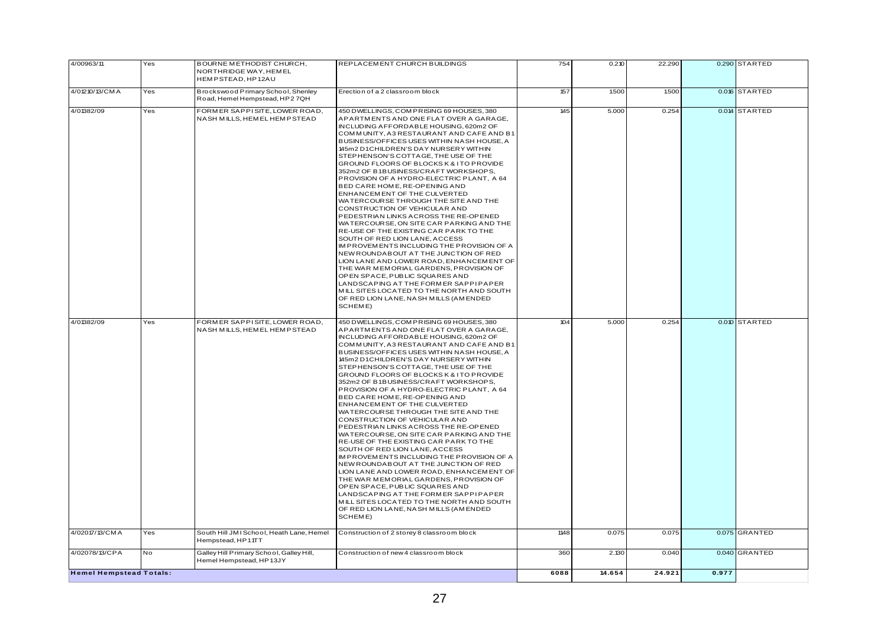| | | | | | | | | |
|---|---|---|---|---|---|---|---|---|
| 4/00963/11 | Yes | BOURNE METHODIST CHURCH, NORTHRIDGE WAY, HEMEL HEMPSTEAD, HP1 2AU | REPLACEMENT CHURCH BUILDINGS | 754 | 0.210 | 22.290 | 0.290 | STARTED |
| 4/01210/13/CMA | Yes | Brockswood Primary School, Shenley Road, Hemel Hempstead, HP2 7QH | Erection of a 2 classroom block | 157 | 1.500 | 1.500 | 0.016 | STARTED |
| 4/01382/09 | Yes | FORMER SAPPI SITE, LOWER ROAD, NASH MILLS, HEMEL HEMPSTEAD | 450 DWELLINGS, COMPRISING 69 HOUSES, 380 APARTMENTS AND ONE FLAT OVER A GARAGE, INCLUDING AFFORDABLE HOUSING, 620m2 OF COMMUNITY, A3 RESTAURANT AND CAFE AND B1 BUSINESS/OFFICES USES WITHIN NASH HOUSE, A 145m2 D1 CHILDREN'S DAY NURSERY WITHIN STEPHENSON'S COTTAGE, THE USE OF THE GROUND FLOORS OF BLOCKS K & I TO PROVIDE 352m2 OF B1 BUSINESS/CRAFT WORKSHOPS, PROVISION OF A HYDRO-ELECTRIC PLANT, A 64 BED CARE HOME, RE-OPENING AND ENHANCEMENT OF THE CULVERTED WATERCOURSE THROUGH THE SITE AND THE CONSTRUCTION OF VEHICULAR AND PEDESTRIAN LINKS ACROSS THE RE-OPENED WATERCOURSE, ON SITE CAR PARKING AND THE RE-USE OF THE EXISTING CAR PARK TO THE SOUTH OF RED LION LANE, ACCESS IMPROVEMENTS INCLUDING THE PROVISION OF A NEW ROUNDABOUT AT THE JUNCTION OF RED LION LANE AND LOWER ROAD, ENHANCEMENT OF THE WAR MEMORIAL GARDENS, PROVISION OF OPEN SPACE, PUBLIC SQUARES AND LANDSCAPING AT THE FORMER SAPPI PAPER MILL SITES LOCATED TO THE NORTH AND SOUTH OF RED LION LANE, NASH MILLS (AMENDED SCHEME) | 145 | 5.000 | 0.254 | 0.014 | STARTED |
| 4/01382/09 | Yes | FORMER SAPPI SITE, LOWER ROAD, NASH MILLS, HEMEL HEMPSTEAD | 450 DWELLINGS, COMPRISING 69 HOUSES, 380 APARTMENTS AND ONE FLAT OVER A GARAGE, INCLUDING AFFORDABLE HOUSING, 620m2 OF COMMUNITY, A3 RESTAURANT AND CAFE AND B1 BUSINESS/OFFICES USES WITHIN NASH HOUSE, A 145m2 D1 CHILDREN'S DAY NURSERY WITHIN STEPHENSON'S COTTAGE, THE USE OF THE GROUND FLOORS OF BLOCKS K & I TO PROVIDE 352m2 OF B1 BUSINESS/CRAFT WORKSHOPS, PROVISION OF A HYDRO-ELECTRIC PLANT, A 64 BED CARE HOME, RE-OPENING AND ENHANCEMENT OF THE CULVERTED WATERCOURSE THROUGH THE SITE AND THE CONSTRUCTION OF VEHICULAR AND PEDESTRIAN LINKS ACROSS THE RE-OPENED WATERCOURSE, ON SITE CAR PARKING AND THE RE-USE OF THE EXISTING CAR PARK TO THE SOUTH OF RED LION LANE, ACCESS IMPROVEMENTS INCLUDING THE PROVISION OF A NEW ROUNDABOUT AT THE JUNCTION OF RED LION LANE AND LOWER ROAD, ENHANCEMENT OF THE WAR MEMORIAL GARDENS, PROVISION OF OPEN SPACE, PUBLIC SQUARES AND LANDSCAPING AT THE FORMER SAPPI PAPER MILL SITES LOCATED TO THE NORTH AND SOUTH OF RED LION LANE, NASH MILLS (AMENDED SCHEME) | 104 | 5.000 | 0.254 | 0.010 | STARTED |
| 4/02017/13/CMA | Yes | South Hill JMI School, Heath Lane, Hemel Hempstead, HP1 1TT | Construction of 2 storey 8 classroom block | 1148 | 0.075 | 0.075 | 0.075 | GRANTED |
| 4/02078/13/CPA | No | Galley Hill Primary School, Galley Hill, Hemel Hempstead, HP1 3JY | Construction of new 4 classroom block | 360 | 2.130 | 0.040 | 0.040 | GRANTED |
| **Hemel Hempstead Totals:** | | | | **6088** | **14.654** | **24.921** | **0.977** | |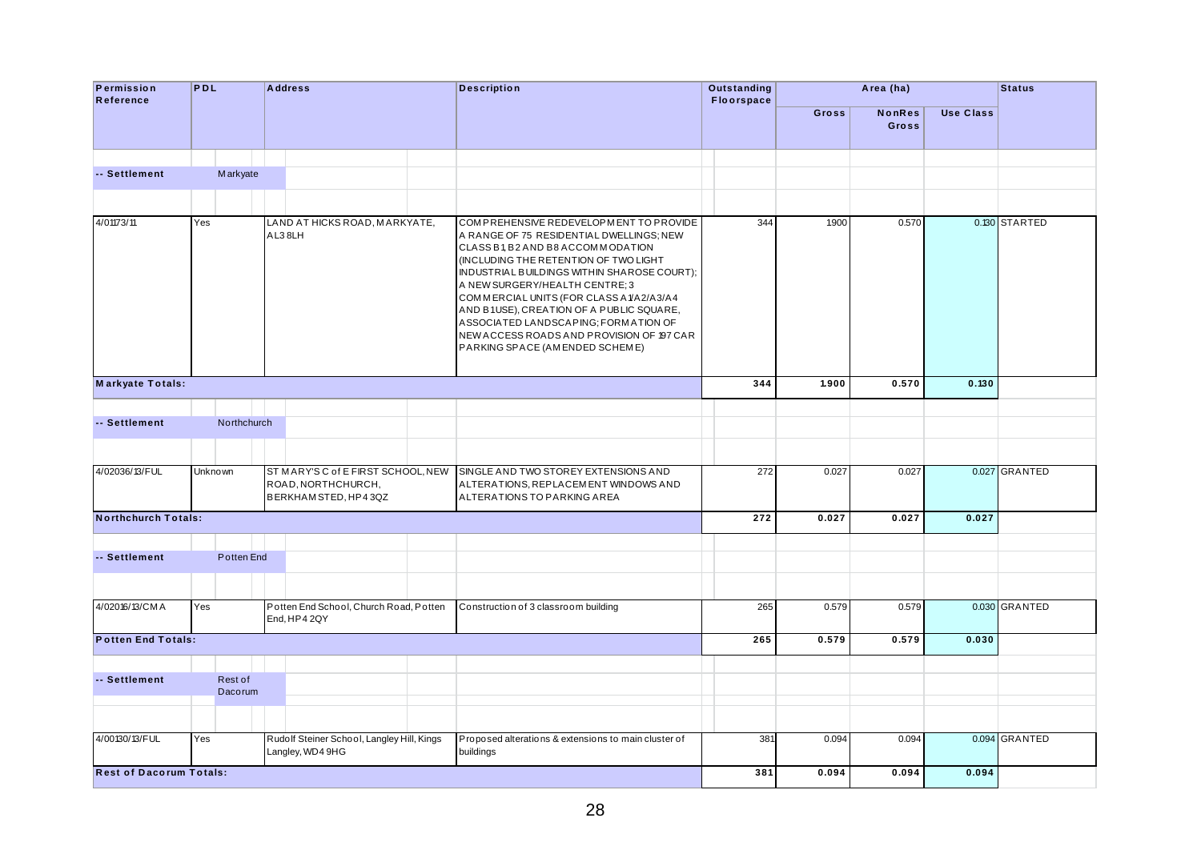| Permission Reference | PDL | Address | Description | Outstanding Floorspace | Area (ha) | | | Status |
|---|---|---|---|---|---|---|---|---|
| | | | | | Gross | NonRes Gross | Use Class | |
| -- Settlement | Markyate | | | | | | | |
| 4/01173/11 | Yes | LAND AT HICKS ROAD, MARKYATE, AL3 8LH | COMPREHENSIVE REDEVELOPMENT TO PROVIDE A RANGE OF 75 RESIDENTIAL DWELLINGS; NEW CLASS B1, B2 AND B8 ACCOMMODATION (INCLUDING THE RETENTION OF TWO LIGHT INDUSTRIAL BUILDINGS WITHIN SHAROSE COURT); A NEW SURGERY/HEALTH CENTRE; 3 COMMERCIAL UNITS (FOR CLASS A1/A2/A3/A4 AND B1USE), CREATION OF A PUBLIC SQUARE, ASSOCIATED LANDSCAPING; FORMATION OF NEW ACCESS ROADS AND PROVISION OF 197 CAR PARKING SPACE (AMENDED SCHEME) | 344 | 1.900 | 0.570 | 0.130 | STARTED |
| **Markyate Totals:** | | | | **344** | **1.900** | **0.570** | **0.130** | |
| -- Settlement | Northchurch | | | | | | | |
| 4/02036/13/FUL | Unknown | ST MARY'S C of E FIRST SCHOOL, NEW ROAD, NORTHCHURCH, BERKHAMSTED, HP4 3QZ | SINGLE AND TWO STOREY EXTENSIONS AND ALTERATIONS, REPLACEMENT WINDOWS AND ALTERATIONS TO PARKING AREA | 272 | 0.027 | 0.027 | 0.027 | GRANTED |
| **Northchurch Totals:** | | | | **272** | **0.027** | **0.027** | **0.027** | |
| -- Settlement | Potten End | | | | | | | |
| 4/02016/13/CMA | Yes | Potten End School, Church Road, Potten End, HP4 2QY | Construction of 3 classroom building | 265 | 0.579 | 0.579 | 0.030 | GRANTED |
| **Potten End Totals:** | | | | **265** | **0.579** | **0.579** | **0.030** | |
| -- Settlement | Rest of Dacorum | | | | | | | |
| 4/00130/13/FUL | Yes | Rudolf Steiner School, Langley Hill, Kings Langley, WD4 9HG | Proposed alterations & extensions to main cluster of buildings | 381 | 0.094 | 0.094 | 0.094 | GRANTED |
| **Rest of Dacorum Totals:** | | | | **381** | **0.094** | **0.094** | **0.094** | |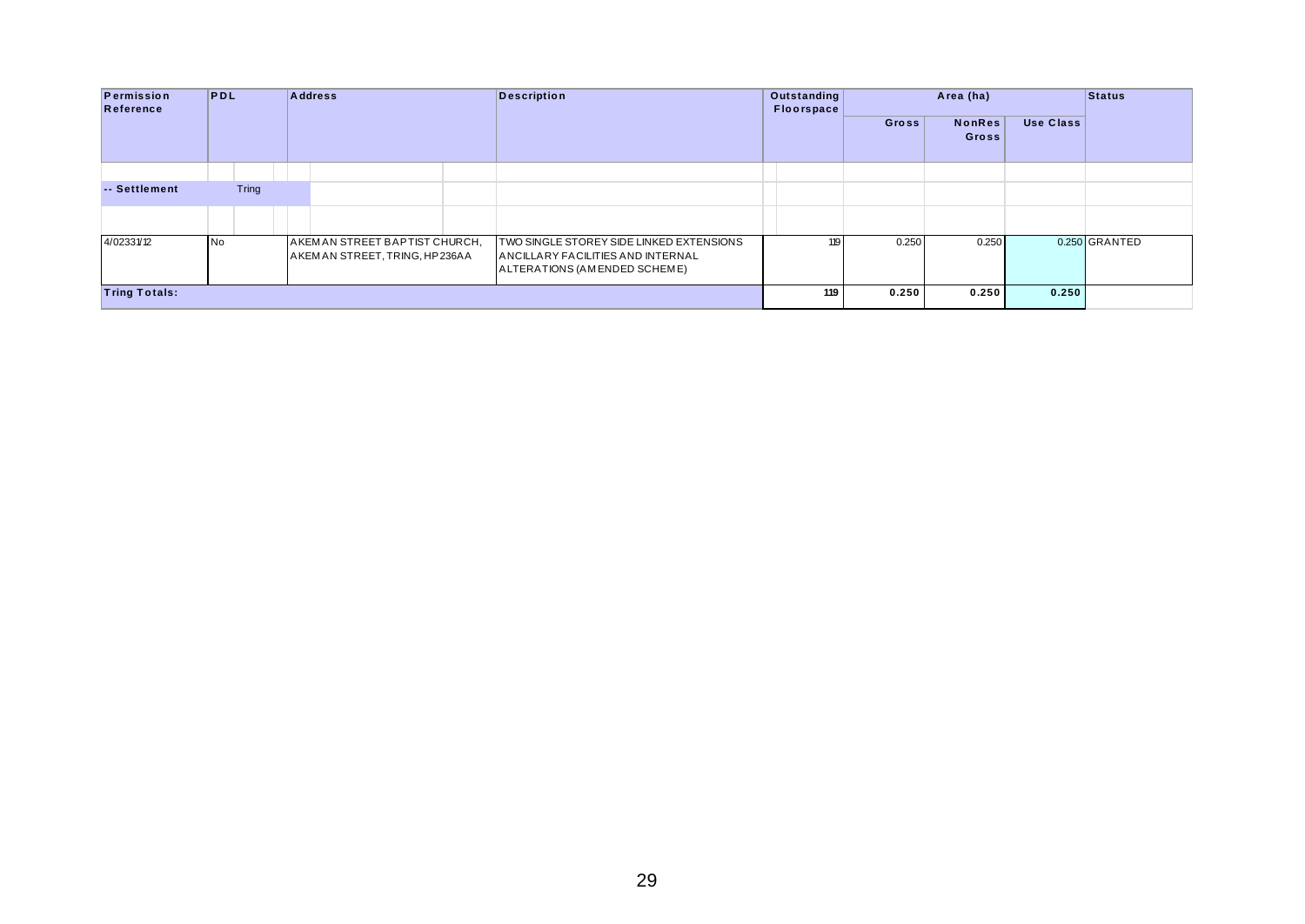| Permission Reference | PDL | Address | Description | Outstanding Floorspace | Area (ha) | | | Status |
|---|---|---|---|---|---|---|---|---|
| | | | | | Gross | NonRes Gross | Use Class | |
| -- Settlement | Tring | | | | | | | |
| 4/02331/12 | No | AKEMAN STREET BAPTIST CHURCH, AKEMAN STREET, TRING, HP236AA | TWO SINGLE STOREY SIDE LINKED EXTENSIONS ANCILLARY FACILITIES AND INTERNAL ALTERATIONS (AMENDED SCHEME) | 119 | 0.250 | 0.250 | 0.250 | GRANTED |
| **Tring Totals:** | | | | **119** | **0.250** | **0.250** | **0.250** | |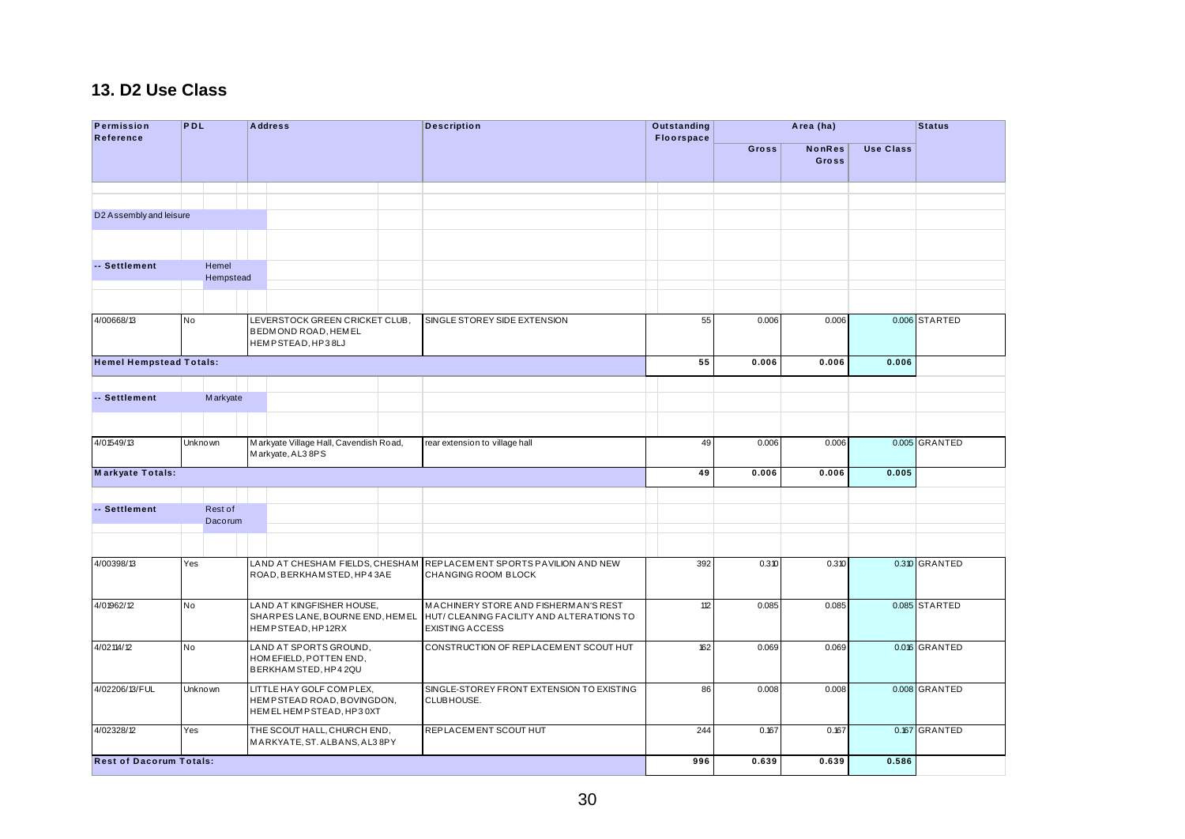## 13. D2 Use Class

| Permission Reference | PDL | Address | Description | Outstanding Floorspace | Area (ha) | | | Status |
|---|---|---|---|---|---|---|---|---|
| | | | | | Gross | NonRes Gross | Use Class | |
| D2 Assembly and leisure | | | | | | | | |
| -- Settlement | Hemel Hempstead | | | | | | | |
| 4/00668/13 | No | LEVERSTOCK GREEN CRICKET CLUB, BEDMOND ROAD, HEMEL HEMPSTEAD, HP3 8LJ | SINGLE STOREY SIDE EXTENSION | 55 | 0.006 | 0.006 | 0.006 | STARTED |
| **Hemel Hempstead Totals:** | | | | **55** | **0.006** | **0.006** | **0.006** | |
| -- Settlement | Markyate | | | | | | | |
| 4/01549/13 | Unknown | Markyate Village Hall, Cavendish Road, Markyate, AL3 8PS | rear extension to village hall | 49 | 0.006 | 0.006 | 0.005 | GRANTED |
| **Markyate Totals:** | | | | **49** | **0.006** | **0.006** | **0.005** | |
| -- Settlement | Rest of Dacorum | | | | | | | |
| 4/00398/13 | Yes | LAND AT CHESHAM FIELDS, CHESHAM ROAD, BERKHAMSTED, HP4 3AE | REPLACEMENT SPORTS PAVILION AND NEW CHANGING ROOM BLOCK | 392 | 0.310 | 0.310 | 0.310 | GRANTED |
| 4/01962/12 | No | LAND AT KINGFISHER HOUSE, SHARPES LANE, BOURNE END, HEMEL HEMPSTEAD, HP1 2RX | MACHINERY STORE AND FISHERMAN'S REST HUT/ CLEANING FACILITY AND ALTERATIONS TO EXISTING ACCESS | 112 | 0.085 | 0.085 | 0.085 | STARTED |
| 4/02114/12 | No | LAND AT SPORTS GROUND, HOMEFIELD, POTTEN END, BERKHAMSTED, HP4 2QU | CONSTRUCTION OF REPLACEMENT SCOUT HUT | 162 | 0.069 | 0.069 | 0.016 | GRANTED |
| 4/02206/13/FUL | Unknown | LITTLE HAY GOLF COMPLEX, HEMPSTEAD ROAD, BOVINGDON, HEMEL HEMPSTEAD, HP3 0XT | SINGLE-STOREY FRONT EXTENSION TO EXISTING CLUBHOUSE. | 86 | 0.008 | 0.008 | 0.008 | GRANTED |
| 4/02328/12 | Yes | THE SCOUT HALL, CHURCH END, MARKYATE, ST. ALBANS, AL3 8PY | REPLACEMENT SCOUT HUT | 244 | 0.167 | 0.167 | 0.167 | GRANTED |
| **Rest of Dacorum Totals:** | | | | **996** | **0.639** | **0.639** | **0.586** | |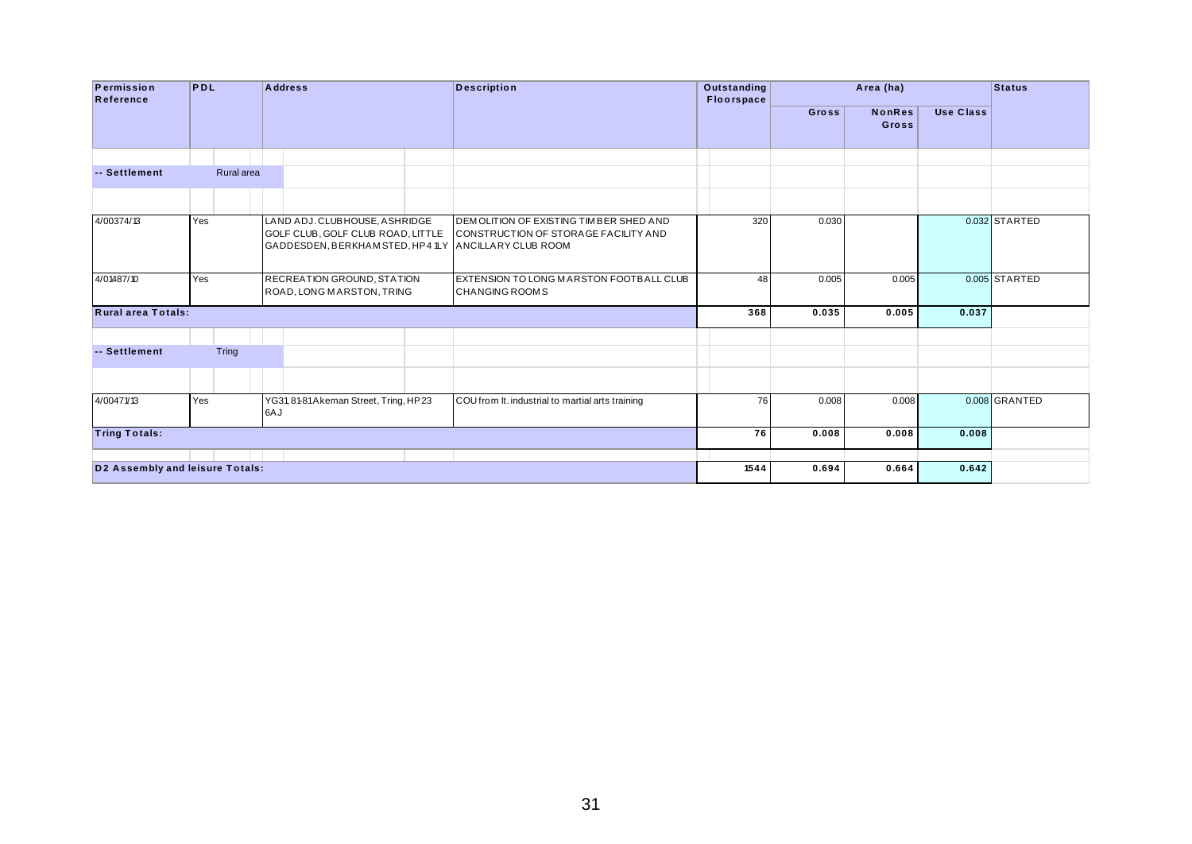| Permission Reference | PDL | Address | Description | Outstanding Floorspace | Area (ha) | | | Status |
|---|---|---|---|---|---|---|---|---|
| | | | | | Gross | NonRes Gross | Use Class | |
| -- Settlement | Rural area | | | | | | | |
| 4/00374/13 | Yes | LAND ADJ. CLUBHOUSE, ASHRIDGE GOLF CLUB, GOLF CLUB ROAD, LITTLE GADDESDEN, BERKHAMSTED, HP4 1LY | DEMOLITION OF EXISTING TIMBER SHED AND CONSTRUCTION OF STORAGE FACILITY AND ANCILLARY CLUB ROOM | 320 | 0.030 | | 0.032 | STARTED |
| 4/01487/10 | Yes | RECREATION GROUND, STATION ROAD, LONG MARSTON, TRING | EXTENSION TO LONG MARSTON FOOTBALL CLUB CHANGING ROOMS | 48 | 0.005 | 0.005 | 0.005 | STARTED |
| **Rural area Totals:** | | | | **368** | **0.035** | **0.005** | **0.037** | |
| -- Settlement | Tring | | | | | | | |
| 4/00471/13 | Yes | YG31, 81-81 Akeman Street, Tring, HP23 6AJ | COU from lt. industrial to martial arts training | 76 | 0.008 | 0.008 | 0.008 | GRANTED |
| **Tring Totals:** | | | | **76** | **0.008** | **0.008** | **0.008** | |
| **D2 Assembly and leisure Totals:** | | | | **1544** | **0.694** | **0.664** | **0.642** | |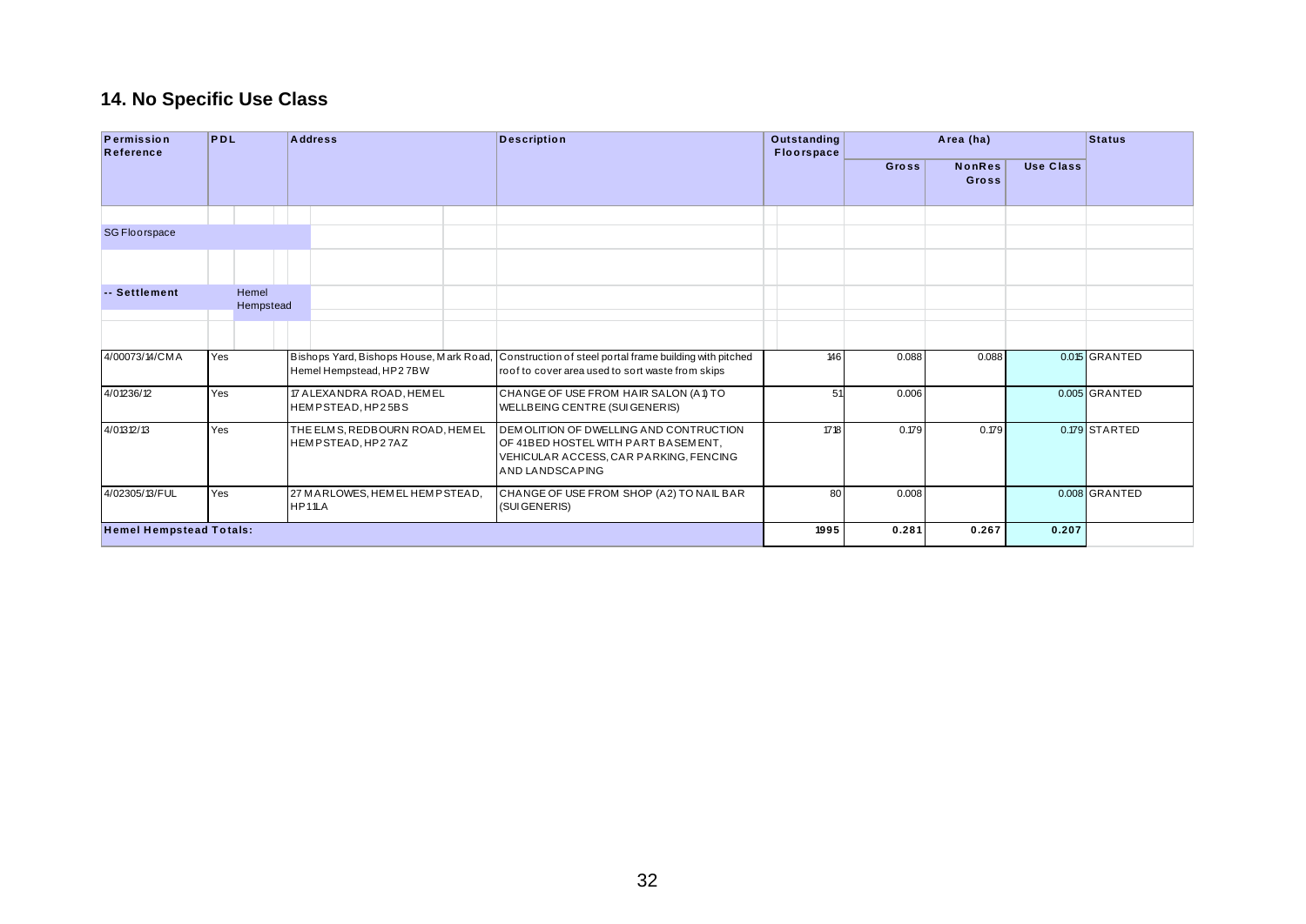## 14. No Specific Use Class

| Permission Reference | PDL | Address | Description | Outstanding Floorspace | Area (ha) | | | Status |
|---|---|---|---|---|---|---|---|---|
| | | | | | Gross | NonRes Gross | Use Class | |
| SG Floorspace | | | | | | | | |
| -- Settlement | Hemel Hempstead | | | | | | | |
| 4/00073/14/CMA | Yes | Bishops Yard, Bishops House, Mark Road, Hemel Hempstead, HP2 7BW | Construction of steel portal frame building with pitched roof to cover area used to sort waste from skips | 146 | 0.088 | 0.088 | 0.015 | GRANTED |
| 4/01236/12 | Yes | 17 ALEXANDRA ROAD, HEMEL HEMPSTEAD, HP2 5BS | CHANGE OF USE FROM HAIR SALON (A1) TO WELLBEING CENTRE (SUI GENERIS) | 51 | 0.006 | | 0.005 | GRANTED |
| 4/01312/13 | Yes | THE ELMS, REDBOURN ROAD, HEMEL HEMPSTEAD, HP2 7AZ | DEMOLITION OF DWELLING AND CONTRUCTION OF 41 BED HOSTEL WITH PART BASEMENT, VEHICULAR ACCESS, CAR PARKING, FENCING AND LANDSCAPING | 1718 | 0.179 | 0.179 | 0.179 | STARTED |
| 4/02305/13/FUL | Yes | 27 MARLOWES, HEMEL HEMPSTEAD, HP1 1LA | CHANGE OF USE FROM SHOP (A2) TO NAIL BAR (SUI GENERIS) | 80 | 0.008 | | 0.008 | GRANTED |
| **Hemel Hempstead Totals:** | | | | **1995** | **0.281** | **0.267** | **0.207** | |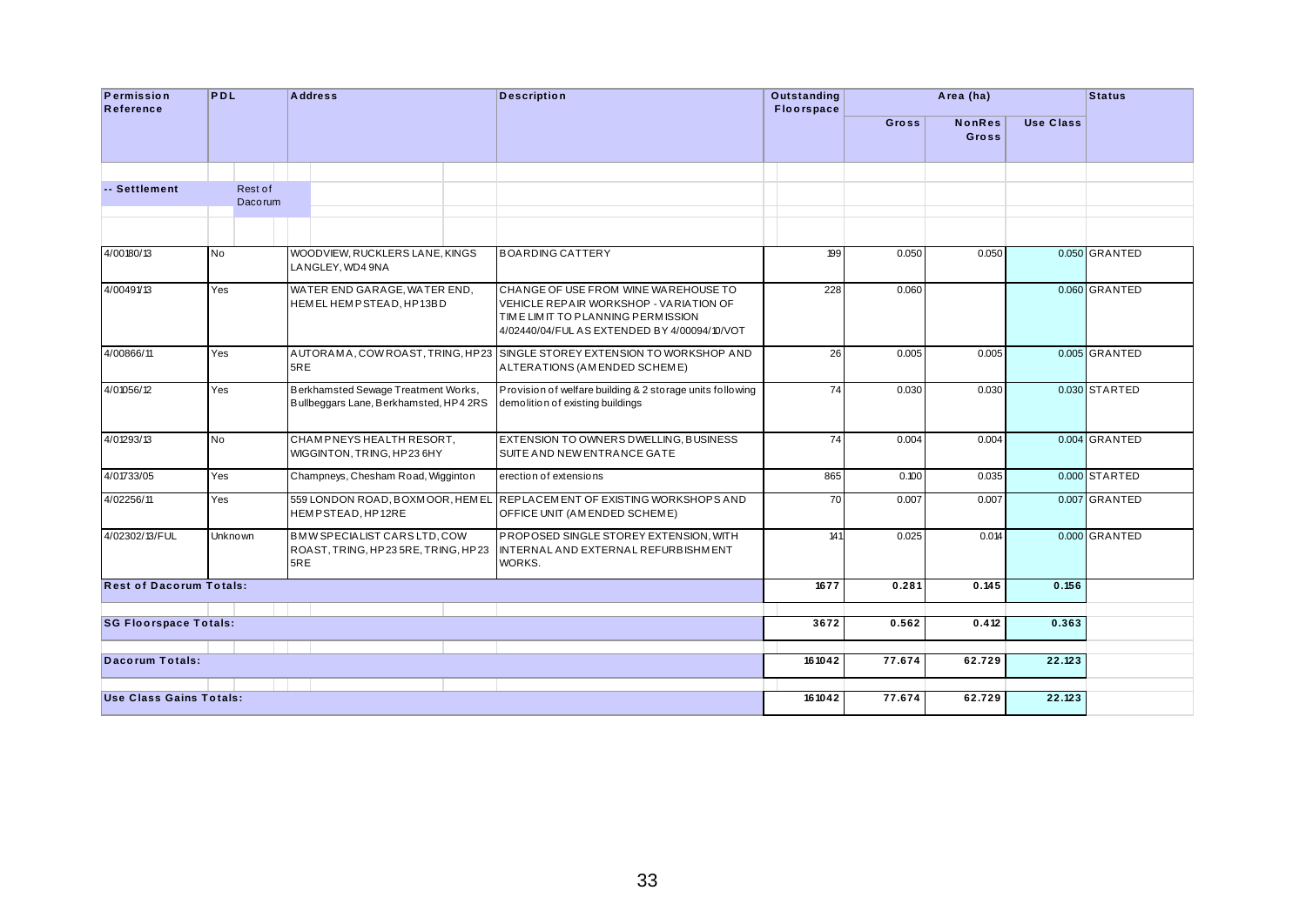| Permission Reference | PDL | Address | Description | Outstanding Floorspace | Area (ha) | | | Status |
|---|---|---|---|---|---|---|---|---|
| | | | | | Gross | NonRes Gross | Use Class | |
| -- Settlement | Rest of Dacorum | | | | | | | |
| 4/00180/13 | No | WOODVIEW, RUCKLERS LANE, KINGS LANGLEY, WD4 9NA | BOARDING CATTERY | 199 | 0.050 | 0.050 | 0.050 | GRANTED |
| 4/00491/13 | Yes | WATER END GARAGE, WATER END, HEMEL HEMPSTEAD, HP1 3BD | CHANGE OF USE FROM WINE WAREHOUSE TO VEHICLE REPAIR WORKSHOP - VARIATION OF TIME LIMIT TO PLANNING PERMISSION 4/02440/04/FUL AS EXTENDED BY 4/00094/10/VOT | 228 | 0.060 | | 0.060 | GRANTED |
| 4/00866/11 | Yes | AUTORAMA, COW ROAST, TRING, HP23 5RE | SINGLE STOREY EXTENSION TO WORKSHOP AND ALTERATIONS (AMENDED SCHEME) | 26 | 0.005 | 0.005 | 0.005 | GRANTED |
| 4/01056/12 | Yes | Berkhamsted Sewage Treatment Works, Bullbeggars Lane, Berkhamsted, HP4 2RS | Provision of welfare building & 2 storage units following demolition of existing buildings | 74 | 0.030 | 0.030 | 0.030 | STARTED |
| 4/01293/13 | No | CHAMPNEYS HEALTH RESORT, WIGGINTON, TRING, HP23 6HY | EXTENSION TO OWNERS DWELLING, BUSINESS SUITE AND NEW ENTRANCE GATE | 74 | 0.004 | 0.004 | 0.004 | GRANTED |
| 4/01733/05 | Yes | Champneys, Chesham Road, Wigginton | erection of extensions | 865 | 0.100 | 0.035 | 0.000 | STARTED |
| 4/02256/11 | Yes | 559 LONDON ROAD, BOXMOOR, HEMEL HEMPSTEAD, HP1 2RE | REPLACEMENT OF EXISTING WORKSHOPS AND OFFICE UNIT (AMENDED SCHEME) | 70 | 0.007 | 0.007 | 0.007 | GRANTED |
| 4/02302/13/FUL | Unknown | BMW SPECIALIST CARS LTD, COW ROAST, TRING, HP23 5RE, TRING, HP23 5RE | PROPOSED SINGLE STOREY EXTENSION, WITH INTERNAL AND EXTERNAL REFURBISHMENT WORKS. | 141 | 0.025 | 0.014 | 0.000 | GRANTED |
| **Rest of Dacorum Totals:** | | | | **1677** | **0.281** | **0.145** | **0.156** | |
| **SG Floorspace Totals:** | | | | **3672** | **0.562** | **0.412** | **0.363** | |
| **Dacorum Totals:** | | | | **161042** | **77.674** | **62.729** | **22.123** | |
| **Use Class Gains Totals:** | | | | **161042** | **77.674** | **62.729** | **22.123** | |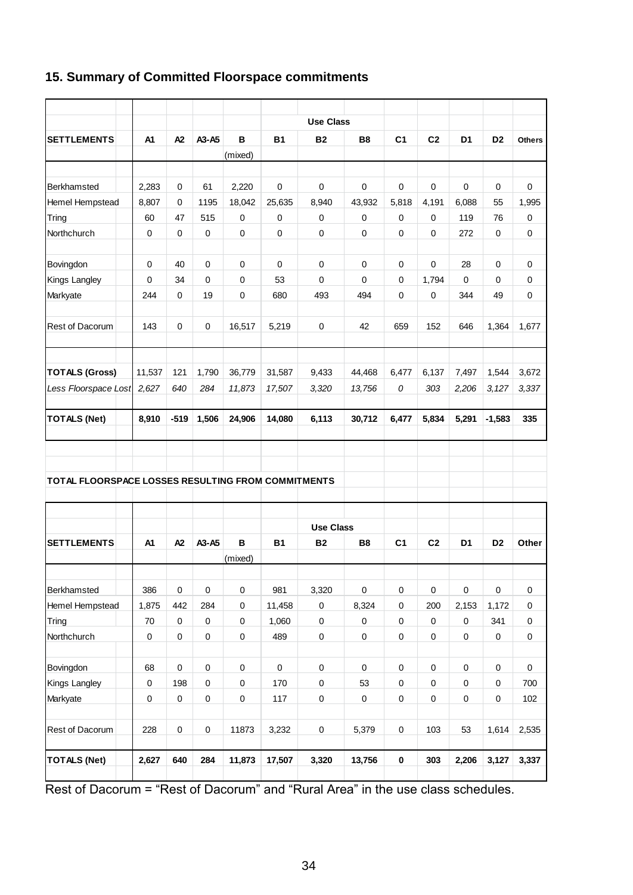## 15. Summary of Committed Floorspace commitments

| SETTLEMENTS | A1 | A2 | A3-A5 | B (mixed) | B1 | B2 | B8 | C1 | C2 | D1 | D2 | Others |
|---|---|---|---|---|---|---|---|---|---|---|---|---|
| | | | | | Use Class | | | | | | | |
| Berkhamsted | 2,283 | 0 | 61 | 2,220 | 0 | 0 | 0 | 0 | 0 | 0 | 0 | 0 |
| Hemel Hempstead | 8,807 | 0 | 1195 | 18,042 | 25,635 | 8,940 | 43,932 | 5,818 | 4,191 | 6,088 | 55 | 1,995 |
| Tring | 60 | 47 | 515 | 0 | 0 | 0 | 0 | 0 | 0 | 119 | 76 | 0 |
| Northchurch | 0 | 0 | 0 | 0 | 0 | 0 | 0 | 0 | 0 | 272 | 0 | 0 |
| Bovingdon | 0 | 40 | 0 | 0 | 0 | 0 | 0 | 0 | 0 | 28 | 0 | 0 |
| Kings Langley | 0 | 34 | 0 | 0 | 53 | 0 | 0 | 0 | 1,794 | 0 | 0 | 0 |
| Markyate | 244 | 0 | 19 | 0 | 680 | 493 | 494 | 0 | 0 | 344 | 49 | 0 |
| Rest of Dacorum | 143 | 0 | 0 | 16,517 | 5,219 | 0 | 42 | 659 | 152 | 646 | 1,364 | 1,677 |
| **TOTALS (Gross)** | 11,537 | 121 | 1,790 | 36,779 | 31,587 | 9,433 | 44,468 | 6,477 | 6,137 | 7,497 | 1,544 | 3,672 |
| *Less Floorspace Lost* | *2,627* | *640* | *284* | *11,873* | *17,507* | *3,320* | *13,756* | *0* | *303* | *2,206* | *3,127* | *3,337* |
| **TOTALS (Net)** | **8,910** | **-519** | **1,506** | **24,906** | **14,080** | **6,113** | **30,712** | **6,477** | **5,834** | **5,291** | **-1,583** | **335** |

### TOTAL FLOORSPACE LOSSES RESULTING FROM COMMITMENTS

| SETTLEMENTS | A1 | A2 | A3-A5 | B (mixed) | B1 | B2 | B8 | C1 | C2 | D1 | D2 | Other |
|---|---|---|---|---|---|---|---|---|---|---|---|---|
| | | | | | Use Class | | | | | | | |
| Berkhamsted | 386 | 0 | 0 | 0 | 981 | 3,320 | 0 | 0 | 0 | 0 | 0 | 0 |
| Hemel Hempstead | 1,875 | 442 | 284 | 0 | 11,458 | 0 | 8,324 | 0 | 200 | 2,153 | 1,172 | 0 |
| Tring | 70 | 0 | 0 | 0 | 1,060 | 0 | 0 | 0 | 0 | 0 | 341 | 0 |
| Northchurch | 0 | 0 | 0 | 0 | 489 | 0 | 0 | 0 | 0 | 0 | 0 | 0 |
| Bovingdon | 68 | 0 | 0 | 0 | 0 | 0 | 0 | 0 | 0 | 0 | 0 | 0 |
| Kings Langley | 0 | 198 | 0 | 0 | 170 | 0 | 53 | 0 | 0 | 0 | 0 | 700 |
| Markyate | 0 | 0 | 0 | 0 | 117 | 0 | 0 | 0 | 0 | 0 | 0 | 102 |
| Rest of Dacorum | 228 | 0 | 0 | 11873 | 3,232 | 0 | 5,379 | 0 | 103 | 53 | 1,614 | 2,535 |
| **TOTALS (Net)** | **2,627** | **640** | **284** | **11,873** | **17,507** | **3,320** | **13,756** | **0** | **303** | **2,206** | **3,127** | **3,337** |

Rest of Dacorum = "Rest of Dacorum" and "Rural Area" in the use class schedules.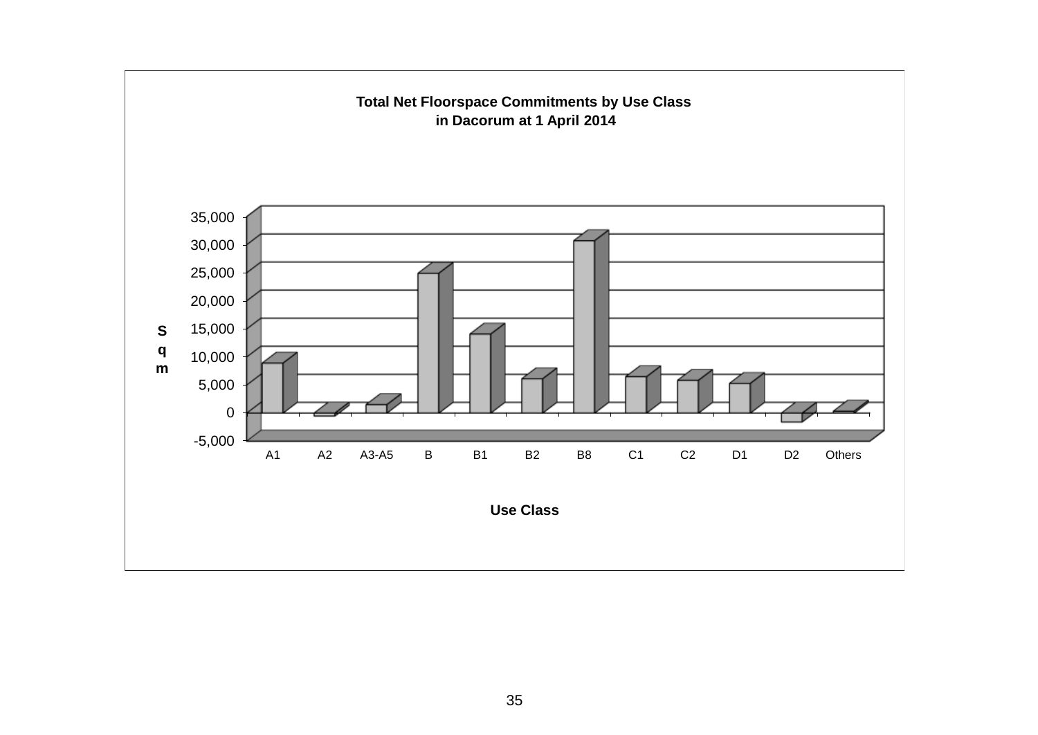**Total Net Floorspace Commitments by Use Class in Dacorum at 1 April 2014**

S q m

35,000
30,000
25,000
20,000
15,000
10,000
5,000
0
-5,000

A1 A2 A3-A5 B B1 B2 B8 C1 C2 D1 D2 Others

Use Class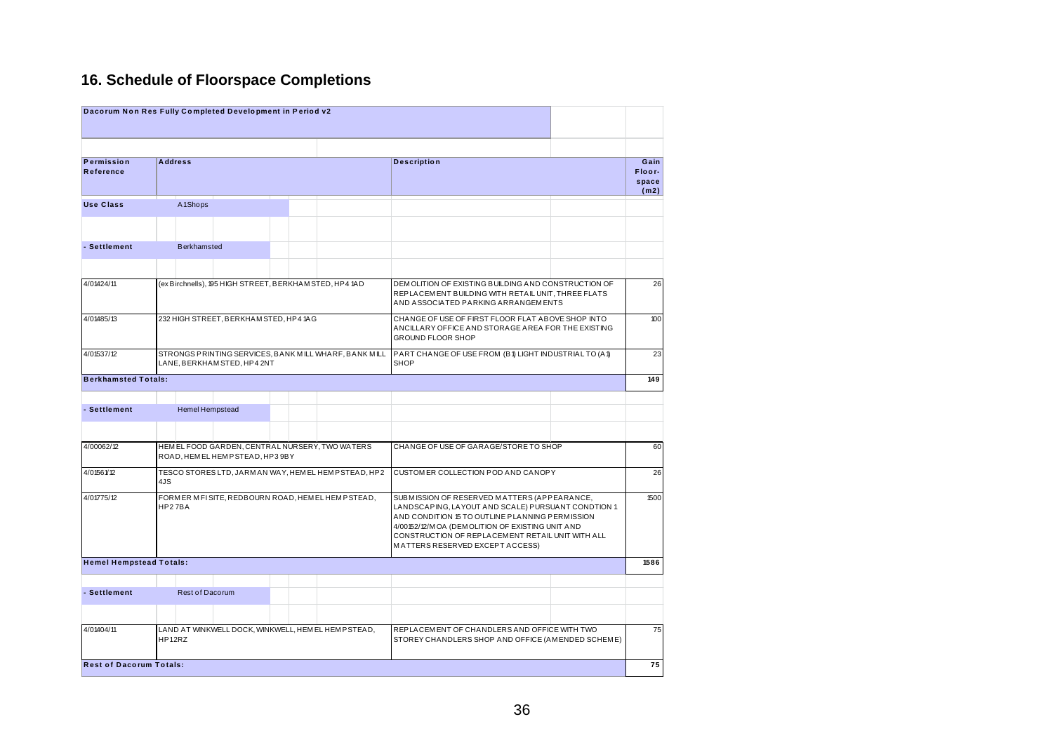## 16. Schedule of Floorspace Completions

| Dacorum Non Res Fully Completed Development in Period v2 | | | |
|---|---|---|---|
| **Permission Reference** | **Address** | **Description** | **Gain Floor-space (m2)** |
| **Use Class** | A1Shops | | |
| **- Settlement** | Berkhamsted | | |
| 4/01424/11 | (ex Birchnells), 195 HIGH STREET, BERKHAMSTED, HP4 1AD | DEMOLITION OF EXISTING BUILDING AND CONSTRUCTION OF REPLACEMENT BUILDING WITH RETAIL UNIT, THREE FLATS AND ASSOCIATED PARKING ARRANGEMENTS | 26 |
| 4/01485/13 | 232 HIGH STREET, BERKHAMSTED, HP4 1AG | CHANGE OF USE OF FIRST FLOOR FLAT ABOVE SHOP INTO ANCILLARY OFFICE AND STORAGE AREA FOR THE EXISTING GROUND FLOOR SHOP | 100 |
| 4/01537/12 | STRONGS PRINTING SERVICES, BANK MILL WHARF, BANK MILL LANE, BERKHAMSTED, HP4 2NT | PART CHANGE OF USE FROM (B1) LIGHT INDUSTRIAL TO (A1) SHOP | 23 |
| **Berkhamsted Totals:** | | | **149** |
| **- Settlement** | Hemel Hempstead | | |
| 4/00062/12 | HEMEL FOOD GARDEN, CENTRAL NURSERY, TWO WATERS ROAD, HEMEL HEMPSTEAD, HP3 9BY | CHANGE OF USE OF GARAGE/STORE TO SHOP | 60 |
| 4/01561/12 | TESCO STORES LTD, JARMAN WAY, HEMEL HEMPSTEAD, HP2 4JS | CUSTOMER COLLECTION POD AND CANOPY | 26 |
| 4/01775/12 | FORMER MFI SITE, REDBOURN ROAD, HEMEL HEMPSTEAD, HP2 7BA | SUBMISSION OF RESERVED MATTERS (APPEARANCE, LANDSCAPING, LAYOUT AND SCALE) PURSUANT CONDTION 1 AND CONDITION 15 TO OUTLINE PLANNING PERMISSION 4/00152/12/MOA (DEMOLITION OF EXISTING UNIT AND CONSTRUCTION OF REPLACEMENT RETAIL UNIT WITH ALL MATTERS RESERVED EXCEPT ACCESS) | 1500 |
| **Hemel Hempstead Totals:** | | | **1586** |
| **- Settlement** | Rest of Dacorum | | |
| 4/01404/11 | LAND AT WINKWELL DOCK, WINKWELL, HEMEL HEMPSTEAD, HP1 2RZ | REPLACEMENT OF CHANDLERS AND OFFICE WITH TWO STOREY CHANDLERS SHOP AND OFFICE (AMENDED SCHEME) | 75 |
| **Rest of Dacorum Totals:** | | | **75** |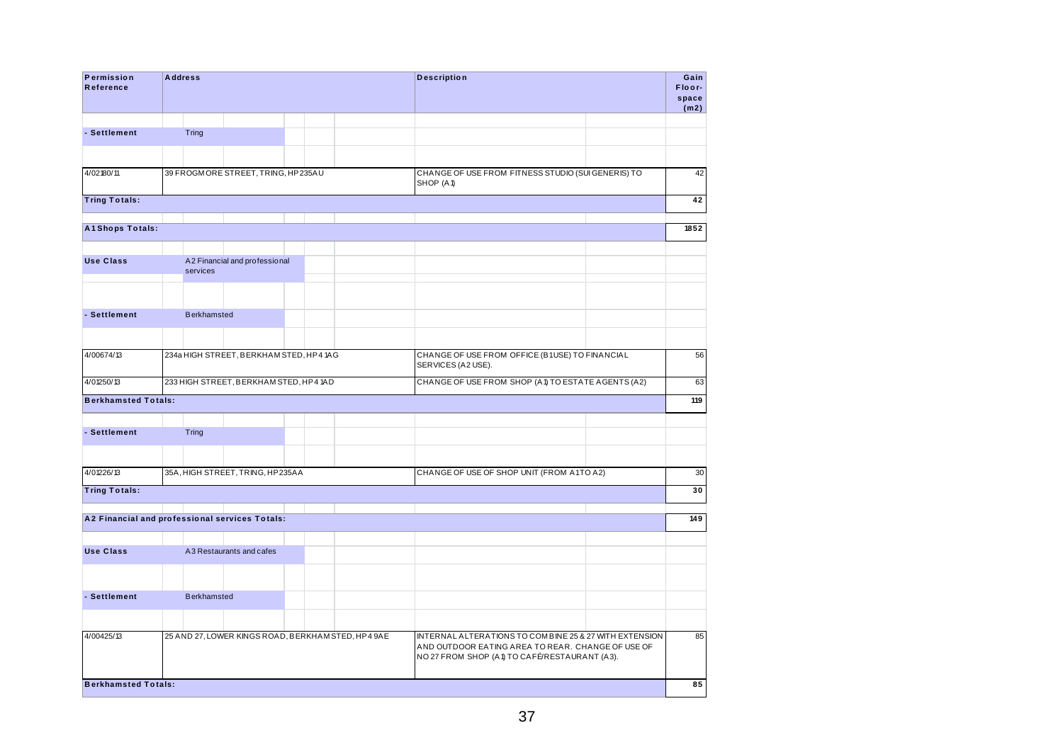| Permission Reference | Address | Description | Gain Floor-space (m2) |
|---|---|---|---|
| - Settlement | Tring | | |
| 4/02180/11 | 39 FROGMORE STREET, TRING, HP23 5AU | CHANGE OF USE FROM FITNESS STUDIO (SUI GENERIS) TO SHOP (A1) | 42 |
| **Tring Totals:** | | | **42** |
| **A1 Shops Totals:** | | | **1852** |
| **Use Class** | A2 Financial and professional services | | |
| - Settlement | Berkhamsted | | |
| 4/00674/13 | 234a HIGH STREET, BERKHAMSTED, HP4 1AG | CHANGE OF USE FROM OFFICE (B1 USE) TO FINANCIAL SERVICES (A2 USE). | 56 |
| 4/01250/13 | 233 HIGH STREET, BERKHAMSTED, HP4 1AD | CHANGE OF USE FROM SHOP (A1) TO ESTATE AGENTS (A2) | 63 |
| **Berkhamsted Totals:** | | | **119** |
| - Settlement | Tring | | |
| 4/01226/13 | 35A, HIGH STREET, TRING, HP23 5AA | CHANGE OF USE OF SHOP UNIT (FROM A1 TO A2) | 30 |
| **Tring Totals:** | | | **30** |
| **A2 Financial and professional services Totals:** | | | **149** |
| **Use Class** | A3 Restaurants and cafes | | |
| - Settlement | Berkhamsted | | |
| 4/00425/13 | 25 AND 27, LOWER KINGS ROAD, BERKHAMSTED, HP4 9AE | INTERNAL ALTERATIONS TO COMBINE 25 & 27 WITH EXTENSION AND OUTDOOR EATING AREA TO REAR. CHANGE OF USE OF NO 27 FROM SHOP (A1) TO CAFÉ/RESTAURANT (A3). | 85 |
| **Berkhamsted Totals:** | | | **85** |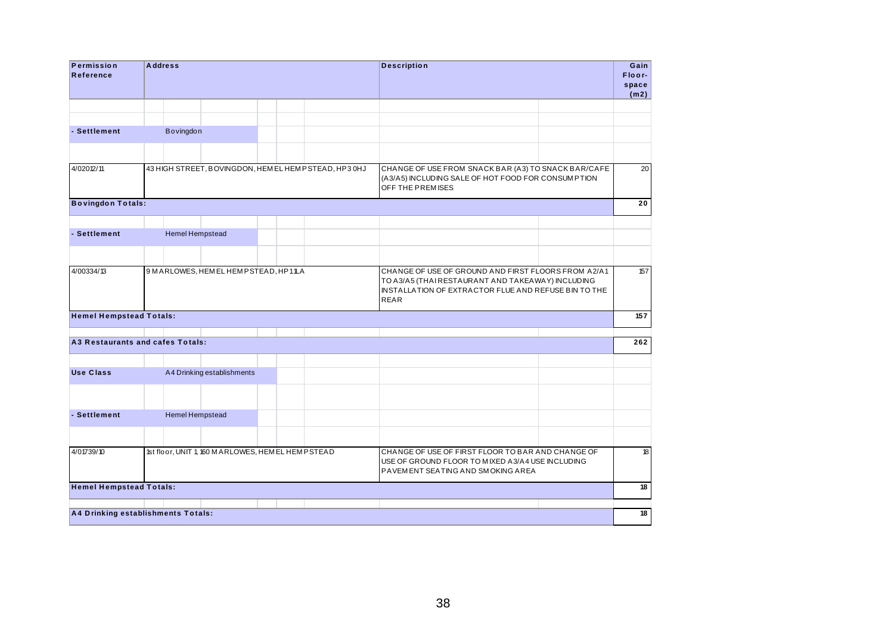| Permission Reference | Address | Description | Gain Floor-space (m2) |
|---|---|---|---|
| - Settlement | Bovingdon | | |
| 4/02012/11 | 43 HIGH STREET, BOVINGDON, HEMEL HEMPSTEAD, HP3 0HJ | CHANGE OF USE FROM SNACK BAR (A3) TO SNACK BAR/CAFE (A3/A5) INCLUDING SALE OF HOT FOOD FOR CONSUMPTION OFF THE PREMISES | 20 |
| **Bovingdon Totals:** | | | **20** |
| - Settlement | Hemel Hempstead | | |
| 4/00334/13 | 9 MARLOWES, HEMEL HEMPSTEAD, HP1 1LA | CHANGE OF USE OF GROUND AND FIRST FLOORS FROM A2/A1 TO A3/A5 (THAI RESTAURANT AND TAKEAWAY) INCLUDING INSTALLATION OF EXTRACTOR FLUE AND REFUSE BIN TO THE REAR | 157 |
| **Hemel Hempstead Totals:** | | | **157** |
| **A3 Restaurants and cafes Totals:** | | | **262** |
| **Use Class** | A4 Drinking establishments | | |
| - Settlement | Hemel Hempstead | | |
| 4/01739/10 | 1st floor, UNIT 1, 160 MARLOWES, HEMEL HEMPSTEAD | CHANGE OF USE OF FIRST FLOOR TO BAR AND CHANGE OF USE OF GROUND FLOOR TO MIXED A3/A4 USE INCLUDING PAVEMENT SEATING AND SMOKING AREA | 18 |
| **Hemel Hempstead Totals:** | | | **18** |
| **A4 Drinking establishments Totals:** | | | **18** |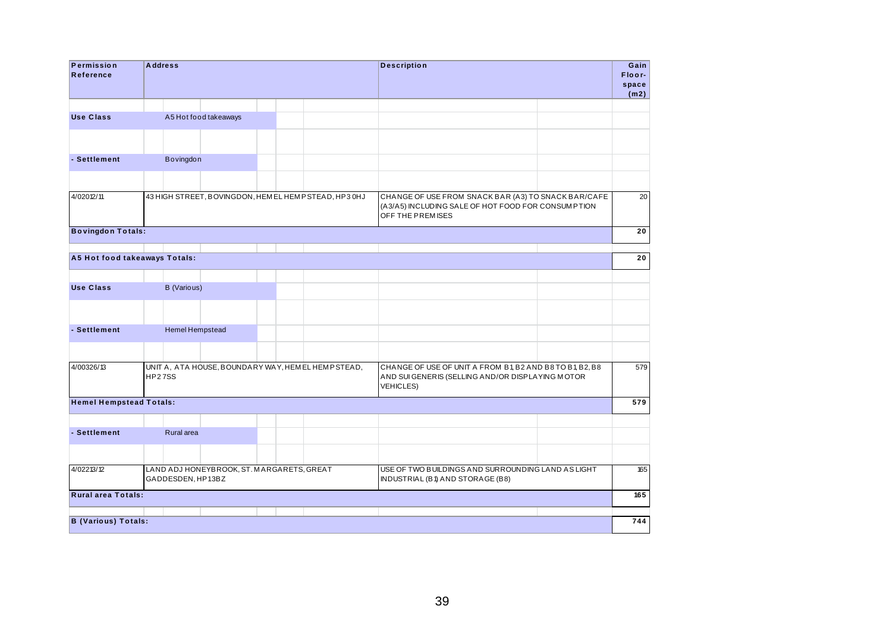| Permission Reference | Address | Description | Gain Floor-space (m2) |
|---|---|---|---|
| **Use Class** | A5 Hot food takeaways | | |
| **- Settlement** | Bovingdon | | |
| 4/02012/11 | 43 HIGH STREET, BOVINGDON, HEMEL HEMPSTEAD, HP3 0HJ | CHANGE OF USE FROM SNACK BAR (A3) TO SNACK BAR/CAFE (A3/A5) INCLUDING SALE OF HOT FOOD FOR CONSUMPTION OFF THE PREMISES | 20 |
| **Bovingdon Totals:** | | | **20** |
| **A5 Hot food takeaways Totals:** | | | **20** |
| **Use Class** | B (Various) | | |
| **- Settlement** | Hemel Hempstead | | |
| 4/00326/13 | UNIT A, ATA HOUSE, BOUNDARY WAY, HEMEL HEMPSTEAD, HP2 7SS | CHANGE OF USE OF UNIT A FROM B1, B2 AND B8 TO B1, B2, B8 AND SUI GENERIS (SELLING AND/OR DISPLAYING MOTOR VEHICLES) | 579 |
| **Hemel Hempstead Totals:** | | | **579** |
| **- Settlement** | Rural area | | |
| 4/02213/12 | LAND ADJ HONEYBROOK, ST. MARGARETS, GREAT GADDESDEN, HP1 3BZ | USE OF TWO BUILDINGS AND SURROUNDING LAND AS LIGHT INDUSTRIAL (B1) AND STORAGE (B8) | 165 |
| **Rural area Totals:** | | | **165** |
| **B (Various) Totals:** | | | **744** |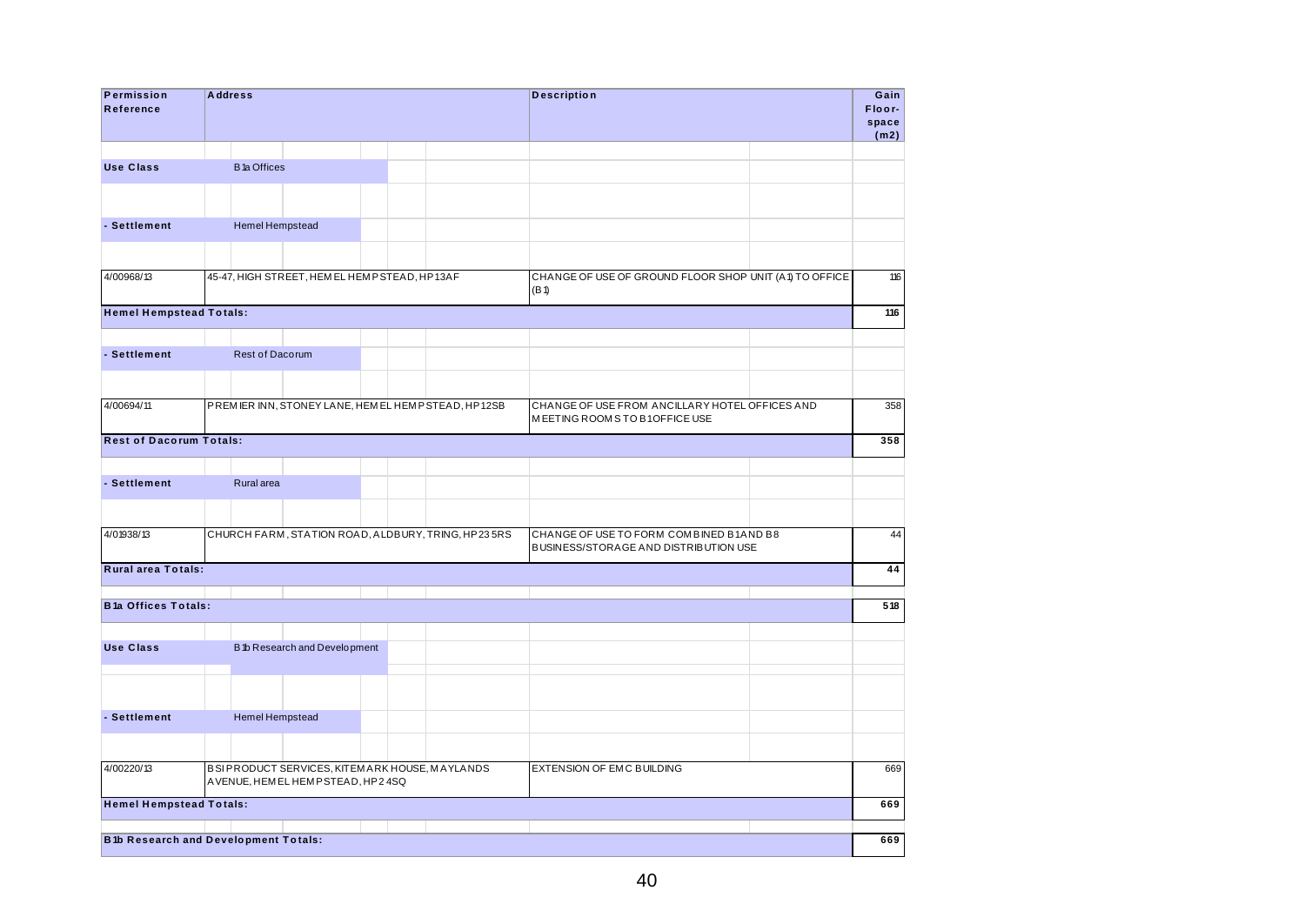| Permission Reference | Address | Description | Gain Floor-space (m2) |
|---|---|---|---|
| **Use Class** | B1a Offices | | |
| **- Settlement** | Hemel Hempstead | | |
| 4/00968/13 | 45-47, HIGH STREET, HEMEL HEMPSTEAD, HP1 3AF | CHANGE OF USE OF GROUND FLOOR SHOP UNIT (A1) TO OFFICE (B1) | 116 |
| **Hemel Hempstead Totals:** | | | **116** |
| **- Settlement** | Rest of Dacorum | | |
| 4/00694/11 | PREMIER INN, STONEY LANE, HEMEL HEMPSTEAD, HP1 2SB | CHANGE OF USE FROM ANCILLARY HOTEL OFFICES AND MEETING ROOMS TO B1 OFFICE USE | 358 |
| **Rest of Dacorum Totals:** | | | **358** |
| **- Settlement** | Rural area | | |
| 4/01938/13 | CHURCH FARM, STATION ROAD, ALDBURY, TRING, HP23 5RS | CHANGE OF USE TO FORM COMBINED B1 AND B8 BUSINESS/STORAGE AND DISTRIBUTION USE | 44 |
| **Rural area Totals:** | | | **44** |
| **B1a Offices Totals:** | | | **518** |
| **Use Class** | B1b Research and Development | | |
| **- Settlement** | Hemel Hempstead | | |
| 4/00220/13 | BSI PRODUCT SERVICES, KITEMARK HOUSE, MAYLANDS AVENUE, HEMEL HEMPSTEAD, HP2 4SQ | EXTENSION OF EMC BUILDING | 669 |
| **Hemel Hempstead Totals:** | | | **669** |
| **B1b Research and Development Totals:** | | | **669** |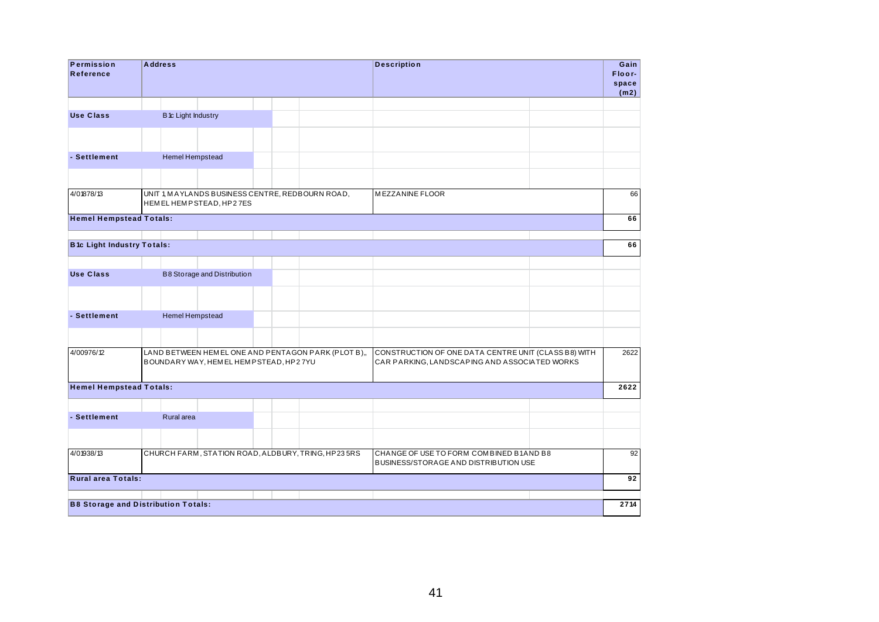| Permission Reference | Address | Description | Gain Floor-space (m2) |
|---|---|---|---|
| **Use Class** | B1c Light Industry | | |
| **- Settlement** | Hemel Hempstead | | |
| 4/01878/13 | UNIT 1, MAYLANDS BUSINESS CENTRE, REDBOURN ROAD, HEMEL HEMPSTEAD, HP2 7ES | MEZZANINE FLOOR | 66 |
| **Hemel Hempstead Totals:** | | | **66** |
| **B1c Light Industry Totals:** | | | **66** |
| **Use Class** | B8 Storage and Distribution | | |
| **- Settlement** | Hemel Hempstead | | |
| 4/00976/12 | LAND BETWEEN HEMEL ONE AND PENTAGON PARK (PLOT B),, BOUNDARY WAY, HEMEL HEMPSTEAD, HP2 7YU | CONSTRUCTION OF ONE DATA CENTRE UNIT (CLASS B8) WITH CAR PARKING, LANDSCAPING AND ASSOCIATED WORKS | 2622 |
| **Hemel Hempstead Totals:** | | | **2622** |
| **- Settlement** | Rural area | | |
| 4/01938/13 | CHURCH FARM, STATION ROAD, ALDBURY, TRING, HP23 5RS | CHANGE OF USE TO FORM COMBINED B1 AND B8 BUSINESS/STORAGE AND DISTRIBUTION USE | 92 |
| **Rural area Totals:** | | | **92** |
| **B8 Storage and Distribution Totals:** | | | **2714** |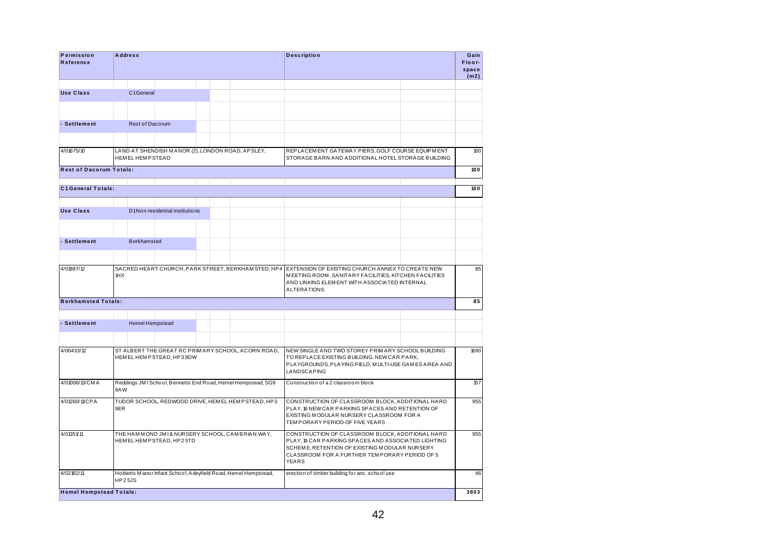| Permission Reference | Address | Description | Gain Floor-space (m2) |
| --- | --- | --- | --- |
| **Use Class** | C1General | | |
| **- Settlement** | Rest of Dacorum | | |
| 4/01675/10 | LAND AT SHENDISH MANOR (2), LONDON ROAD, APSLEY, HEMEL HEMPSTEAD | REPLACEMENT GATEWAY PIERS, GOLF COURSE EQUIPMENT STORAGE BARN AND ADDITIONAL HOTEL STORAGE BUILDING | 100 |
| **Rest of Dacorum Totals:** | | | **100** |
| **C1General Totals:** | | | **100** |
| **Use Class** | D1Non-residential institutions | | |
| **- Settlement** | Berkhamsted | | |
| 4/01887/12 | SACRED HEART CHURCH, PARK STREET, BERKHAMSTED, HP4 1HX | EXTENSION OF EXISTING CHURCH ANNEX TO CREATE NEW MEETING ROOM, SANITARY FACILITIES, KITCHEN FACILITIES AND LINKING ELEMENT WITH ASSOCIATED INTERNAL ALTERATIONS | 85 |
| **Berkhamsted Totals:** | | | **85** |
| **- Settlement** | Hemel Hempstead | | |
| 4/00433/12 | ST ALBERT THE GREAT RC PRIMARY SCHOOL, ACORN ROAD, HEMEL HEMPSTEAD, HP3 8DW | NEW SINGLE AND TWO STOREY PRIMARY SCHOOL BUILDING TO REPLACE EXISTING BUILDING. NEW CAR PARK, PLAYGROUNDS, PLAYING FIELD, MULTI-USE GAMES AREA AND LANDSCAPING | 1690 |
| 4/01006/13/CMA | Reddings JMI School, Bennetts End Road, Hemel Hempstead, SG9 9AW | Construction of a 2 classroom block | 157 |
| 4/01260/11/CPA | TUDOR SCHOOL, REDWOOD DRIVE, HEMEL HEMPSTEAD, HP3 9ER | CONSTRUCTION OF CLASSROOM BLOCK, ADDITIONAL HARD PLAY, 16 NEW CAR PARKING SPACES AND RETENTION OF EXISTING MODULAR NURSERY CLASSROOM FOR A TEMPORARY PERIOD OF FIVE YEARS | 955 |
| 4/01351/11 | THE HAMMOND JMI & NURSERY SCHOOL, CAMBRIAN WAY, HEMEL HEMPSTEAD, HP2 5TD | CONSTRUCTION OF CLASSROOM BLOCK, ADDITIONAL HARD PLAY, 18 CAR PARKING SPACES AND ASSOCIATED LIGHTING SCHEME, RETENTION OF EXISTING MODULAR NURSERY CLASSROOM FOR A FURTHER TEMPORARY PERIOD OF 5 YEARS | 955 |
| 4/02182/11 | Hobletts Manor Infant School, Adeyfield Road, Hemel Hempstead, HP2 5JS | erection of timber building for anc. school use | 46 |
| **Hemel Hempstead Totals:** | | | **3803** |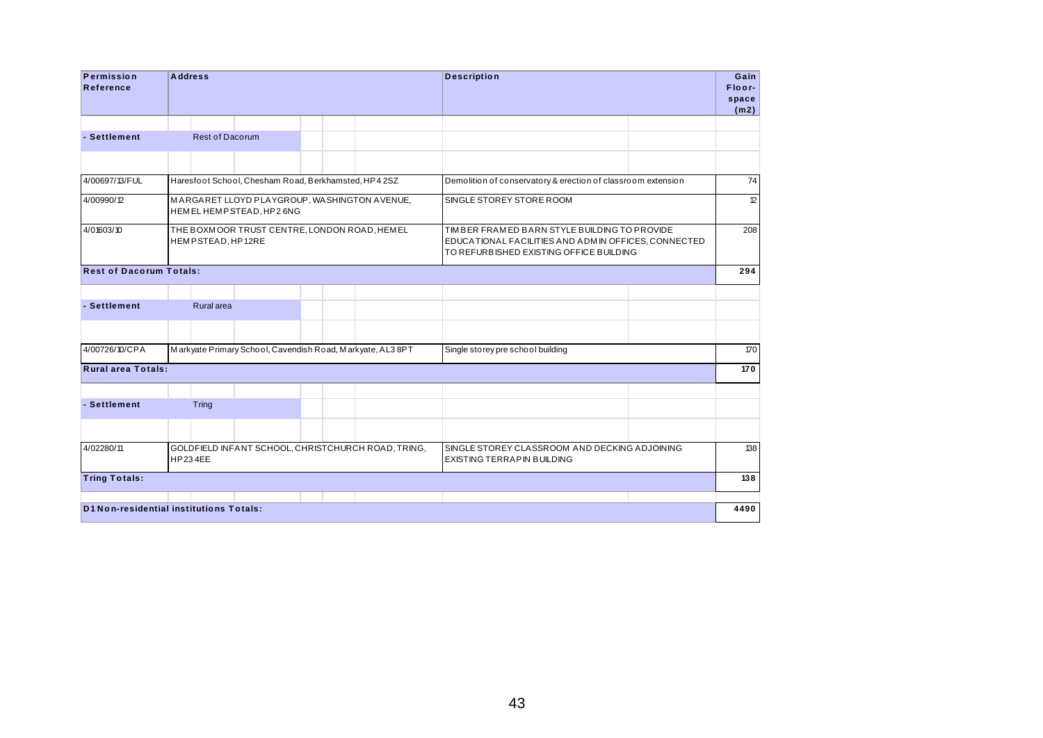| Permission Reference | Address | Description | Gain Floor-space (m2) |
| --- | --- | --- | --- |
| **- Settlement** | Rest of Dacorum | | |
| 4/00697/13/FUL | Haresfoot School, Chesham Road, Berkhamsted, HP4 2SZ | Demolition of conservatory & erection of classroom extension | 74 |
| 4/00990/12 | MARGARET LLOYD PLAYGROUP, WASHINGTON AVENUE, HEMEL HEMPSTEAD, HP2 6NG | SINGLE STOREY STORE ROOM | 12 |
| 4/01603/10 | THE BOXMOOR TRUST CENTRE, LONDON ROAD, HEMEL HEMPSTEAD, HP1 2RE | TIMBER FRAMED BARN STYLE BUILDING TO PROVIDE EDUCATIONAL FACILITIES AND ADMIN OFFICES, CONNECTED TO REFURBISHED EXISTING OFFICE BUILDING | 208 |
| **Rest of Dacorum Totals:** | | | **294** |
| **- Settlement** | Rural area | | |
| 4/00726/10/CPA | Markyate Primary School, Cavendish Road, Markyate, AL3 8PT | Single storey pre school building | 170 |
| **Rural area Totals:** | | | **170** |
| **- Settlement** | Tring | | |
| 4/02280/11 | GOLDFIELD INFANT SCHOOL, CHRISTCHURCH ROAD, TRING, HP23 4EE | SINGLE STOREY CLASSROOM AND DECKING ADJOINING EXISTING TERRAPIN BUILDING | 138 |
| **Tring Totals:** | | | **138** |
| **D1 Non-residential institutions Totals:** | | | **4490** |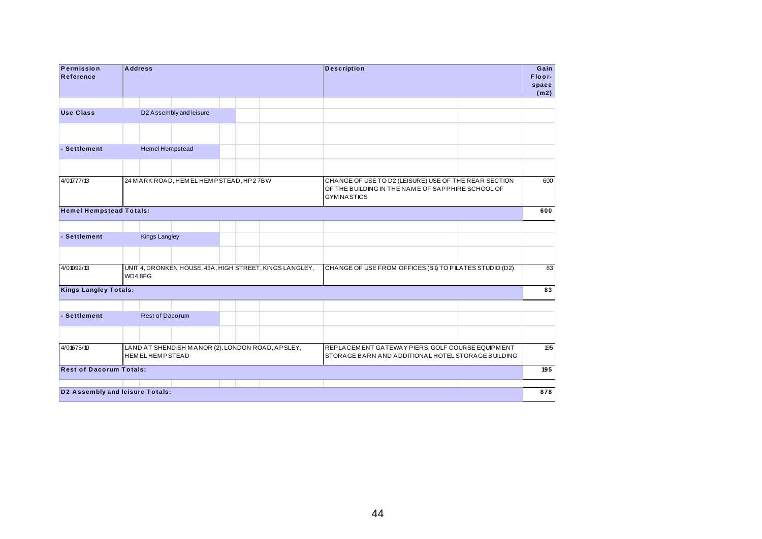| Permission Reference | Address | Description | Gain Floor-space (m2) |
|---|---|---|---|
| **Use Class** | D2 Assembly and leisure | | |
| **- Settlement** | Hemel Hempstead | | |
| 4/01777/13 | 24 MARK ROAD, HEMEL HEMPSTEAD, HP2 7BW | CHANGE OF USE TO D2 (LEISURE) USE OF THE REAR SECTION OF THE BUILDING IN THE NAME OF SAPPHIRE SCHOOL OF GYMNASTICS | 600 |
| **Hemel Hempstead Totals:** | | | **600** |
| **- Settlement** | Kings Langley | | |
| 4/01092/13 | UNIT 4, DRONKEN HOUSE, 43A, HIGH STREET, KINGS LANGLEY, WD4 8FG | CHANGE OF USE FROM OFFICES (B1) TO PILATES STUDIO (D2) | 83 |
| **Kings Langley Totals:** | | | **83** |
| **- Settlement** | Rest of Dacorum | | |
| 4/01675/10 | LAND AT SHENDISH MANOR (2), LONDON ROAD, APSLEY, HEMEL HEMPSTEAD | REPLACEMENT GATEWAY PIERS, GOLF COURSE EQUIPMENT STORAGE BARN AND ADDITIONAL HOTEL STORAGE BUILDING | 195 |
| **Rest of Dacorum Totals:** | | | **195** |
| **D2 Assembly and leisure Totals:** | | | **878** |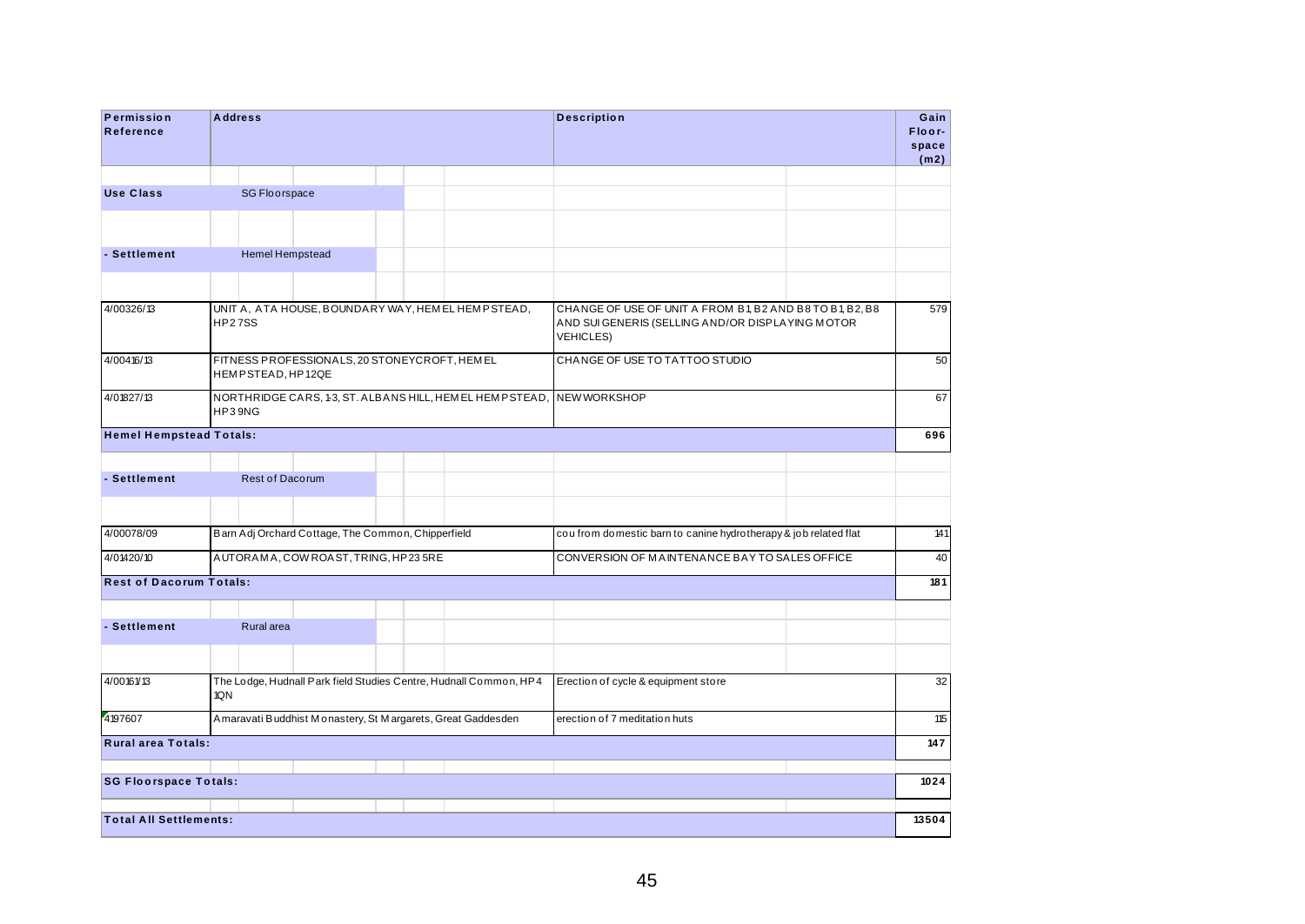| Permission Reference | Address | Description | Gain Floor-space (m2) |
|---|---|---|---|
| **Use Class** | SG Floorspace | | |
| **- Settlement** | Hemel Hempstead | | |
| 4/00326/13 | UNIT A, ATA HOUSE, BOUNDARY WAY, HEMEL HEMPSTEAD, HP2 7SS | CHANGE OF USE OF UNIT A FROM B1, B2 AND B8 TO B1, B2, B8 AND SUI GENERIS (SELLING AND/OR DISPLAYING MOTOR VEHICLES) | 579 |
| 4/00416/13 | FITNESS PROFESSIONALS, 20 STONEYCROFT, HEMEL HEMPSTEAD, HP1 2QE | CHANGE OF USE TO TATTOO STUDIO | 50 |
| 4/01827/13 | NORTHRIDGE CARS, 1-3, ST. ALBANS HILL, HEMEL HEMPSTEAD, HP3 9NG | NEW WORKSHOP | 67 |
| **Hemel Hempstead Totals:** | | | **696** |
| **- Settlement** | Rest of Dacorum | | |
| 4/00078/09 | Barn Adj Orchard Cottage, The Common, Chipperfield | cou from domestic barn to canine hydrotherapy & job related flat | 141 |
| 4/01420/10 | AUTORAMA, COW ROAST, TRING, HP23 5RE | CONVERSION OF MAINTENANCE BAY TO SALES OFFICE | 40 |
| **Rest of Dacorum Totals:** | | | **181** |
| **- Settlement** | Rural area | | |
| 4/00161/13 | The Lodge, Hudnall Park field Studies Centre, Hudnall Common, HP4 1QN | Erection of cycle & equipment store | 32 |
| 4197607 | Amaravati Buddhist Monastery, St Margarets, Great Gaddesden | erection of 7 meditation huts | 115 |
| **Rural area Totals:** | | | **147** |
| **SG Floorspace Totals:** | | | **1024** |
| **Total All Settlements:** | | | **13504** |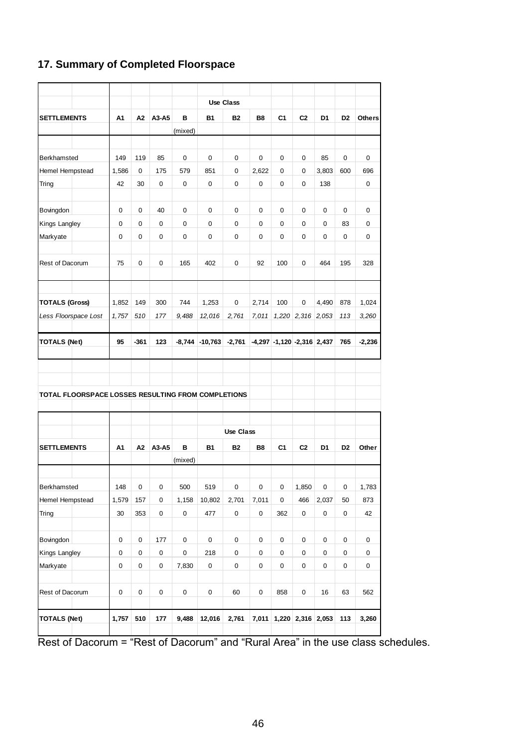## 17. Summary of Completed Floorspace

| | Use Class | | | | | | | | | | | |
|---|---|---|---|---|---|---|---|---|---|---|---|---|
| **SETTLEMENTS** | **A1** | **A2** | **A3-A5** | **B** (mixed) | **B1** | **B2** | **B8** | **C1** | **C2** | **D1** | **D2** | **Others** |
| Berkhamsted | 149 | 119 | 85 | 0 | 0 | 0 | 0 | 0 | 0 | 85 | 0 | 0 |
| Hemel Hempstead | 1,586 | 0 | 175 | 579 | 851 | 0 | 2,622 | 0 | 0 | 3,803 | 600 | 696 |
| Tring | 42 | 30 | 0 | 0 | 0 | 0 | 0 | 0 | 0 | 138 | | 0 |
| Bovingdon | 0 | 0 | 40 | 0 | 0 | 0 | 0 | 0 | 0 | 0 | 0 | 0 |
| Kings Langley | 0 | 0 | 0 | 0 | 0 | 0 | 0 | 0 | 0 | 0 | 83 | 0 |
| Markyate | 0 | 0 | 0 | 0 | 0 | 0 | 0 | 0 | 0 | 0 | 0 | 0 |
| Rest of Dacorum | 75 | 0 | 0 | 165 | 402 | 0 | 92 | 100 | 0 | 464 | 195 | 328 |
| **TOTALS (Gross)** | 1,852 | 149 | 300 | 744 | 1,253 | 0 | 2,714 | 100 | 0 | 4,490 | 878 | 1,024 |
| *Less Floorspace Lost* | *1,757* | *510* | *177* | *9,488* | *12,016* | *2,761* | *7,011* | *1,220* | *2,316* | *2,053* | *113* | *3,260* |
| **TOTALS (Net)** | **95** | **-361** | **123** | **-8,744** | **-10,763** | **-2,761** | **-4,297** | **-1,120** | **-2,316** | **2,437** | **765** | **-2,236** |

**TOTAL FLOORSPACE LOSSES RESULTING FROM COMPLETIONS**

| | Use Class | | | | | | | | | | | |
|---|---|---|---|---|---|---|---|---|---|---|---|---|
| **SETTLEMENTS** | **A1** | **A2** | **A3-A5** | **B** (mixed) | **B1** | **B2** | **B8** | **C1** | **C2** | **D1** | **D2** | **Other** |
| Berkhamsted | 148 | 0 | 0 | 500 | 519 | 0 | 0 | 0 | 1,850 | 0 | 0 | 1,783 |
| Hemel Hempstead | 1,579 | 157 | 0 | 1,158 | 10,802 | 2,701 | 7,011 | 0 | 466 | 2,037 | 50 | 873 |
| Tring | 30 | 353 | 0 | 0 | 477 | 0 | 0 | 362 | 0 | 0 | 0 | 42 |
| Bovingdon | 0 | 0 | 177 | 0 | 0 | 0 | 0 | 0 | 0 | 0 | 0 | 0 |
| Kings Langley | 0 | 0 | 0 | 0 | 218 | 0 | 0 | 0 | 0 | 0 | 0 | 0 |
| Markyate | 0 | 0 | 0 | 7,830 | 0 | 0 | 0 | 0 | 0 | 0 | 0 | 0 |
| Rest of Dacorum | 0 | 0 | 0 | 0 | 0 | 60 | 0 | 858 | 0 | 16 | 63 | 562 |
| **TOTALS (Net)** | **1,757** | **510** | **177** | **9,488** | **12,016** | **2,761** | **7,011** | **1,220** | **2,316** | **2,053** | **113** | **3,260** |

Rest of Dacorum = "Rest of Dacorum" and "Rural Area" in the use class schedules.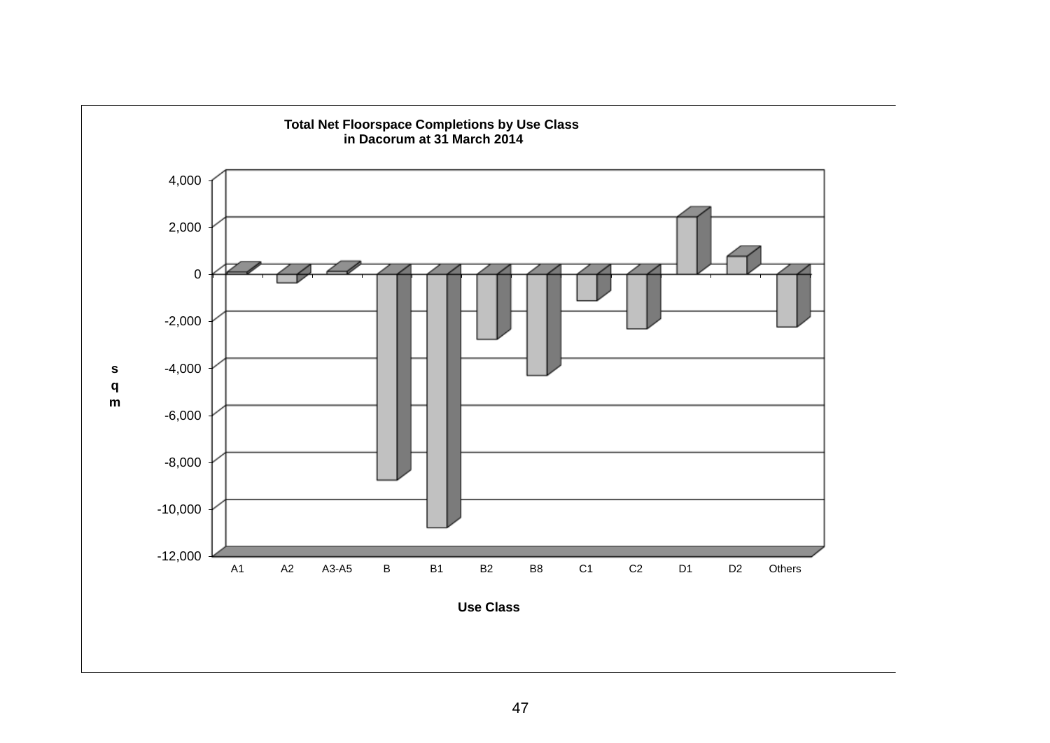Total Net Floorspace Completions by Use Class
in Dacorum at 31 March 2014

4,000
2,000
0
-2,000
-4,000
-6,000
-8,000
-10,000
-12,000

s
q
m

A1 A2 A3-A5 B B1 B2 B8 C1 C2 D1 D2 Others

Use Class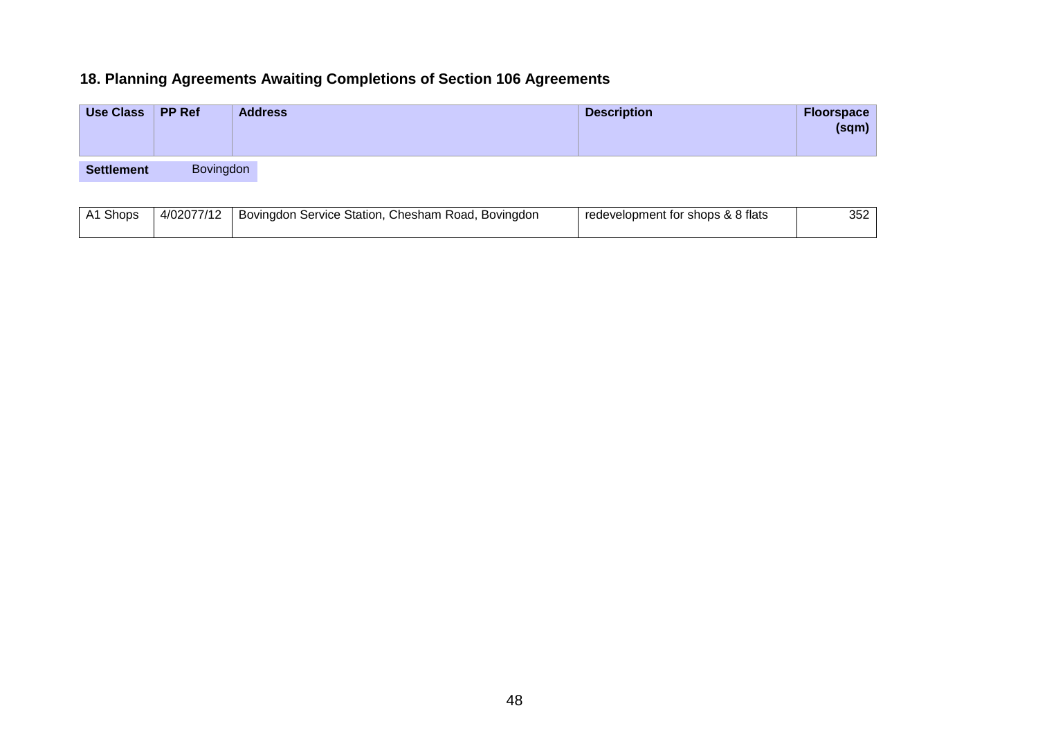## 18. Planning Agreements Awaiting Completions of Section 106 Agreements

| Use Class | PP Ref | Address | Description | Floorspace (sqm) |
|---|---|---|---|---|
| **Settlement** | Bovingdon | | | |
| A1 Shops | 4/02077/12 | Bovingdon Service Station, Chesham Road, Bovingdon | redevelopment for shops & 8 flats | 352 |